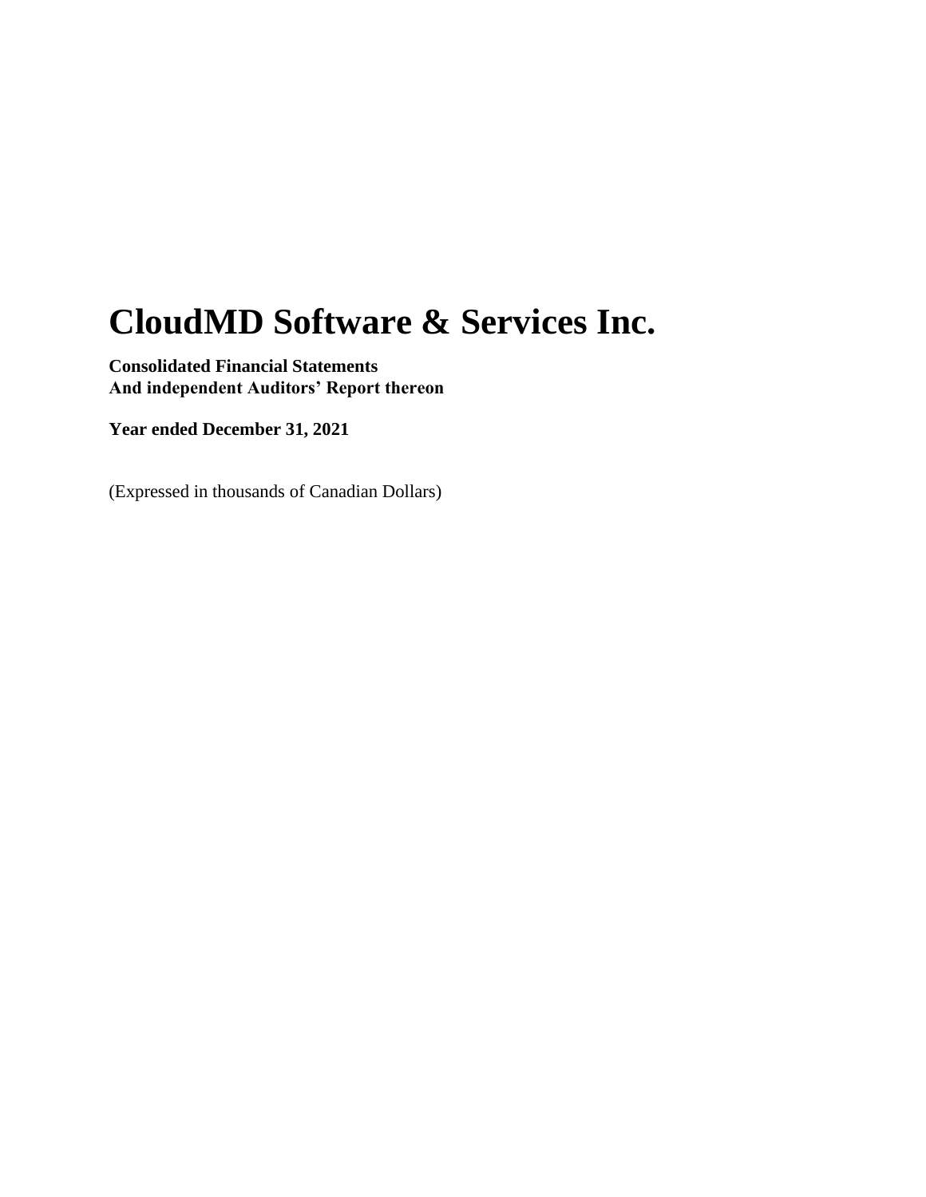# CloudMD Software & Services Inc.

**Consolidated Financial Statements**
**And independent Auditors' Report thereon**

**Year ended December 31, 2021**

(Expressed in thousands of Canadian Dollars)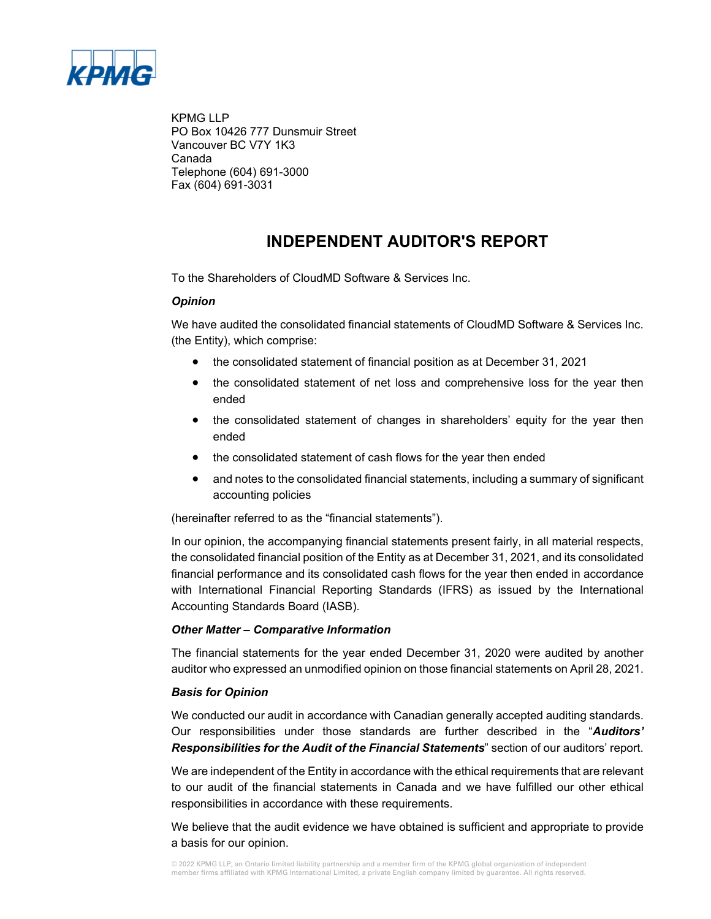KPMG LLP
PO Box 10426 777 Dunsmuir Street
Vancouver BC V7Y 1K3
Canada
Telephone (604) 691-3000
Fax (604) 691-3031

# INDEPENDENT AUDITOR'S REPORT

To the Shareholders of CloudMD Software & Services Inc.

### *Opinion*

We have audited the consolidated financial statements of CloudMD Software & Services Inc. (the Entity), which comprise:

- the consolidated statement of financial position as at December 31, 2021
- the consolidated statement of net loss and comprehensive loss for the year then ended
- the consolidated statement of changes in shareholders' equity for the year then ended
- the consolidated statement of cash flows for the year then ended
- and notes to the consolidated financial statements, including a summary of significant accounting policies

(hereinafter referred to as the "financial statements").

In our opinion, the accompanying financial statements present fairly, in all material respects, the consolidated financial position of the Entity as at December 31, 2021, and its consolidated financial performance and its consolidated cash flows for the year then ended in accordance with International Financial Reporting Standards (IFRS) as issued by the International Accounting Standards Board (IASB).

### *Other Matter – Comparative Information*

The financial statements for the year ended December 31, 2020 were audited by another auditor who expressed an unmodified opinion on those financial statements on April 28, 2021.

### *Basis for Opinion*

We conducted our audit in accordance with Canadian generally accepted auditing standards. Our responsibilities under those standards are further described in the "***Auditors' Responsibilities for the Audit of the Financial Statements***" section of our auditors' report.

We are independent of the Entity in accordance with the ethical requirements that are relevant to our audit of the financial statements in Canada and we have fulfilled our other ethical responsibilities in accordance with these requirements.

We believe that the audit evidence we have obtained is sufficient and appropriate to provide a basis for our opinion.

© 2022 KPMG LLP, an Ontario limited liability partnership and a member firm of the KPMG global organization of independent member firms affiliated with KPMG International Limited, a private English company limited by guarantee. All rights reserved.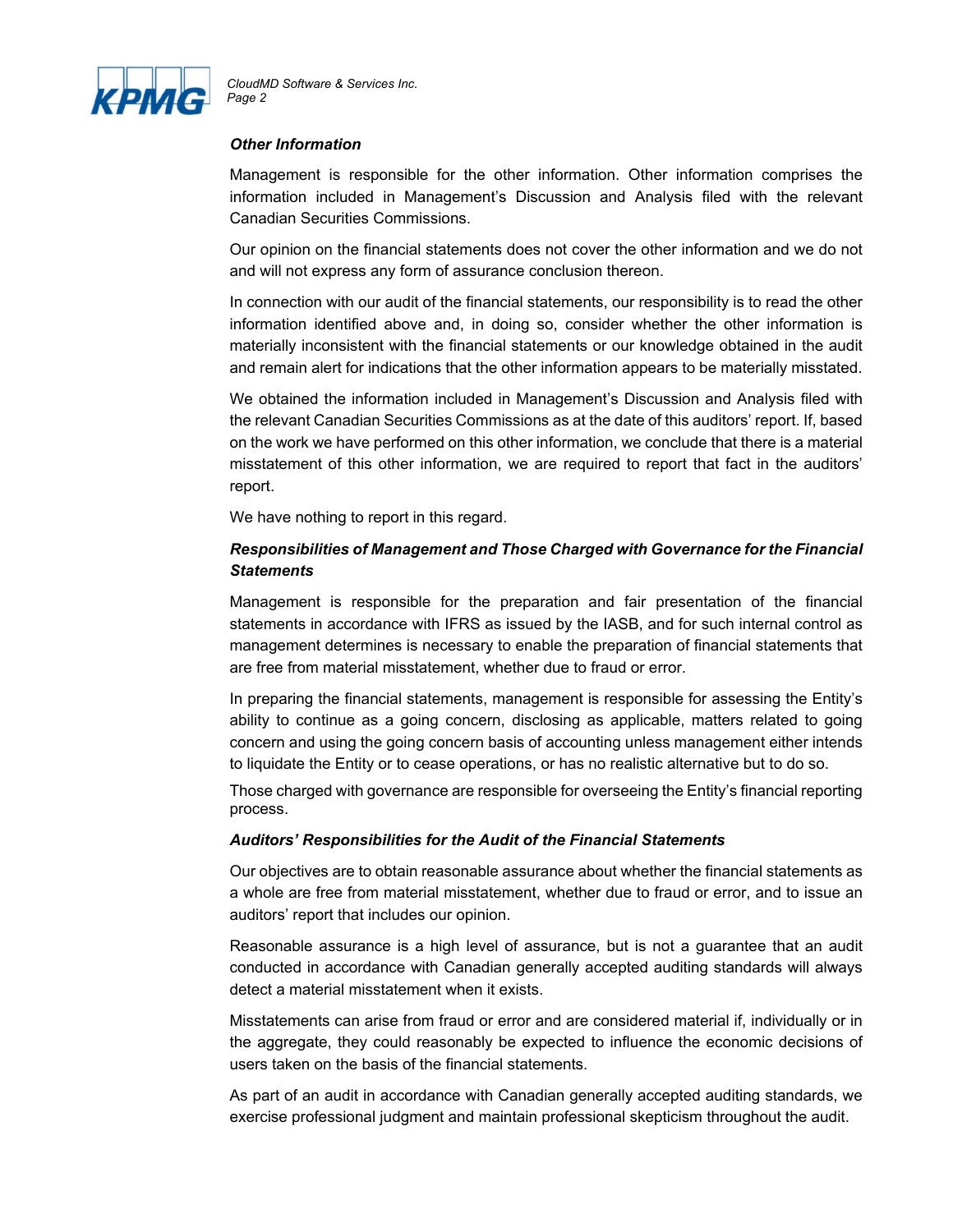### *Other Information*

Management is responsible for the other information. Other information comprises the information included in Management's Discussion and Analysis filed with the relevant Canadian Securities Commissions.

Our opinion on the financial statements does not cover the other information and we do not and will not express any form of assurance conclusion thereon.

In connection with our audit of the financial statements, our responsibility is to read the other information identified above and, in doing so, consider whether the other information is materially inconsistent with the financial statements or our knowledge obtained in the audit and remain alert for indications that the other information appears to be materially misstated.

We obtained the information included in Management's Discussion and Analysis filed with the relevant Canadian Securities Commissions as at the date of this auditors' report. If, based on the work we have performed on this other information, we conclude that there is a material misstatement of this other information, we are required to report that fact in the auditors' report.

We have nothing to report in this regard.

### *Responsibilities of Management and Those Charged with Governance for the Financial Statements*

Management is responsible for the preparation and fair presentation of the financial statements in accordance with IFRS as issued by the IASB, and for such internal control as management determines is necessary to enable the preparation of financial statements that are free from material misstatement, whether due to fraud or error.

In preparing the financial statements, management is responsible for assessing the Entity's ability to continue as a going concern, disclosing as applicable, matters related to going concern and using the going concern basis of accounting unless management either intends to liquidate the Entity or to cease operations, or has no realistic alternative but to do so.

Those charged with governance are responsible for overseeing the Entity's financial reporting process.

### *Auditors' Responsibilities for the Audit of the Financial Statements*

Our objectives are to obtain reasonable assurance about whether the financial statements as a whole are free from material misstatement, whether due to fraud or error, and to issue an auditors' report that includes our opinion.

Reasonable assurance is a high level of assurance, but is not a guarantee that an audit conducted in accordance with Canadian generally accepted auditing standards will always detect a material misstatement when it exists.

Misstatements can arise from fraud or error and are considered material if, individually or in the aggregate, they could reasonably be expected to influence the economic decisions of users taken on the basis of the financial statements.

As part of an audit in accordance with Canadian generally accepted auditing standards, we exercise professional judgment and maintain professional skepticism throughout the audit.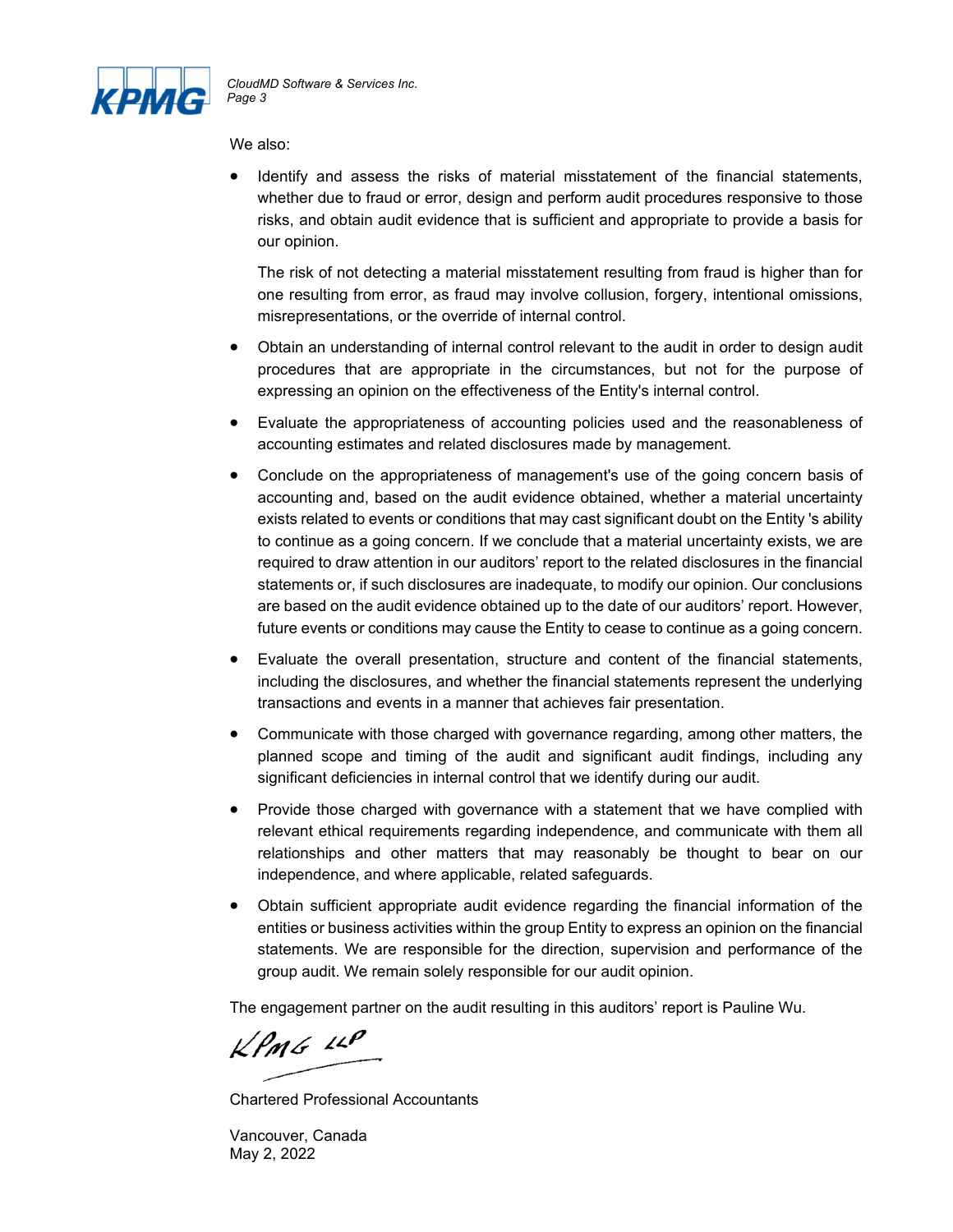We also:

- Identify and assess the risks of material misstatement of the financial statements, whether due to fraud or error, design and perform audit procedures responsive to those risks, and obtain audit evidence that is sufficient and appropriate to provide a basis for our opinion.

  The risk of not detecting a material misstatement resulting from fraud is higher than for one resulting from error, as fraud may involve collusion, forgery, intentional omissions, misrepresentations, or the override of internal control.

- Obtain an understanding of internal control relevant to the audit in order to design audit procedures that are appropriate in the circumstances, but not for the purpose of expressing an opinion on the effectiveness of the Entity's internal control.

- Evaluate the appropriateness of accounting policies used and the reasonableness of accounting estimates and related disclosures made by management.

- Conclude on the appropriateness of management's use of the going concern basis of accounting and, based on the audit evidence obtained, whether a material uncertainty exists related to events or conditions that may cast significant doubt on the Entity 's ability to continue as a going concern. If we conclude that a material uncertainty exists, we are required to draw attention in our auditors' report to the related disclosures in the financial statements or, if such disclosures are inadequate, to modify our opinion. Our conclusions are based on the audit evidence obtained up to the date of our auditors' report. However, future events or conditions may cause the Entity to cease to continue as a going concern.

- Evaluate the overall presentation, structure and content of the financial statements, including the disclosures, and whether the financial statements represent the underlying transactions and events in a manner that achieves fair presentation.

- Communicate with those charged with governance regarding, among other matters, the planned scope and timing of the audit and significant audit findings, including any significant deficiencies in internal control that we identify during our audit.

- Provide those charged with governance with a statement that we have complied with relevant ethical requirements regarding independence, and communicate with them all relationships and other matters that may reasonably be thought to bear on our independence, and where applicable, related safeguards.

- Obtain sufficient appropriate audit evidence regarding the financial information of the entities or business activities within the group Entity to express an opinion on the financial statements. We are responsible for the direction, supervision and performance of the group audit. We remain solely responsible for our audit opinion.

The engagement partner on the audit resulting in this auditors' report is Pauline Wu.

KPMG LLP

Chartered Professional Accountants

Vancouver, Canada
May 2, 2022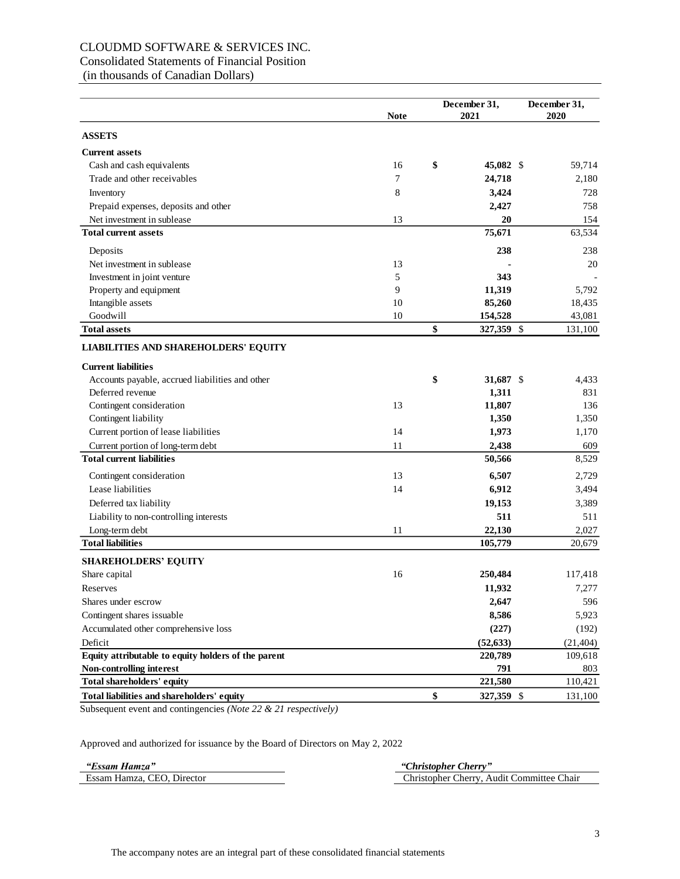# CLOUDMD SOFTWARE & SERVICES INC.

Consolidated Statements of Financial Position

(in thousands of Canadian Dollars)

| | Note | December 31, 2021 | December 31, 2020 |
|---|---|---|---|
| **ASSETS** | | | |
| **Current assets** | | | |
| Cash and cash equivalents | 16 | $ **45,082** | $ 59,714 |
| Trade and other receivables | 7 | **24,718** | 2,180 |
| Inventory | 8 | **3,424** | 728 |
| Prepaid expenses, deposits and other | | **2,427** | 758 |
| Net investment in sublease | 13 | **20** | 154 |
| **Total current assets** | | **75,671** | 63,534 |
| Deposits | | **238** | 238 |
| Net investment in sublease | 13 | **-** | 20 |
| Investment in joint venture | 5 | **343** | - |
| Property and equipment | 9 | **11,319** | 5,792 |
| Intangible assets | 10 | **85,260** | 18,435 |
| Goodwill | 10 | **154,528** | 43,081 |
| **Total assets** | | $ **327,359** | $ 131,100 |
| **LIABILITIES AND SHAREHOLDERS' EQUITY** | | | |
| **Current liabilities** | | | |
| Accounts payable, accrued liabilities and other | | $ **31,687** | $ 4,433 |
| Deferred revenue | | **1,311** | 831 |
| Contingent consideration | 13 | **11,807** | 136 |
| Contingent liability | | **1,350** | 1,350 |
| Current portion of lease liabilities | 14 | **1,973** | 1,170 |
| Current portion of long-term debt | 11 | **2,438** | 609 |
| **Total current liabilities** | | **50,566** | 8,529 |
| Contingent consideration | 13 | **6,507** | 2,729 |
| Lease liabilities | 14 | **6,912** | 3,494 |
| Deferred tax liability | | **19,153** | 3,389 |
| Liability to non-controlling interests | | **511** | 511 |
| Long-term debt | 11 | **22,130** | 2,027 |
| **Total liabilities** | | **105,779** | 20,679 |
| **SHAREHOLDERS' EQUITY** | | | |
| Share capital | 16 | **250,484** | 117,418 |
| Reserves | | **11,932** | 7,277 |
| Shares under escrow | | **2,647** | 596 |
| Contingent shares issuable | | **8,586** | 5,923 |
| Accumulated other comprehensive loss | | **(227)** | (192) |
| Deficit | | **(52,633)** | (21,404) |
| **Equity attributable to equity holders of the parent** | | **220,789** | 109,618 |
| **Non-controlling interest** | | **791** | 803 |
| **Total shareholders' equity** | | **221,580** | 110,421 |
| **Total liabilities and shareholders' equity** | | $ **327,359** | $ 131,100 |

Subsequent event and contingencies *(Note 22 & 21 respectively)*

Approved and authorized for issuance by the Board of Directors on May 2, 2022

| ***"Essam Hamza"*** | ***"Christopher Cherry"*** |
|---|---|
| Essam Hamza, CEO, Director | Christopher Cherry, Audit Committee Chair |

The accompany notes are an integral part of these consolidated financial statements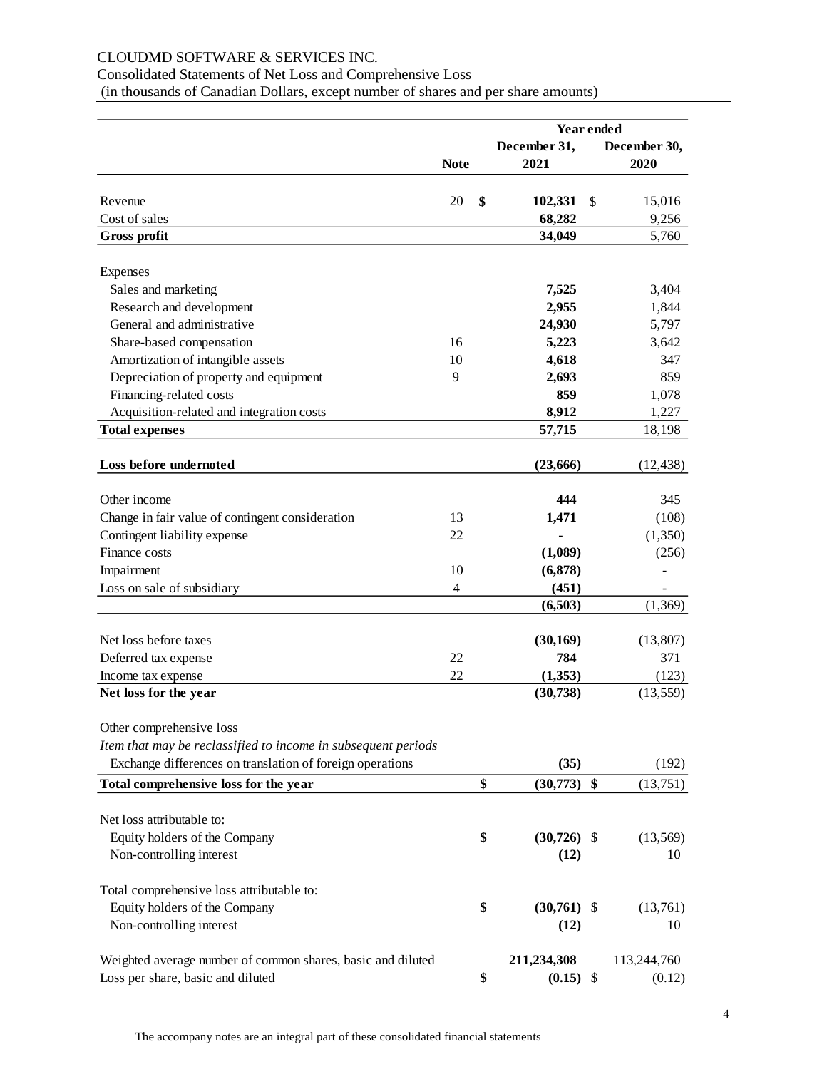CLOUDMD SOFTWARE & SERVICES INC.

Consolidated Statements of Net Loss and Comprehensive Loss

(in thousands of Canadian Dollars, except number of shares and per share amounts)

| | Note | Year ended December 31, 2021 | Year ended December 30, 2020 |
|---|---|---|---|
| Revenue | 20 | **$ 102,331** | $ 15,016 |
| Cost of sales | | **68,282** | 9,256 |
| **Gross profit** | | **34,049** | 5,760 |
| Expenses | | | |
| Sales and marketing | | **7,525** | 3,404 |
| Research and development | | **2,955** | 1,844 |
| General and administrative | | **24,930** | 5,797 |
| Share-based compensation | 16 | **5,223** | 3,642 |
| Amortization of intangible assets | 10 | **4,618** | 347 |
| Depreciation of property and equipment | 9 | **2,693** | 859 |
| Financing-related costs | | **859** | 1,078 |
| Acquisition-related and integration costs | | **8,912** | 1,227 |
| **Total expenses** | | **57,715** | 18,198 |
| **Loss before undernoted** | | **(23,666)** | (12,438) |
| Other income | | **444** | 345 |
| Change in fair value of contingent consideration | 13 | **1,471** | (108) |
| Contingent liability expense | 22 | **-** | (1,350) |
| Finance costs | | **(1,089)** | (256) |
| Impairment | 10 | **(6,878)** | - |
| Loss on sale of subsidiary | 4 | **(451)** | - |
| | | **(6,503)** | (1,369) |
| Net loss before taxes | | **(30,169)** | (13,807) |
| Deferred tax expense | 22 | **784** | 371 |
| Income tax expense | 22 | **(1,353)** | (123) |
| **Net loss for the year** | | **(30,738)** | (13,559) |
| Other comprehensive loss | | | |
| *Item that may be reclassified to income in subsequent periods* | | | |
| Exchange differences on translation of foreign operations | | **(35)** | (192) |
| **Total comprehensive loss for the year** | | **$ (30,773)** | **$** (13,751) |
| Net loss attributable to: | | | |
| Equity holders of the Company | | **$ (30,726)** | $ (13,569) |
| Non-controlling interest | | **(12)** | 10 |
| Total comprehensive loss attributable to: | | | |
| Equity holders of the Company | | **$ (30,761)** | $ (13,761) |
| Non-controlling interest | | **(12)** | 10 |
| Weighted average number of common shares, basic and diluted | | **211,234,308** | 113,244,760 |
| Loss per share, basic and diluted | | **$ (0.15)** | $ (0.12) |

The accompany notes are an integral part of these consolidated financial statements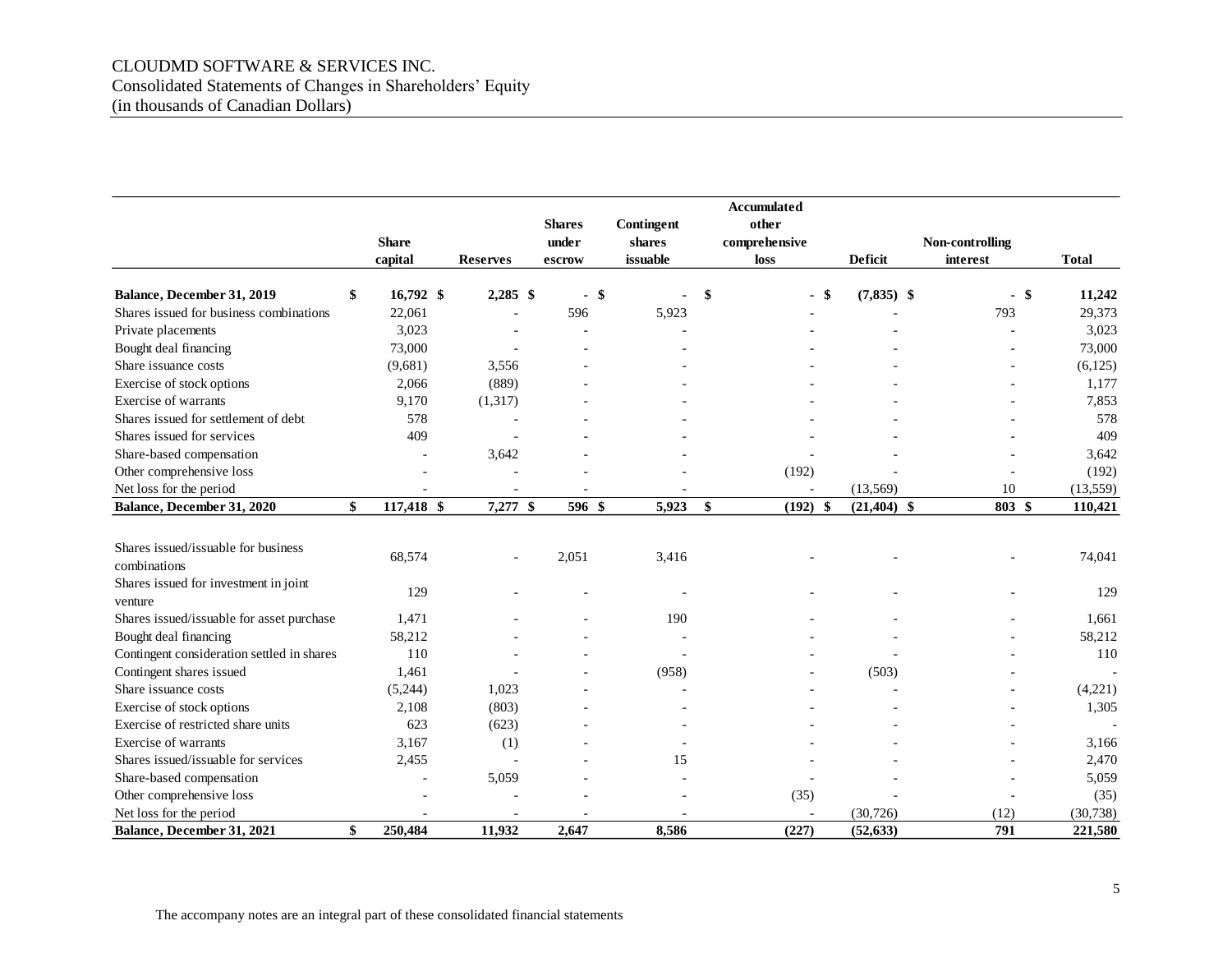CLOUDMD SOFTWARE & SERVICES INC.
Consolidated Statements of Changes in Shareholders' Equity
(in thousands of Canadian Dollars)

| | Share capital | Reserves | Shares under escrow | Contingent shares issuable | Accumulated other comprehensive loss | Deficit | Non-controlling interest | Total |
|---|---|---|---|---|---|---|---|---|
| **Balance, December 31, 2019** | **$ 16,792** | **$ 2,285** | **$ -** | **$ -** | **$ -** | **$ (7,835)** | **$ -** | **$ 11,242** |
| Shares issued for business combinations | 22,061 | - | 596 | 5,923 | - | - | 793 | 29,373 |
| Private placements | 3,023 | - | - | - | - | - | - | 3,023 |
| Bought deal financing | 73,000 | - | - | - | - | - | - | 73,000 |
| Share issuance costs | (9,681) | 3,556 | - | - | - | - | - | (6,125) |
| Exercise of stock options | 2,066 | (889) | - | - | - | - | - | 1,177 |
| Exercise of warrants | 9,170 | (1,317) | - | - | - | - | - | 7,853 |
| Shares issued for settlement of debt | 578 | - | - | - | - | - | - | 578 |
| Shares issued for services | 409 | - | - | - | - | - | - | 409 |
| Share-based compensation | - | 3,642 | - | - | - | - | - | 3,642 |
| Other comprehensive loss | - | - | - | - | (192) | - | - | (192) |
| Net loss for the period | - | - | - | - | - | (13,569) | 10 | (13,559) |
| **Balance, December 31, 2020** | **$ 117,418** | **$ 7,277** | **$ 596** | **$ 5,923** | **$ (192)** | **$ (21,404)** | **$ 803** | **$ 110,421** |
| Shares issued/issuable for business combinations | 68,574 | - | 2,051 | 3,416 | - | - | - | 74,041 |
| Shares issued for investment in joint venture | 129 | - | - | - | - | - | - | 129 |
| Shares issued/issuable for asset purchase | 1,471 | - | - | 190 | - | - | - | 1,661 |
| Bought deal financing | 58,212 | - | - | - | - | - | - | 58,212 |
| Contingent consideration settled in shares | 110 | - | - | - | - | - | - | 110 |
| Contingent shares issued | 1,461 | - | - | (958) | - | (503) | - | - |
| Share issuance costs | (5,244) | 1,023 | - | - | - | - | - | (4,221) |
| Exercise of stock options | 2,108 | (803) | - | - | - | - | - | 1,305 |
| Exercise of restricted share units | 623 | (623) | - | - | - | - | - | - |
| Exercise of warrants | 3,167 | (1) | - | - | - | - | - | 3,166 |
| Shares issued/issuable for services | 2,455 | - | - | 15 | - | - | - | 2,470 |
| Share-based compensation | - | 5,059 | - | - | - | - | - | 5,059 |
| Other comprehensive loss | - | - | - | - | (35) | - | - | (35) |
| Net loss for the period | - | - | - | - | - | (30,726) | (12) | (30,738) |
| **Balance, December 31, 2021** | **$ 250,484** | **11,932** | **2,647** | **8,586** | **(227)** | **(52,633)** | **791** | **221,580** |

The accompany notes are an integral part of these consolidated financial statements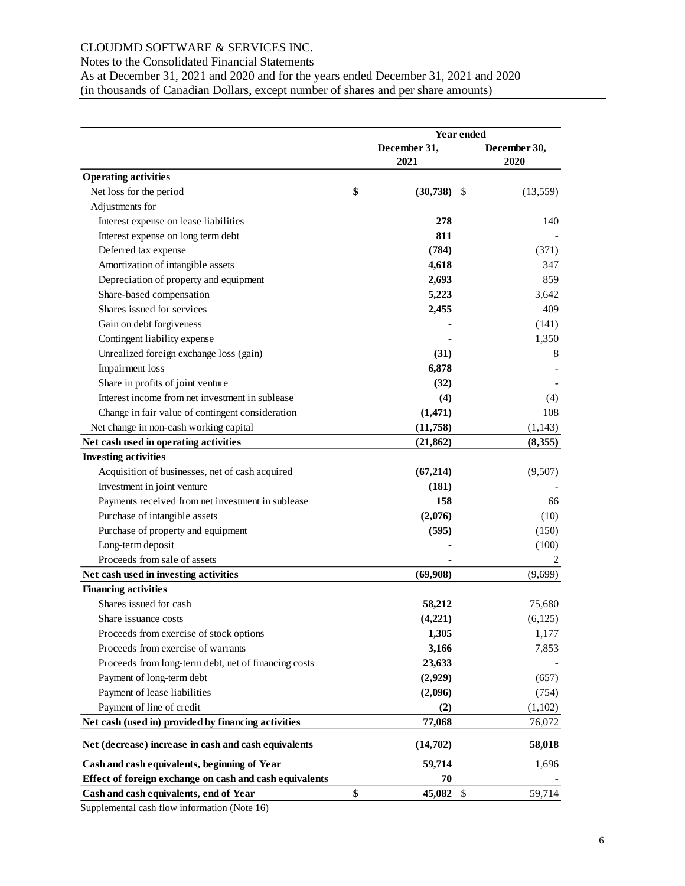CLOUDMD SOFTWARE & SERVICES INC.
Notes to the Consolidated Financial Statements
As at December 31, 2021 and 2020 and for the years ended December 31, 2021 and 2020
(in thousands of Canadian Dollars, except number of shares and per share amounts)

| | Year ended | |
|---|---|---|
| | **December 31, 2021** | **December 30, 2020** |
| **Operating activities** | | |
| Net loss for the period | **$ (30,738)** | $ (13,559) |
| Adjustments for | | |
| Interest expense on lease liabilities | **278** | 140 |
| Interest expense on long term debt | **811** | - |
| Deferred tax expense | **(784)** | (371) |
| Amortization of intangible assets | **4,618** | 347 |
| Depreciation of property and equipment | **2,693** | 859 |
| Share-based compensation | **5,223** | 3,642 |
| Shares issued for services | **2,455** | 409 |
| Gain on debt forgiveness | **-** | (141) |
| Contingent liability expense | **-** | 1,350 |
| Unrealized foreign exchange loss (gain) | **(31)** | 8 |
| Impairment loss | **6,878** | - |
| Share in profits of joint venture | **(32)** | - |
| Interest income from net investment in sublease | **(4)** | (4) |
| Change in fair value of contingent consideration | **(1,471)** | 108 |
| Net change in non-cash working capital | **(11,758)** | (1,143) |
| **Net cash used in operating activities** | **(21,862)** | **(8,355)** |
| **Investing activities** | | |
| Acquisition of businesses, net of cash acquired | **(67,214)** | (9,507) |
| Investment in joint venture | **(181)** | - |
| Payments received from net investment in sublease | **158** | 66 |
| Purchase of intangible assets | **(2,076)** | (10) |
| Purchase of property and equipment | **(595)** | (150) |
| Long-term deposit | **-** | (100) |
| Proceeds from sale of assets | **-** | 2 |
| **Net cash used in investing activities** | **(69,908)** | (9,699) |
| **Financing activities** | | |
| Shares issued for cash | **58,212** | 75,680 |
| Share issuance costs | **(4,221)** | (6,125) |
| Proceeds from exercise of stock options | **1,305** | 1,177 |
| Proceeds from exercise of warrants | **3,166** | 7,853 |
| Proceeds from long-term debt, net of financing costs | **23,633** | - |
| Payment of long-term debt | **(2,929)** | (657) |
| Payment of lease liabilities | **(2,096)** | (754) |
| Payment of line of credit | **(2)** | (1,102) |
| **Net cash (used in) provided by financing activities** | **77,068** | 76,072 |
| **Net (decrease) increase in cash and cash equivalents** | **(14,702)** | **58,018** |
| **Cash and cash equivalents, beginning of Year** | **59,714** | 1,696 |
| **Effect of foreign exchange on cash and cash equivalents** | **70** | - |
| **Cash and cash equivalents, end of Year** | **$ 45,082** | $ 59,714 |

Supplemental cash flow information (Note 16)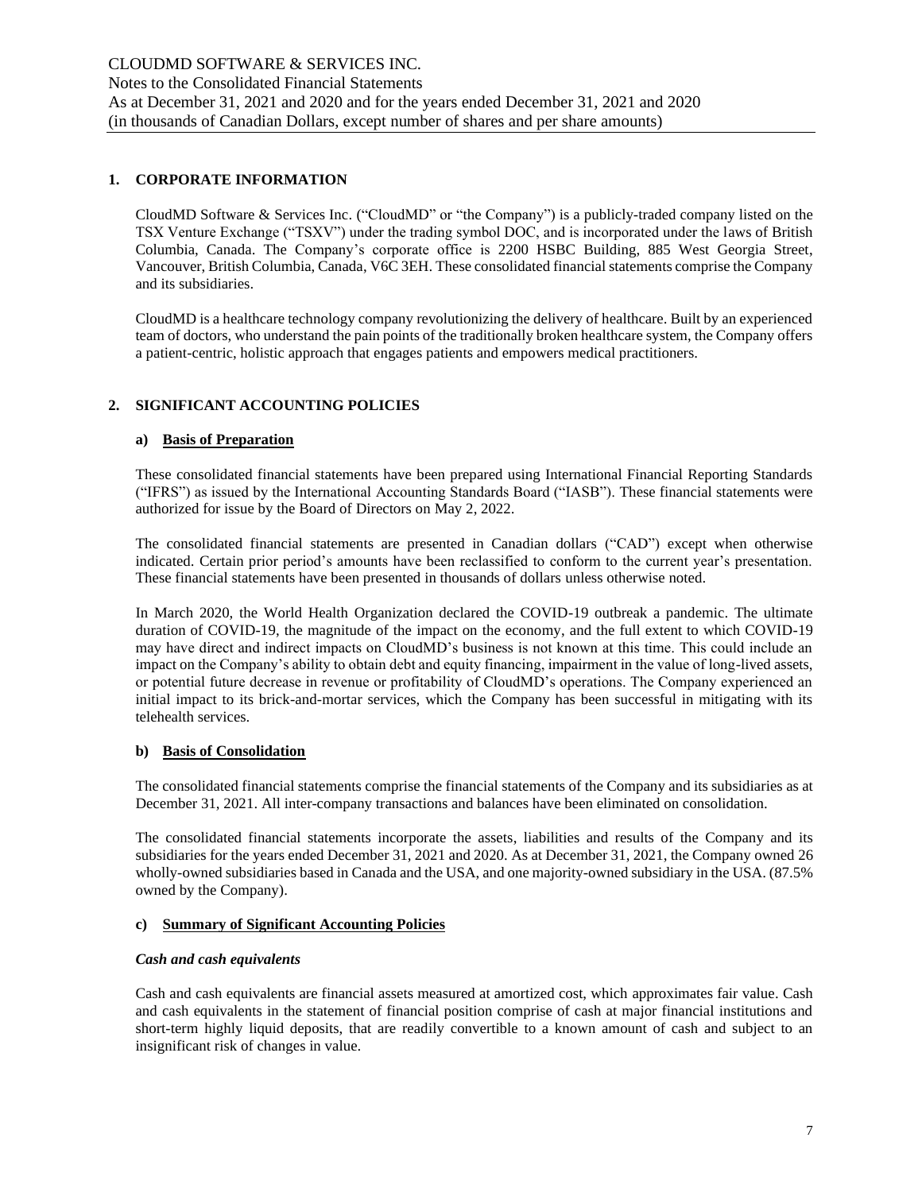## 1. CORPORATE INFORMATION

CloudMD Software & Services Inc. ("CloudMD" or "the Company") is a publicly-traded company listed on the TSX Venture Exchange ("TSXV") under the trading symbol DOC, and is incorporated under the laws of British Columbia, Canada. The Company's corporate office is 2200 HSBC Building, 885 West Georgia Street, Vancouver, British Columbia, Canada, V6C 3EH. These consolidated financial statements comprise the Company and its subsidiaries.

CloudMD is a healthcare technology company revolutionizing the delivery of healthcare. Built by an experienced team of doctors, who understand the pain points of the traditionally broken healthcare system, the Company offers a patient-centric, holistic approach that engages patients and empowers medical practitioners.

## 2. SIGNIFICANT ACCOUNTING POLICIES

### a) Basis of Preparation

These consolidated financial statements have been prepared using International Financial Reporting Standards ("IFRS") as issued by the International Accounting Standards Board ("IASB"). These financial statements were authorized for issue by the Board of Directors on May 2, 2022.

The consolidated financial statements are presented in Canadian dollars ("CAD") except when otherwise indicated. Certain prior period's amounts have been reclassified to conform to the current year's presentation. These financial statements have been presented in thousands of dollars unless otherwise noted.

In March 2020, the World Health Organization declared the COVID-19 outbreak a pandemic. The ultimate duration of COVID-19, the magnitude of the impact on the economy, and the full extent to which COVID-19 may have direct and indirect impacts on CloudMD's business is not known at this time. This could include an impact on the Company's ability to obtain debt and equity financing, impairment in the value of long-lived assets, or potential future decrease in revenue or profitability of CloudMD's operations. The Company experienced an initial impact to its brick-and-mortar services, which the Company has been successful in mitigating with its telehealth services.

### b) Basis of Consolidation

The consolidated financial statements comprise the financial statements of the Company and its subsidiaries as at December 31, 2021. All inter-company transactions and balances have been eliminated on consolidation.

The consolidated financial statements incorporate the assets, liabilities and results of the Company and its subsidiaries for the years ended December 31, 2021 and 2020. As at December 31, 2021, the Company owned 26 wholly-owned subsidiaries based in Canada and the USA, and one majority-owned subsidiary in the USA. (87.5% owned by the Company).

### c) Summary of Significant Accounting Policies

*Cash and cash equivalents*

Cash and cash equivalents are financial assets measured at amortized cost, which approximates fair value. Cash and cash equivalents in the statement of financial position comprise of cash at major financial institutions and short-term highly liquid deposits, that are readily convertible to a known amount of cash and subject to an insignificant risk of changes in value.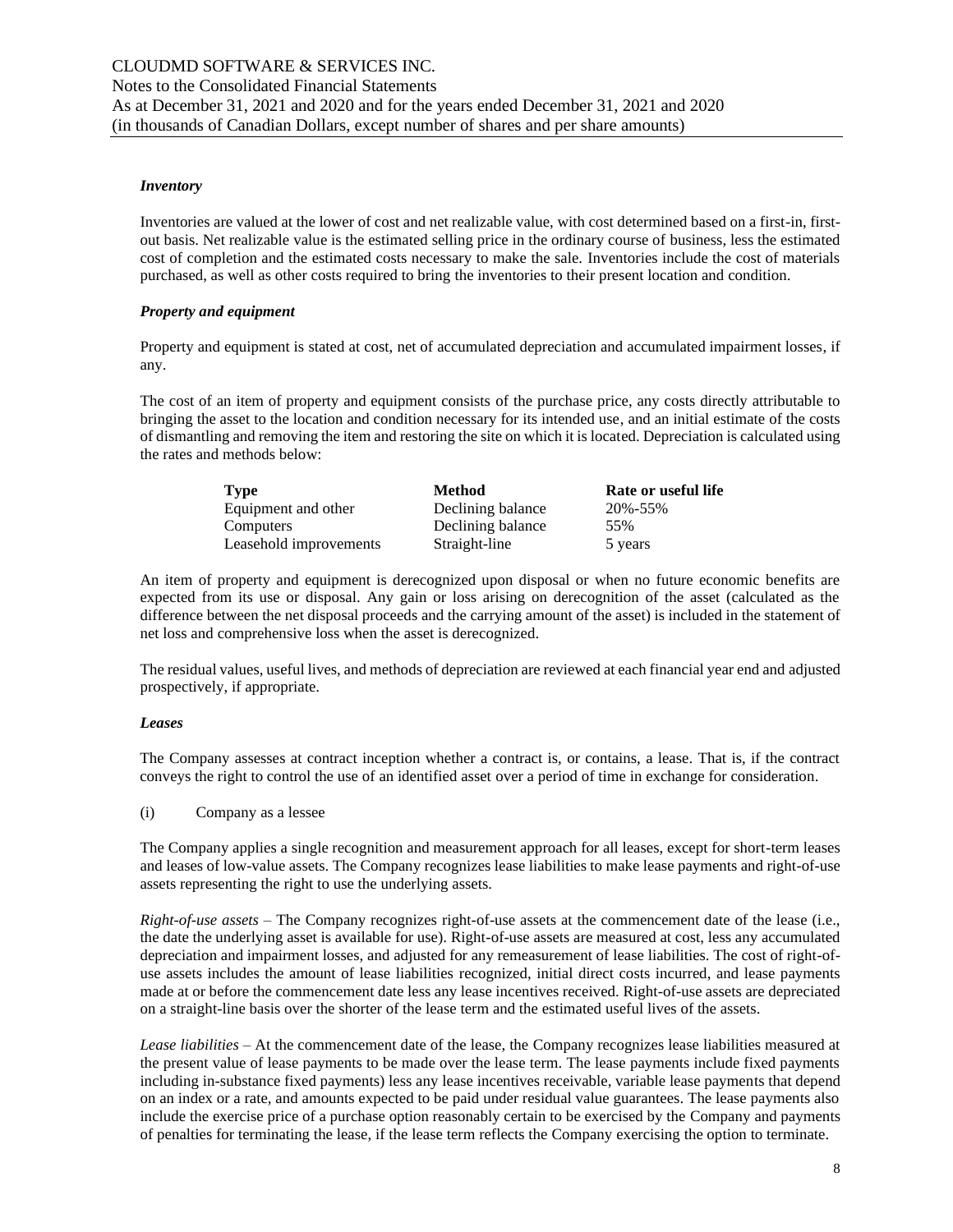### *Inventory*

Inventories are valued at the lower of cost and net realizable value, with cost determined based on a first-in, first-out basis. Net realizable value is the estimated selling price in the ordinary course of business, less the estimated cost of completion and the estimated costs necessary to make the sale. Inventories include the cost of materials purchased, as well as other costs required to bring the inventories to their present location and condition.

### *Property and equipment*

Property and equipment is stated at cost, net of accumulated depreciation and accumulated impairment losses, if any.

The cost of an item of property and equipment consists of the purchase price, any costs directly attributable to bringing the asset to the location and condition necessary for its intended use, and an initial estimate of the costs of dismantling and removing the item and restoring the site on which it is located. Depreciation is calculated using the rates and methods below:

| **Type** | **Method** | **Rate or useful life** |
|---|---|---|
| Equipment and other | Declining balance | 20%-55% |
| Computers | Declining balance | 55% |
| Leasehold improvements | Straight-line | 5 years |

An item of property and equipment is derecognized upon disposal or when no future economic benefits are expected from its use or disposal. Any gain or loss arising on derecognition of the asset (calculated as the difference between the net disposal proceeds and the carrying amount of the asset) is included in the statement of net loss and comprehensive loss when the asset is derecognized.

The residual values, useful lives, and methods of depreciation are reviewed at each financial year end and adjusted prospectively, if appropriate.

### *Leases*

The Company assesses at contract inception whether a contract is, or contains, a lease. That is, if the contract conveys the right to control the use of an identified asset over a period of time in exchange for consideration.

(i) Company as a lessee

The Company applies a single recognition and measurement approach for all leases, except for short-term leases and leases of low-value assets. The Company recognizes lease liabilities to make lease payments and right-of-use assets representing the right to use the underlying assets.

*Right-of-use assets* – The Company recognizes right-of-use assets at the commencement date of the lease (i.e., the date the underlying asset is available for use). Right-of-use assets are measured at cost, less any accumulated depreciation and impairment losses, and adjusted for any remeasurement of lease liabilities. The cost of right-of-use assets includes the amount of lease liabilities recognized, initial direct costs incurred, and lease payments made at or before the commencement date less any lease incentives received. Right-of-use assets are depreciated on a straight-line basis over the shorter of the lease term and the estimated useful lives of the assets.

*Lease liabilities* – At the commencement date of the lease, the Company recognizes lease liabilities measured at the present value of lease payments to be made over the lease term. The lease payments include fixed payments including in-substance fixed payments) less any lease incentives receivable, variable lease payments that depend on an index or a rate, and amounts expected to be paid under residual value guarantees. The lease payments also include the exercise price of a purchase option reasonably certain to be exercised by the Company and payments of penalties for terminating the lease, if the lease term reflects the Company exercising the option to terminate.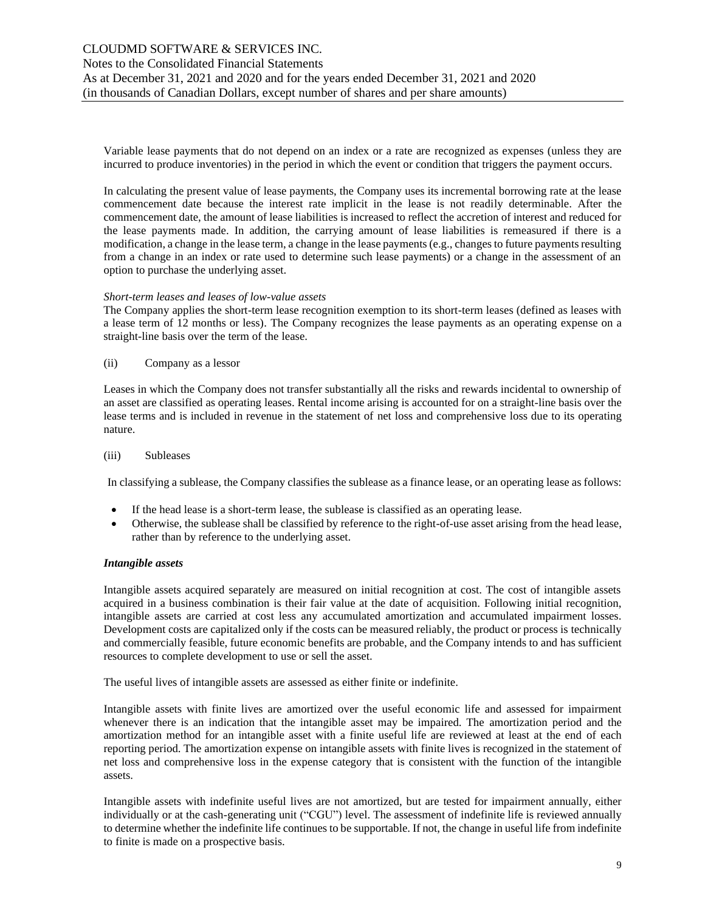Variable lease payments that do not depend on an index or a rate are recognized as expenses (unless they are incurred to produce inventories) in the period in which the event or condition that triggers the payment occurs.

In calculating the present value of lease payments, the Company uses its incremental borrowing rate at the lease commencement date because the interest rate implicit in the lease is not readily determinable. After the commencement date, the amount of lease liabilities is increased to reflect the accretion of interest and reduced for the lease payments made. In addition, the carrying amount of lease liabilities is remeasured if there is a modification, a change in the lease term, a change in the lease payments (e.g., changes to future payments resulting from a change in an index or rate used to determine such lease payments) or a change in the assessment of an option to purchase the underlying asset.

*Short-term leases and leases of low-value assets*

The Company applies the short-term lease recognition exemption to its short-term leases (defined as leases with a lease term of 12 months or less). The Company recognizes the lease payments as an operating expense on a straight-line basis over the term of the lease.

(ii) Company as a lessor

Leases in which the Company does not transfer substantially all the risks and rewards incidental to ownership of an asset are classified as operating leases. Rental income arising is accounted for on a straight-line basis over the lease terms and is included in revenue in the statement of net loss and comprehensive loss due to its operating nature.

(iii) Subleases

In classifying a sublease, the Company classifies the sublease as a finance lease, or an operating lease as follows:

- If the head lease is a short-term lease, the sublease is classified as an operating lease.
- Otherwise, the sublease shall be classified by reference to the right-of-use asset arising from the head lease, rather than by reference to the underlying asset.

***Intangible assets***

Intangible assets acquired separately are measured on initial recognition at cost. The cost of intangible assets acquired in a business combination is their fair value at the date of acquisition. Following initial recognition, intangible assets are carried at cost less any accumulated amortization and accumulated impairment losses. Development costs are capitalized only if the costs can be measured reliably, the product or process is technically and commercially feasible, future economic benefits are probable, and the Company intends to and has sufficient resources to complete development to use or sell the asset.

The useful lives of intangible assets are assessed as either finite or indefinite.

Intangible assets with finite lives are amortized over the useful economic life and assessed for impairment whenever there is an indication that the intangible asset may be impaired. The amortization period and the amortization method for an intangible asset with a finite useful life are reviewed at least at the end of each reporting period. The amortization expense on intangible assets with finite lives is recognized in the statement of net loss and comprehensive loss in the expense category that is consistent with the function of the intangible assets.

Intangible assets with indefinite useful lives are not amortized, but are tested for impairment annually, either individually or at the cash-generating unit ("CGU") level. The assessment of indefinite life is reviewed annually to determine whether the indefinite life continues to be supportable. If not, the change in useful life from indefinite to finite is made on a prospective basis.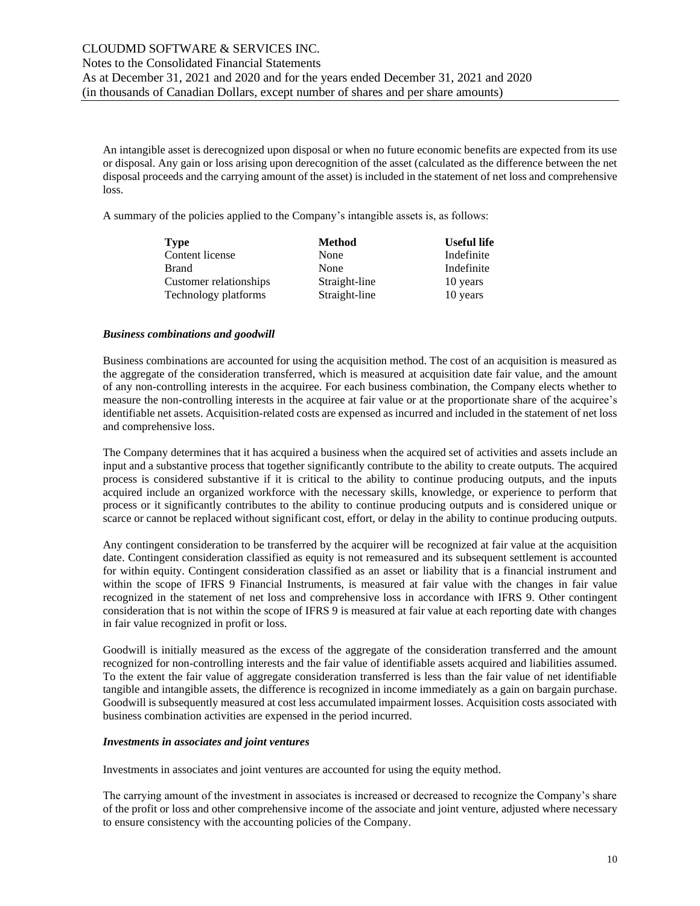An intangible asset is derecognized upon disposal or when no future economic benefits are expected from its use or disposal. Any gain or loss arising upon derecognition of the asset (calculated as the difference between the net disposal proceeds and the carrying amount of the asset) is included in the statement of net loss and comprehensive loss.

A summary of the policies applied to the Company's intangible assets is, as follows:

| Type | Method | Useful life |
|---|---|---|
| Content license | None | Indefinite |
| Brand | None | Indefinite |
| Customer relationships | Straight-line | 10 years |
| Technology platforms | Straight-line | 10 years |

***Business combinations and goodwill***

Business combinations are accounted for using the acquisition method. The cost of an acquisition is measured as the aggregate of the consideration transferred, which is measured at acquisition date fair value, and the amount of any non-controlling interests in the acquiree. For each business combination, the Company elects whether to measure the non-controlling interests in the acquiree at fair value or at the proportionate share of the acquiree's identifiable net assets. Acquisition-related costs are expensed as incurred and included in the statement of net loss and comprehensive loss.

The Company determines that it has acquired a business when the acquired set of activities and assets include an input and a substantive process that together significantly contribute to the ability to create outputs. The acquired process is considered substantive if it is critical to the ability to continue producing outputs, and the inputs acquired include an organized workforce with the necessary skills, knowledge, or experience to perform that process or it significantly contributes to the ability to continue producing outputs and is considered unique or scarce or cannot be replaced without significant cost, effort, or delay in the ability to continue producing outputs.

Any contingent consideration to be transferred by the acquirer will be recognized at fair value at the acquisition date. Contingent consideration classified as equity is not remeasured and its subsequent settlement is accounted for within equity. Contingent consideration classified as an asset or liability that is a financial instrument and within the scope of IFRS 9 Financial Instruments, is measured at fair value with the changes in fair value recognized in the statement of net loss and comprehensive loss in accordance with IFRS 9. Other contingent consideration that is not within the scope of IFRS 9 is measured at fair value at each reporting date with changes in fair value recognized in profit or loss.

Goodwill is initially measured as the excess of the aggregate of the consideration transferred and the amount recognized for non-controlling interests and the fair value of identifiable assets acquired and liabilities assumed. To the extent the fair value of aggregate consideration transferred is less than the fair value of net identifiable tangible and intangible assets, the difference is recognized in income immediately as a gain on bargain purchase. Goodwill is subsequently measured at cost less accumulated impairment losses. Acquisition costs associated with business combination activities are expensed in the period incurred.

***Investments in associates and joint ventures***

Investments in associates and joint ventures are accounted for using the equity method.

The carrying amount of the investment in associates is increased or decreased to recognize the Company's share of the profit or loss and other comprehensive income of the associate and joint venture, adjusted where necessary to ensure consistency with the accounting policies of the Company.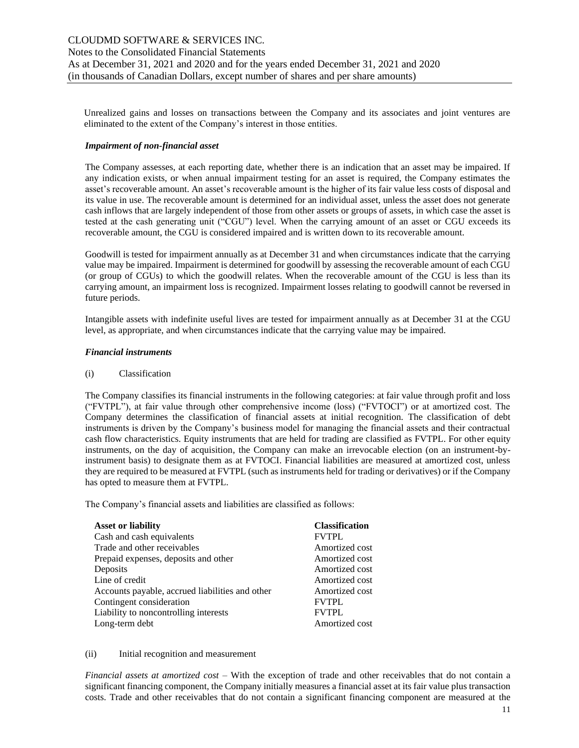Unrealized gains and losses on transactions between the Company and its associates and joint ventures are eliminated to the extent of the Company's interest in those entities.

***Impairment of non-financial asset***

The Company assesses, at each reporting date, whether there is an indication that an asset may be impaired. If any indication exists, or when annual impairment testing for an asset is required, the Company estimates the asset's recoverable amount. An asset's recoverable amount is the higher of its fair value less costs of disposal and its value in use. The recoverable amount is determined for an individual asset, unless the asset does not generate cash inflows that are largely independent of those from other assets or groups of assets, in which case the asset is tested at the cash generating unit ("CGU") level. When the carrying amount of an asset or CGU exceeds its recoverable amount, the CGU is considered impaired and is written down to its recoverable amount.

Goodwill is tested for impairment annually as at December 31 and when circumstances indicate that the carrying value may be impaired. Impairment is determined for goodwill by assessing the recoverable amount of each CGU (or group of CGUs) to which the goodwill relates. When the recoverable amount of the CGU is less than its carrying amount, an impairment loss is recognized. Impairment losses relating to goodwill cannot be reversed in future periods.

Intangible assets with indefinite useful lives are tested for impairment annually as at December 31 at the CGU level, as appropriate, and when circumstances indicate that the carrying value may be impaired.

***Financial instruments***

(i) Classification

The Company classifies its financial instruments in the following categories: at fair value through profit and loss ("FVTPL"), at fair value through other comprehensive income (loss) ("FVTOCI") or at amortized cost. The Company determines the classification of financial assets at initial recognition. The classification of debt instruments is driven by the Company's business model for managing the financial assets and their contractual cash flow characteristics. Equity instruments that are held for trading are classified as FVTPL. For other equity instruments, on the day of acquisition, the Company can make an irrevocable election (on an instrument-by-instrument basis) to designate them as at FVTOCI. Financial liabilities are measured at amortized cost, unless they are required to be measured at FVTPL (such as instruments held for trading or derivatives) or if the Company has opted to measure them at FVTPL.

The Company's financial assets and liabilities are classified as follows:

| **Asset or liability** | **Classification** |
|---|---|
| Cash and cash equivalents | FVTPL |
| Trade and other receivables | Amortized cost |
| Prepaid expenses, deposits and other | Amortized cost |
| Deposits | Amortized cost |
| Line of credit | Amortized cost |
| Accounts payable, accrued liabilities and other | Amortized cost |
| Contingent consideration | FVTPL |
| Liability to noncontrolling interests | FVTPL |
| Long-term debt | Amortized cost |

(ii) Initial recognition and measurement

*Financial assets at amortized cost* – With the exception of trade and other receivables that do not contain a significant financing component, the Company initially measures a financial asset at its fair value plus transaction costs. Trade and other receivables that do not contain a significant financing component are measured at the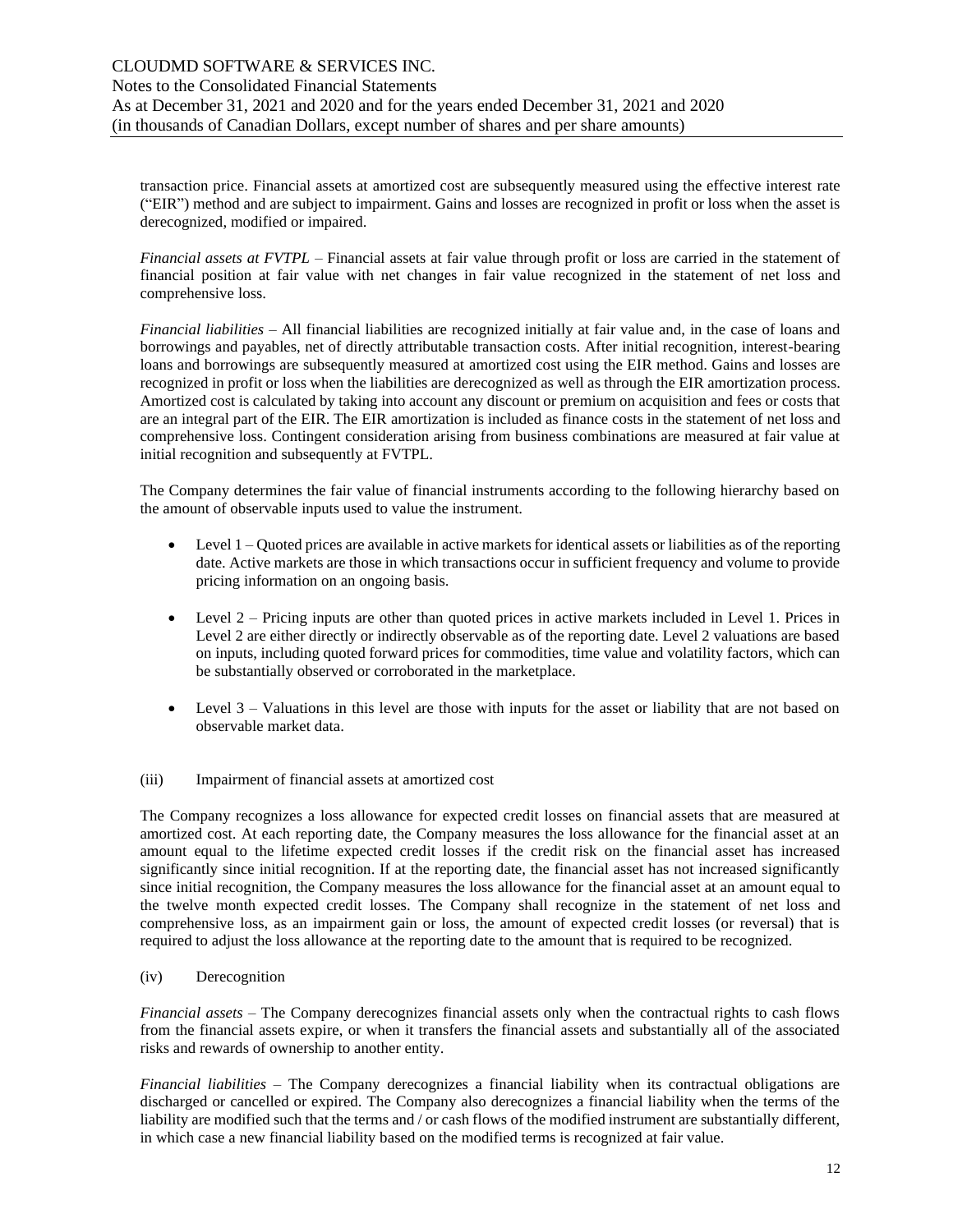transaction price. Financial assets at amortized cost are subsequently measured using the effective interest rate ("EIR") method and are subject to impairment. Gains and losses are recognized in profit or loss when the asset is derecognized, modified or impaired.

*Financial assets at FVTPL* – Financial assets at fair value through profit or loss are carried in the statement of financial position at fair value with net changes in fair value recognized in the statement of net loss and comprehensive loss.

*Financial liabilities* – All financial liabilities are recognized initially at fair value and, in the case of loans and borrowings and payables, net of directly attributable transaction costs. After initial recognition, interest-bearing loans and borrowings are subsequently measured at amortized cost using the EIR method. Gains and losses are recognized in profit or loss when the liabilities are derecognized as well as through the EIR amortization process. Amortized cost is calculated by taking into account any discount or premium on acquisition and fees or costs that are an integral part of the EIR. The EIR amortization is included as finance costs in the statement of net loss and comprehensive loss. Contingent consideration arising from business combinations are measured at fair value at initial recognition and subsequently at FVTPL.

The Company determines the fair value of financial instruments according to the following hierarchy based on the amount of observable inputs used to value the instrument.

- Level 1 – Quoted prices are available in active markets for identical assets or liabilities as of the reporting date. Active markets are those in which transactions occur in sufficient frequency and volume to provide pricing information on an ongoing basis.
- Level 2 – Pricing inputs are other than quoted prices in active markets included in Level 1. Prices in Level 2 are either directly or indirectly observable as of the reporting date. Level 2 valuations are based on inputs, including quoted forward prices for commodities, time value and volatility factors, which can be substantially observed or corroborated in the marketplace.
- Level 3 – Valuations in this level are those with inputs for the asset or liability that are not based on observable market data.

(iii) Impairment of financial assets at amortized cost

The Company recognizes a loss allowance for expected credit losses on financial assets that are measured at amortized cost. At each reporting date, the Company measures the loss allowance for the financial asset at an amount equal to the lifetime expected credit losses if the credit risk on the financial asset has increased significantly since initial recognition. If at the reporting date, the financial asset has not increased significantly since initial recognition, the Company measures the loss allowance for the financial asset at an amount equal to the twelve month expected credit losses. The Company shall recognize in the statement of net loss and comprehensive loss, as an impairment gain or loss, the amount of expected credit losses (or reversal) that is required to adjust the loss allowance at the reporting date to the amount that is required to be recognized.

(iv) Derecognition

*Financial assets* – The Company derecognizes financial assets only when the contractual rights to cash flows from the financial assets expire, or when it transfers the financial assets and substantially all of the associated risks and rewards of ownership to another entity.

*Financial liabilities* – The Company derecognizes a financial liability when its contractual obligations are discharged or cancelled or expired. The Company also derecognizes a financial liability when the terms of the liability are modified such that the terms and / or cash flows of the modified instrument are substantially different, in which case a new financial liability based on the modified terms is recognized at fair value.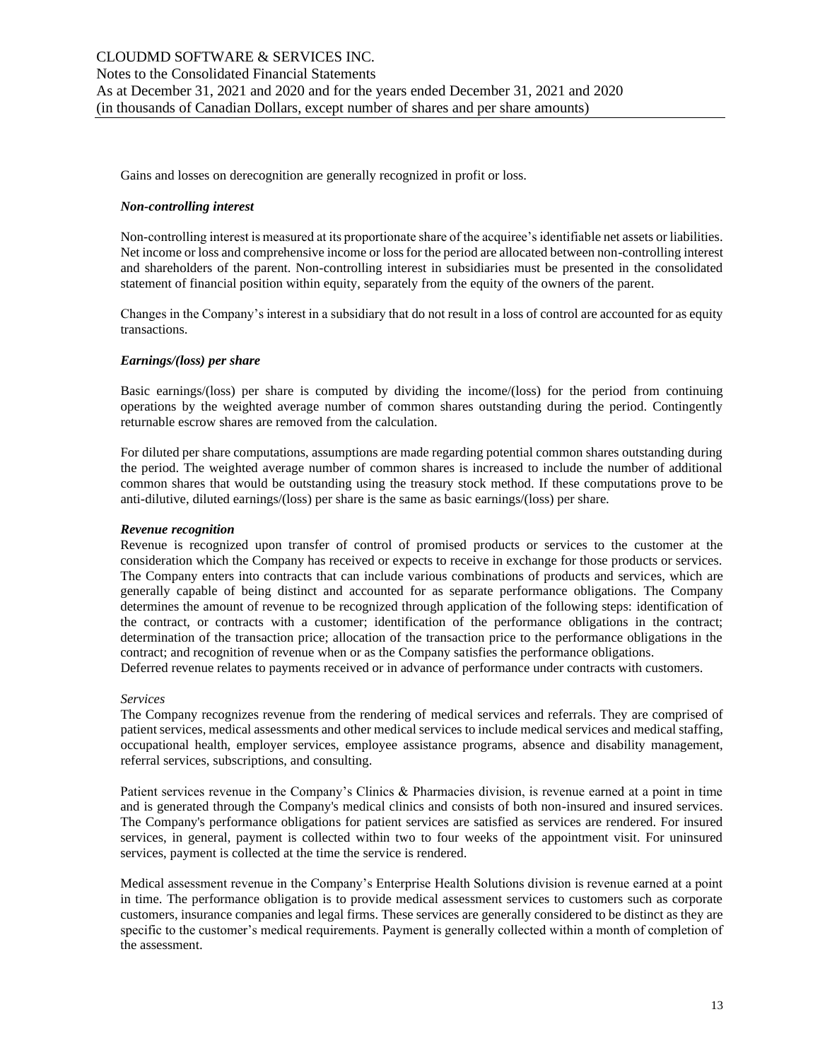Gains and losses on derecognition are generally recognized in profit or loss.

***Non-controlling interest***

Non-controlling interest is measured at its proportionate share of the acquiree's identifiable net assets or liabilities. Net income or loss and comprehensive income or loss for the period are allocated between non-controlling interest and shareholders of the parent. Non-controlling interest in subsidiaries must be presented in the consolidated statement of financial position within equity, separately from the equity of the owners of the parent.

Changes in the Company's interest in a subsidiary that do not result in a loss of control are accounted for as equity transactions.

***Earnings/(loss) per share***

Basic earnings/(loss) per share is computed by dividing the income/(loss) for the period from continuing operations by the weighted average number of common shares outstanding during the period. Contingently returnable escrow shares are removed from the calculation.

For diluted per share computations, assumptions are made regarding potential common shares outstanding during the period. The weighted average number of common shares is increased to include the number of additional common shares that would be outstanding using the treasury stock method. If these computations prove to be anti-dilutive, diluted earnings/(loss) per share is the same as basic earnings/(loss) per share.

***Revenue recognition***

Revenue is recognized upon transfer of control of promised products or services to the customer at the consideration which the Company has received or expects to receive in exchange for those products or services. The Company enters into contracts that can include various combinations of products and services, which are generally capable of being distinct and accounted for as separate performance obligations. The Company determines the amount of revenue to be recognized through application of the following steps: identification of the contract, or contracts with a customer; identification of the performance obligations in the contract; determination of the transaction price; allocation of the transaction price to the performance obligations in the contract; and recognition of revenue when or as the Company satisfies the performance obligations.
Deferred revenue relates to payments received or in advance of performance under contracts with customers.

*Services*

The Company recognizes revenue from the rendering of medical services and referrals. They are comprised of patient services, medical assessments and other medical services to include medical services and medical staffing, occupational health, employer services, employee assistance programs, absence and disability management, referral services, subscriptions, and consulting.

Patient services revenue in the Company's Clinics & Pharmacies division, is revenue earned at a point in time and is generated through the Company's medical clinics and consists of both non-insured and insured services. The Company's performance obligations for patient services are satisfied as services are rendered. For insured services, in general, payment is collected within two to four weeks of the appointment visit. For uninsured services, payment is collected at the time the service is rendered.

Medical assessment revenue in the Company's Enterprise Health Solutions division is revenue earned at a point in time. The performance obligation is to provide medical assessment services to customers such as corporate customers, insurance companies and legal firms. These services are generally considered to be distinct as they are specific to the customer's medical requirements. Payment is generally collected within a month of completion of the assessment.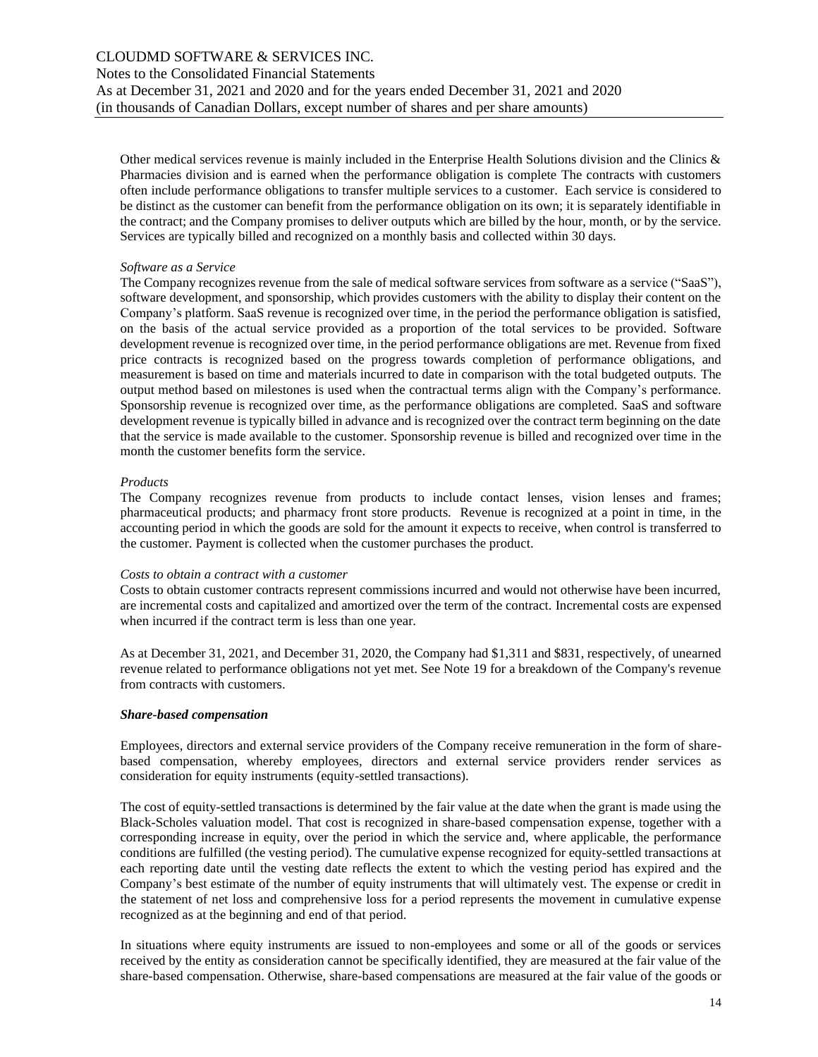Other medical services revenue is mainly included in the Enterprise Health Solutions division and the Clinics & Pharmacies division and is earned when the performance obligation is complete The contracts with customers often include performance obligations to transfer multiple services to a customer. Each service is considered to be distinct as the customer can benefit from the performance obligation on its own; it is separately identifiable in the contract; and the Company promises to deliver outputs which are billed by the hour, month, or by the service. Services are typically billed and recognized on a monthly basis and collected within 30 days.

*Software as a Service*

The Company recognizes revenue from the sale of medical software services from software as a service ("SaaS"), software development, and sponsorship, which provides customers with the ability to display their content on the Company's platform. SaaS revenue is recognized over time, in the period the performance obligation is satisfied, on the basis of the actual service provided as a proportion of the total services to be provided. Software development revenue is recognized over time, in the period performance obligations are met. Revenue from fixed price contracts is recognized based on the progress towards completion of performance obligations, and measurement is based on time and materials incurred to date in comparison with the total budgeted outputs. The output method based on milestones is used when the contractual terms align with the Company's performance. Sponsorship revenue is recognized over time, as the performance obligations are completed. SaaS and software development revenue is typically billed in advance and is recognized over the contract term beginning on the date that the service is made available to the customer. Sponsorship revenue is billed and recognized over time in the month the customer benefits form the service.

*Products*

The Company recognizes revenue from products to include contact lenses, vision lenses and frames; pharmaceutical products; and pharmacy front store products. Revenue is recognized at a point in time, in the accounting period in which the goods are sold for the amount it expects to receive, when control is transferred to the customer. Payment is collected when the customer purchases the product.

*Costs to obtain a contract with a customer*

Costs to obtain customer contracts represent commissions incurred and would not otherwise have been incurred, are incremental costs and capitalized and amortized over the term of the contract. Incremental costs are expensed when incurred if the contract term is less than one year.

As at December 31, 2021, and December 31, 2020, the Company had $1,311 and $831, respectively, of unearned revenue related to performance obligations not yet met. See Note 19 for a breakdown of the Company's revenue from contracts with customers.

***Share-based compensation***

Employees, directors and external service providers of the Company receive remuneration in the form of share-based compensation, whereby employees, directors and external service providers render services as consideration for equity instruments (equity-settled transactions).

The cost of equity-settled transactions is determined by the fair value at the date when the grant is made using the Black-Scholes valuation model. That cost is recognized in share-based compensation expense, together with a corresponding increase in equity, over the period in which the service and, where applicable, the performance conditions are fulfilled (the vesting period). The cumulative expense recognized for equity-settled transactions at each reporting date until the vesting date reflects the extent to which the vesting period has expired and the Company's best estimate of the number of equity instruments that will ultimately vest. The expense or credit in the statement of net loss and comprehensive loss for a period represents the movement in cumulative expense recognized as at the beginning and end of that period.

In situations where equity instruments are issued to non-employees and some or all of the goods or services received by the entity as consideration cannot be specifically identified, they are measured at the fair value of the share-based compensation. Otherwise, share-based compensations are measured at the fair value of the goods or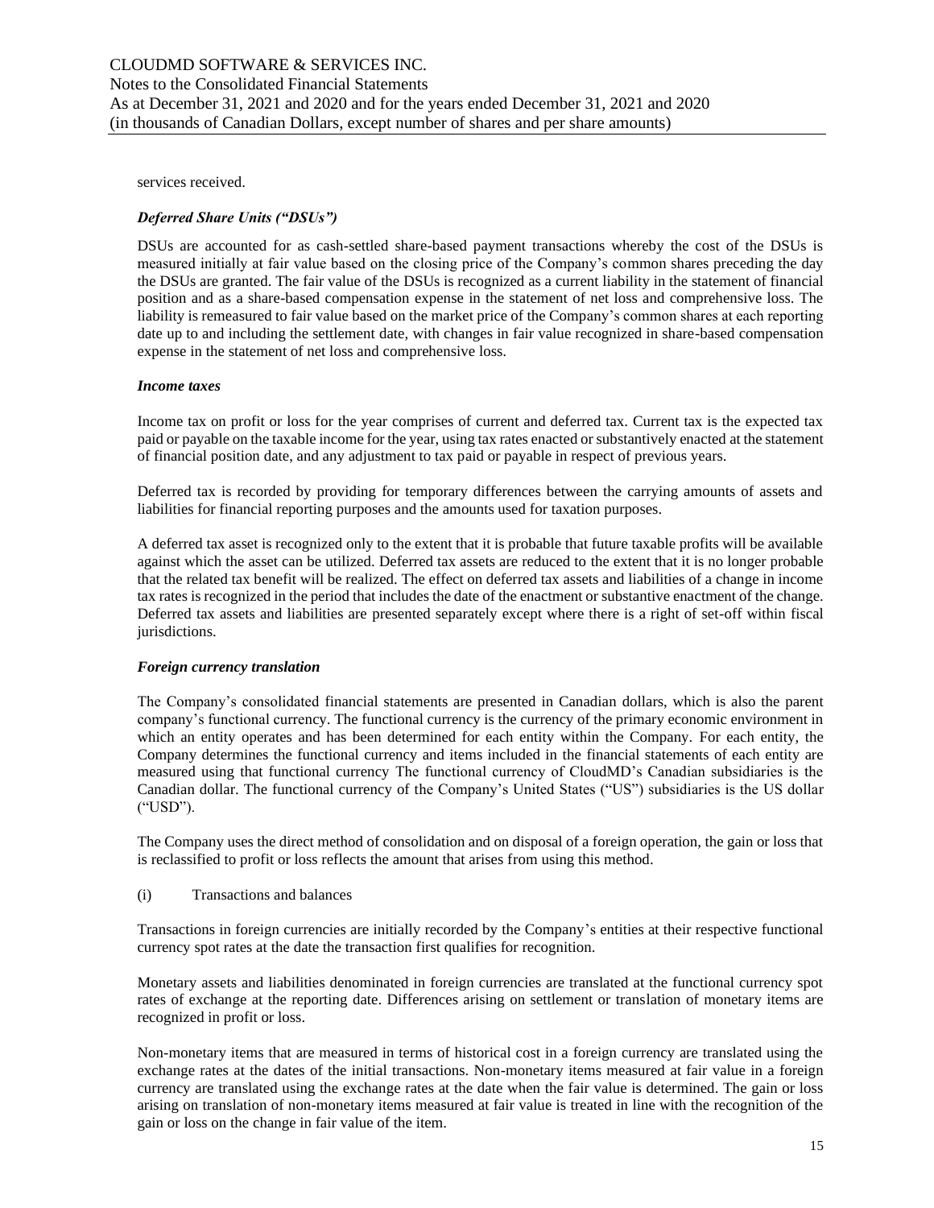services received.

***Deferred Share Units ("DSUs")***

DSUs are accounted for as cash-settled share-based payment transactions whereby the cost of the DSUs is measured initially at fair value based on the closing price of the Company's common shares preceding the day the DSUs are granted. The fair value of the DSUs is recognized as a current liability in the statement of financial position and as a share-based compensation expense in the statement of net loss and comprehensive loss. The liability is remeasured to fair value based on the market price of the Company's common shares at each reporting date up to and including the settlement date, with changes in fair value recognized in share-based compensation expense in the statement of net loss and comprehensive loss.

***Income taxes***

Income tax on profit or loss for the year comprises of current and deferred tax. Current tax is the expected tax paid or payable on the taxable income for the year, using tax rates enacted or substantively enacted at the statement of financial position date, and any adjustment to tax paid or payable in respect of previous years.

Deferred tax is recorded by providing for temporary differences between the carrying amounts of assets and liabilities for financial reporting purposes and the amounts used for taxation purposes.

A deferred tax asset is recognized only to the extent that it is probable that future taxable profits will be available against which the asset can be utilized. Deferred tax assets are reduced to the extent that it is no longer probable that the related tax benefit will be realized. The effect on deferred tax assets and liabilities of a change in income tax rates is recognized in the period that includes the date of the enactment or substantive enactment of the change. Deferred tax assets and liabilities are presented separately except where there is a right of set-off within fiscal jurisdictions.

***Foreign currency translation***

The Company's consolidated financial statements are presented in Canadian dollars, which is also the parent company's functional currency. The functional currency is the currency of the primary economic environment in which an entity operates and has been determined for each entity within the Company. For each entity, the Company determines the functional currency and items included in the financial statements of each entity are measured using that functional currency The functional currency of CloudMD's Canadian subsidiaries is the Canadian dollar. The functional currency of the Company's United States ("US") subsidiaries is the US dollar ("USD").

The Company uses the direct method of consolidation and on disposal of a foreign operation, the gain or loss that is reclassified to profit or loss reflects the amount that arises from using this method.

(i) Transactions and balances

Transactions in foreign currencies are initially recorded by the Company's entities at their respective functional currency spot rates at the date the transaction first qualifies for recognition.

Monetary assets and liabilities denominated in foreign currencies are translated at the functional currency spot rates of exchange at the reporting date. Differences arising on settlement or translation of monetary items are recognized in profit or loss.

Non-monetary items that are measured in terms of historical cost in a foreign currency are translated using the exchange rates at the dates of the initial transactions. Non-monetary items measured at fair value in a foreign currency are translated using the exchange rates at the date when the fair value is determined. The gain or loss arising on translation of non-monetary items measured at fair value is treated in line with the recognition of the gain or loss on the change in fair value of the item.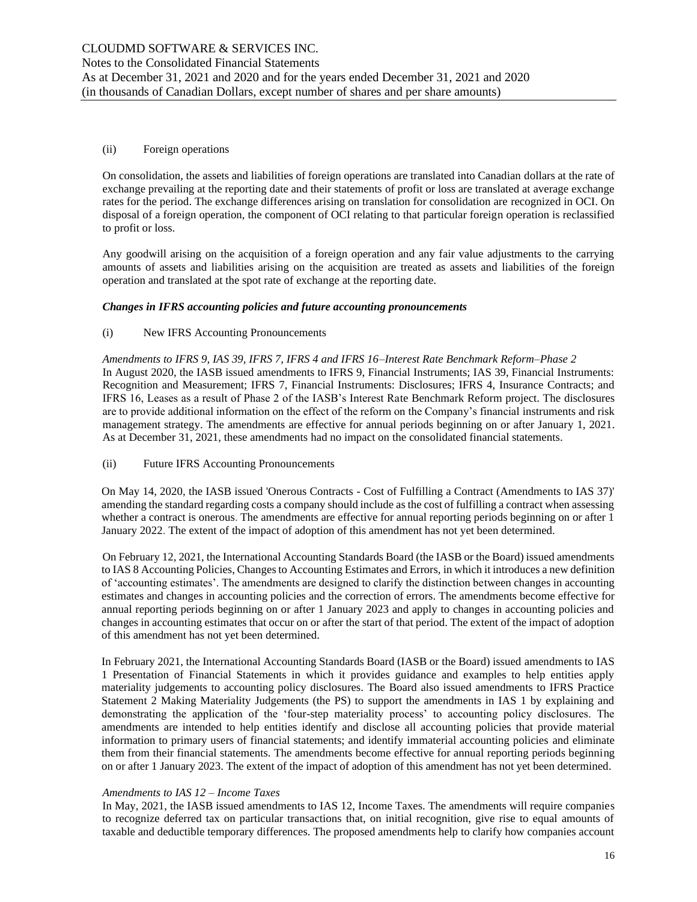(ii) Foreign operations

On consolidation, the assets and liabilities of foreign operations are translated into Canadian dollars at the rate of exchange prevailing at the reporting date and their statements of profit or loss are translated at average exchange rates for the period. The exchange differences arising on translation for consolidation are recognized in OCI. On disposal of a foreign operation, the component of OCI relating to that particular foreign operation is reclassified to profit or loss.

Any goodwill arising on the acquisition of a foreign operation and any fair value adjustments to the carrying amounts of assets and liabilities arising on the acquisition are treated as assets and liabilities of the foreign operation and translated at the spot rate of exchange at the reporting date.

***Changes in IFRS accounting policies and future accounting pronouncements***

(i) New IFRS Accounting Pronouncements

*Amendments to IFRS 9, IAS 39, IFRS 7, IFRS 4 and IFRS 16–Interest Rate Benchmark Reform–Phase 2*
In August 2020, the IASB issued amendments to IFRS 9, Financial Instruments; IAS 39, Financial Instruments: Recognition and Measurement; IFRS 7, Financial Instruments: Disclosures; IFRS 4, Insurance Contracts; and IFRS 16, Leases as a result of Phase 2 of the IASB's Interest Rate Benchmark Reform project. The disclosures are to provide additional information on the effect of the reform on the Company's financial instruments and risk management strategy. The amendments are effective for annual periods beginning on or after January 1, 2021. As at December 31, 2021, these amendments had no impact on the consolidated financial statements.

(ii) Future IFRS Accounting Pronouncements

On May 14, 2020, the IASB issued 'Onerous Contracts - Cost of Fulfilling a Contract (Amendments to IAS 37)' amending the standard regarding costs a company should include as the cost of fulfilling a contract when assessing whether a contract is onerous. The amendments are effective for annual reporting periods beginning on or after 1 January 2022. The extent of the impact of adoption of this amendment has not yet been determined.

On February 12, 2021, the International Accounting Standards Board (the IASB or the Board) issued amendments to IAS 8 Accounting Policies, Changes to Accounting Estimates and Errors, in which it introduces a new definition of 'accounting estimates'. The amendments are designed to clarify the distinction between changes in accounting estimates and changes in accounting policies and the correction of errors. The amendments become effective for annual reporting periods beginning on or after 1 January 2023 and apply to changes in accounting policies and changes in accounting estimates that occur on or after the start of that period. The extent of the impact of adoption of this amendment has not yet been determined.

In February 2021, the International Accounting Standards Board (IASB or the Board) issued amendments to IAS 1 Presentation of Financial Statements in which it provides guidance and examples to help entities apply materiality judgements to accounting policy disclosures. The Board also issued amendments to IFRS Practice Statement 2 Making Materiality Judgements (the PS) to support the amendments in IAS 1 by explaining and demonstrating the application of the 'four-step materiality process' to accounting policy disclosures. The amendments are intended to help entities identify and disclose all accounting policies that provide material information to primary users of financial statements; and identify immaterial accounting policies and eliminate them from their financial statements. The amendments become effective for annual reporting periods beginning on or after 1 January 2023. The extent of the impact of adoption of this amendment has not yet been determined.

*Amendments to IAS 12 – Income Taxes*
In May, 2021, the IASB issued amendments to IAS 12, Income Taxes. The amendments will require companies to recognize deferred tax on particular transactions that, on initial recognition, give rise to equal amounts of taxable and deductible temporary differences. The proposed amendments help to clarify how companies account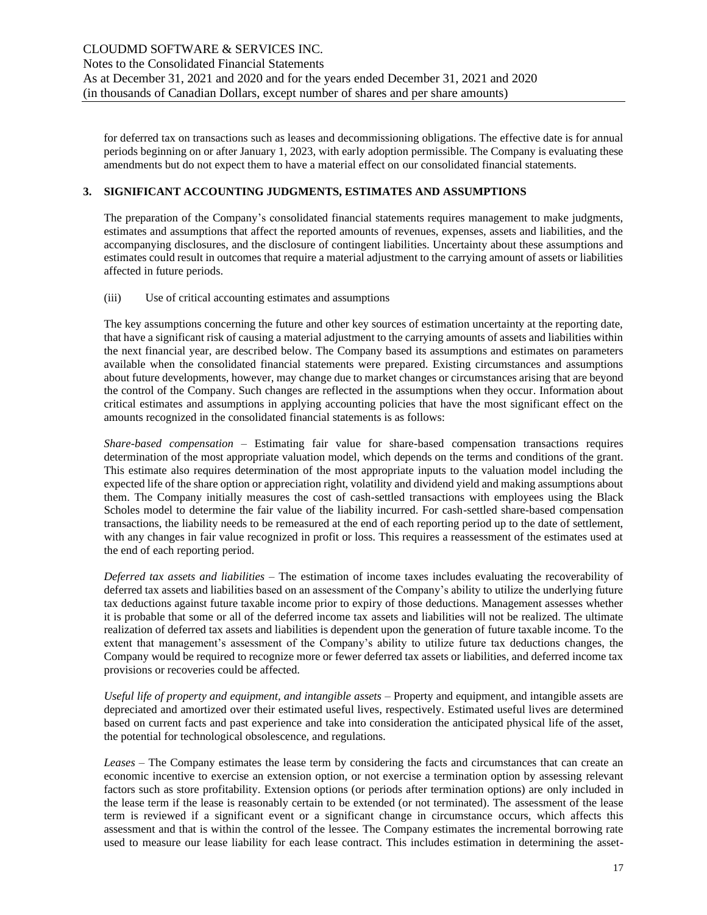for deferred tax on transactions such as leases and decommissioning obligations. The effective date is for annual periods beginning on or after January 1, 2023, with early adoption permissible. The Company is evaluating these amendments but do not expect them to have a material effect on our consolidated financial statements.

## 3. SIGNIFICANT ACCOUNTING JUDGMENTS, ESTIMATES AND ASSUMPTIONS

The preparation of the Company's consolidated financial statements requires management to make judgments, estimates and assumptions that affect the reported amounts of revenues, expenses, assets and liabilities, and the accompanying disclosures, and the disclosure of contingent liabilities. Uncertainty about these assumptions and estimates could result in outcomes that require a material adjustment to the carrying amount of assets or liabilities affected in future periods.

(iii) Use of critical accounting estimates and assumptions

The key assumptions concerning the future and other key sources of estimation uncertainty at the reporting date, that have a significant risk of causing a material adjustment to the carrying amounts of assets and liabilities within the next financial year, are described below. The Company based its assumptions and estimates on parameters available when the consolidated financial statements were prepared. Existing circumstances and assumptions about future developments, however, may change due to market changes or circumstances arising that are beyond the control of the Company. Such changes are reflected in the assumptions when they occur. Information about critical estimates and assumptions in applying accounting policies that have the most significant effect on the amounts recognized in the consolidated financial statements is as follows:

*Share-based compensation* – Estimating fair value for share-based compensation transactions requires determination of the most appropriate valuation model, which depends on the terms and conditions of the grant. This estimate also requires determination of the most appropriate inputs to the valuation model including the expected life of the share option or appreciation right, volatility and dividend yield and making assumptions about them. The Company initially measures the cost of cash-settled transactions with employees using the Black Scholes model to determine the fair value of the liability incurred. For cash-settled share-based compensation transactions, the liability needs to be remeasured at the end of each reporting period up to the date of settlement, with any changes in fair value recognized in profit or loss. This requires a reassessment of the estimates used at the end of each reporting period.

*Deferred tax assets and liabilities* – The estimation of income taxes includes evaluating the recoverability of deferred tax assets and liabilities based on an assessment of the Company's ability to utilize the underlying future tax deductions against future taxable income prior to expiry of those deductions. Management assesses whether it is probable that some or all of the deferred income tax assets and liabilities will not be realized. The ultimate realization of deferred tax assets and liabilities is dependent upon the generation of future taxable income. To the extent that management's assessment of the Company's ability to utilize future tax deductions changes, the Company would be required to recognize more or fewer deferred tax assets or liabilities, and deferred income tax provisions or recoveries could be affected.

*Useful life of property and equipment, and intangible assets* – Property and equipment, and intangible assets are depreciated and amortized over their estimated useful lives, respectively. Estimated useful lives are determined based on current facts and past experience and take into consideration the anticipated physical life of the asset, the potential for technological obsolescence, and regulations.

*Leases* – The Company estimates the lease term by considering the facts and circumstances that can create an economic incentive to exercise an extension option, or not exercise a termination option by assessing relevant factors such as store profitability. Extension options (or periods after termination options) are only included in the lease term if the lease is reasonably certain to be extended (or not terminated). The assessment of the lease term is reviewed if a significant event or a significant change in circumstance occurs, which affects this assessment and that is within the control of the lessee. The Company estimates the incremental borrowing rate used to measure our lease liability for each lease contract. This includes estimation in determining the asset-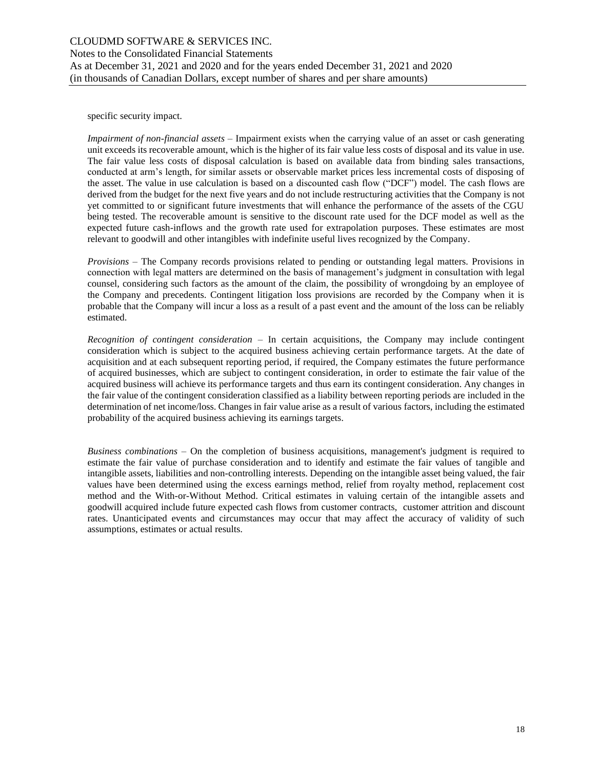specific security impact.

*Impairment of non-financial assets* – Impairment exists when the carrying value of an asset or cash generating unit exceeds its recoverable amount, which is the higher of its fair value less costs of disposal and its value in use. The fair value less costs of disposal calculation is based on available data from binding sales transactions, conducted at arm's length, for similar assets or observable market prices less incremental costs of disposing of the asset. The value in use calculation is based on a discounted cash flow ("DCF") model. The cash flows are derived from the budget for the next five years and do not include restructuring activities that the Company is not yet committed to or significant future investments that will enhance the performance of the assets of the CGU being tested. The recoverable amount is sensitive to the discount rate used for the DCF model as well as the expected future cash-inflows and the growth rate used for extrapolation purposes. These estimates are most relevant to goodwill and other intangibles with indefinite useful lives recognized by the Company.

*Provisions* – The Company records provisions related to pending or outstanding legal matters. Provisions in connection with legal matters are determined on the basis of management's judgment in consultation with legal counsel, considering such factors as the amount of the claim, the possibility of wrongdoing by an employee of the Company and precedents. Contingent litigation loss provisions are recorded by the Company when it is probable that the Company will incur a loss as a result of a past event and the amount of the loss can be reliably estimated.

*Recognition of contingent consideration* – In certain acquisitions, the Company may include contingent consideration which is subject to the acquired business achieving certain performance targets. At the date of acquisition and at each subsequent reporting period, if required, the Company estimates the future performance of acquired businesses, which are subject to contingent consideration, in order to estimate the fair value of the acquired business will achieve its performance targets and thus earn its contingent consideration. Any changes in the fair value of the contingent consideration classified as a liability between reporting periods are included in the determination of net income/loss. Changes in fair value arise as a result of various factors, including the estimated probability of the acquired business achieving its earnings targets.

*Business combinations* – On the completion of business acquisitions, management's judgment is required to estimate the fair value of purchase consideration and to identify and estimate the fair values of tangible and intangible assets, liabilities and non-controlling interests. Depending on the intangible asset being valued, the fair values have been determined using the excess earnings method, relief from royalty method, replacement cost method and the With-or-Without Method. Critical estimates in valuing certain of the intangible assets and goodwill acquired include future expected cash flows from customer contracts, customer attrition and discount rates. Unanticipated events and circumstances may occur that may affect the accuracy of validity of such assumptions, estimates or actual results.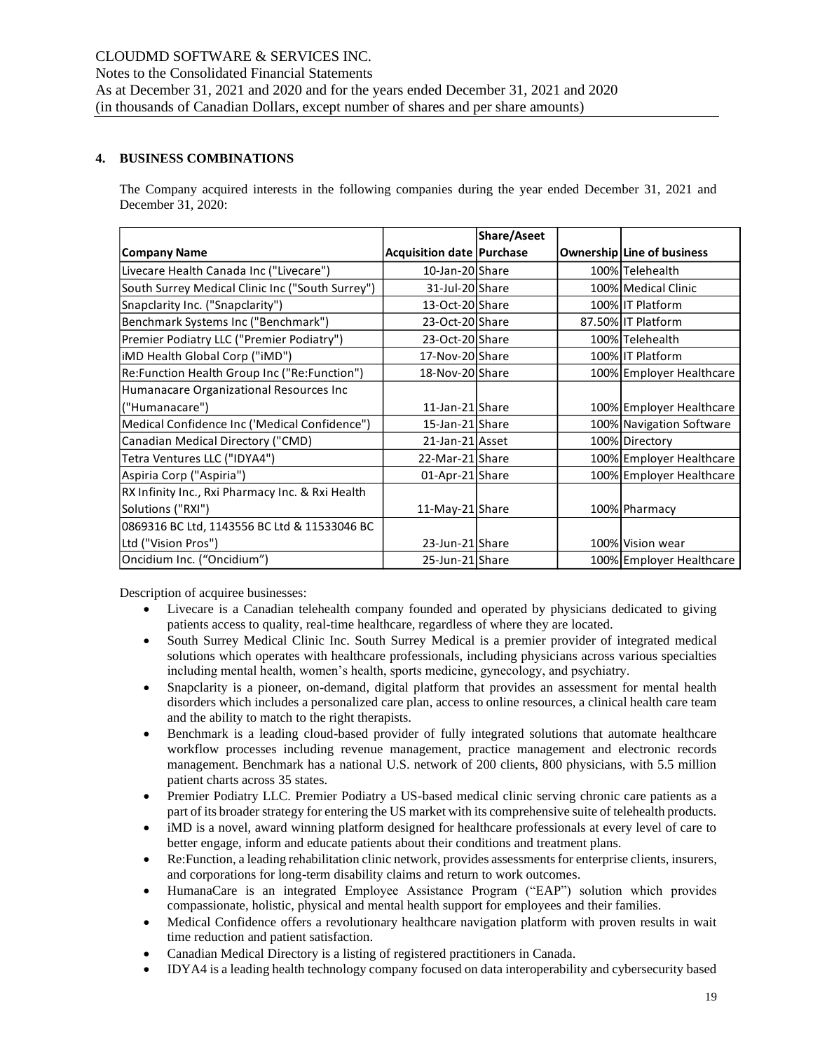## 4. BUSINESS COMBINATIONS

The Company acquired interests in the following companies during the year ended December 31, 2021 and December 31, 2020:

| Company Name | Acquisition date | Share/Aseet Purchase | Ownership | Line of business |
|---|---|---|---|---|
| Livecare Health Canada Inc ("Livecare") | 10-Jan-20 | Share | 100% | Telehealth |
| South Surrey Medical Clinic Inc ("South Surrey") | 31-Jul-20 | Share | 100% | Medical Clinic |
| Snapclarity Inc. ("Snapclarity") | 13-Oct-20 | Share | 100% | IT Platform |
| Benchmark Systems Inc ("Benchmark") | 23-Oct-20 | Share | 87.50% | IT Platform |
| Premier Podiatry LLC ("Premier Podiatry") | 23-Oct-20 | Share | 100% | Telehealth |
| iMD Health Global Corp ("iMD") | 17-Nov-20 | Share | 100% | IT Platform |
| Re:Function Health Group Inc ("Re:Function") | 18-Nov-20 | Share | 100% | Employer Healthcare |
| Humanacare Organizational Resources Inc ("Humanacare") | 11-Jan-21 | Share | 100% | Employer Healthcare |
| Medical Confidence Inc ('Medical Confidence") | 15-Jan-21 | Share | 100% | Navigation Software |
| Canadian Medical Directory ("CMD) | 21-Jan-21 | Asset | 100% | Directory |
| Tetra Ventures LLC ("IDYA4") | 22-Mar-21 | Share | 100% | Employer Healthcare |
| Aspiria Corp ("Aspiria") | 01-Apr-21 | Share | 100% | Employer Healthcare |
| RX Infinity Inc., Rxi Pharmacy Inc. & Rxi Health Solutions ("RXI") | 11-May-21 | Share | 100% | Pharmacy |
| 0869316 BC Ltd, 1143556 BC Ltd & 11533046 BC Ltd ("Vision Pros") | 23-Jun-21 | Share | 100% | Vision wear |
| Oncidium Inc. ("Oncidium") | 25-Jun-21 | Share | 100% | Employer Healthcare |

Description of acquiree businesses:

- Livecare is a Canadian telehealth company founded and operated by physicians dedicated to giving patients access to quality, real-time healthcare, regardless of where they are located.
- South Surrey Medical Clinic Inc. South Surrey Medical is a premier provider of integrated medical solutions which operates with healthcare professionals, including physicians across various specialties including mental health, women's health, sports medicine, gynecology, and psychiatry.
- Snapclarity is a pioneer, on-demand, digital platform that provides an assessment for mental health disorders which includes a personalized care plan, access to online resources, a clinical health care team and the ability to match to the right therapists.
- Benchmark is a leading cloud-based provider of fully integrated solutions that automate healthcare workflow processes including revenue management, practice management and electronic records management. Benchmark has a national U.S. network of 200 clients, 800 physicians, with 5.5 million patient charts across 35 states.
- Premier Podiatry LLC. Premier Podiatry a US-based medical clinic serving chronic care patients as a part of its broader strategy for entering the US market with its comprehensive suite of telehealth products.
- iMD is a novel, award winning platform designed for healthcare professionals at every level of care to better engage, inform and educate patients about their conditions and treatment plans.
- Re:Function, a leading rehabilitation clinic network, provides assessments for enterprise clients, insurers, and corporations for long-term disability claims and return to work outcomes.
- HumanaCare is an integrated Employee Assistance Program ("EAP") solution which provides compassionate, holistic, physical and mental health support for employees and their families.
- Medical Confidence offers a revolutionary healthcare navigation platform with proven results in wait time reduction and patient satisfaction.
- Canadian Medical Directory is a listing of registered practitioners in Canada.
- IDYA4 is a leading health technology company focused on data interoperability and cybersecurity based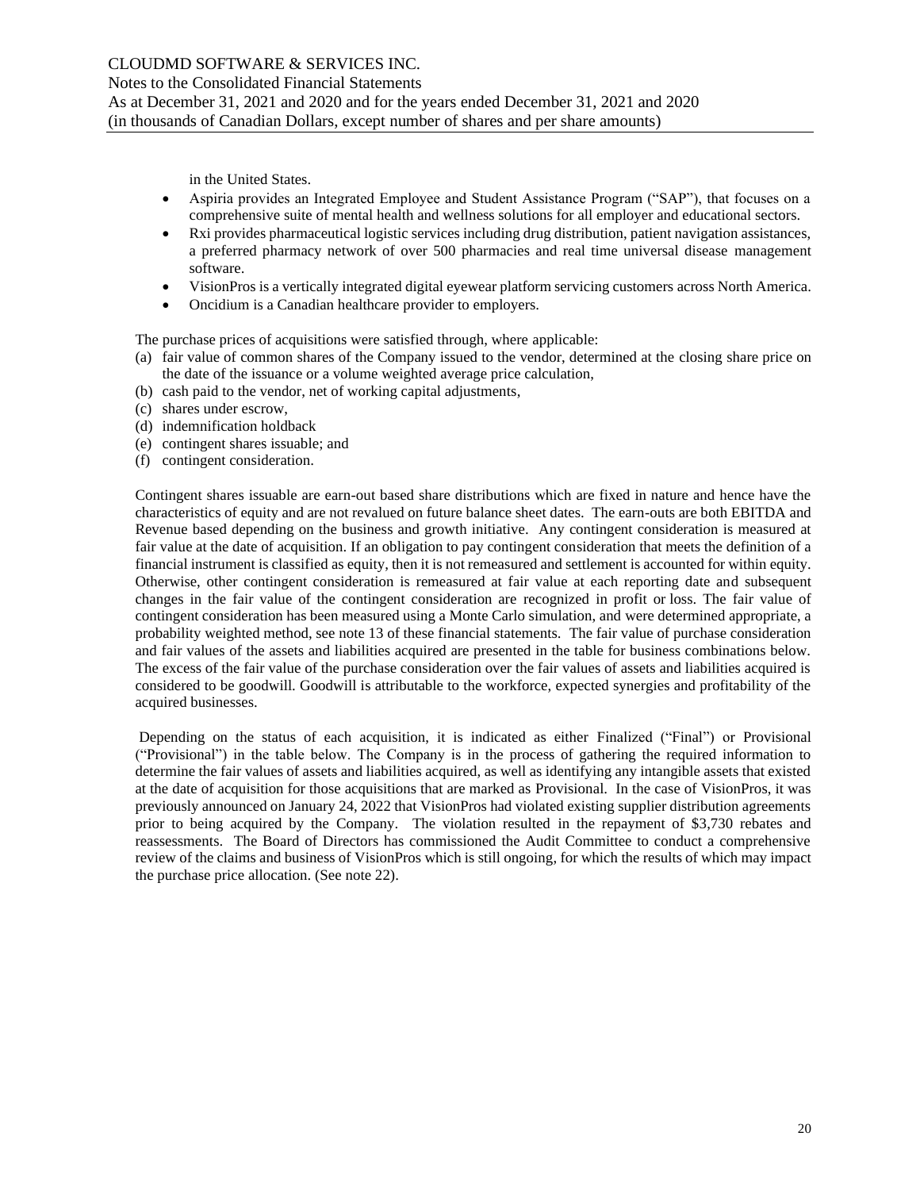in the United States.

- Aspiria provides an Integrated Employee and Student Assistance Program ("SAP"), that focuses on a comprehensive suite of mental health and wellness solutions for all employer and educational sectors.
- Rxi provides pharmaceutical logistic services including drug distribution, patient navigation assistances, a preferred pharmacy network of over 500 pharmacies and real time universal disease management software.
- VisionPros is a vertically integrated digital eyewear platform servicing customers across North America.
- Oncidium is a Canadian healthcare provider to employers.

The purchase prices of acquisitions were satisfied through, where applicable:

(a) fair value of common shares of the Company issued to the vendor, determined at the closing share price on the date of the issuance or a volume weighted average price calculation,
(b) cash paid to the vendor, net of working capital adjustments,
(c) shares under escrow,
(d) indemnification holdback
(e) contingent shares issuable; and
(f) contingent consideration.

Contingent shares issuable are earn-out based share distributions which are fixed in nature and hence have the characteristics of equity and are not revalued on future balance sheet dates. The earn-outs are both EBITDA and Revenue based depending on the business and growth initiative. Any contingent consideration is measured at fair value at the date of acquisition. If an obligation to pay contingent consideration that meets the definition of a financial instrument is classified as equity, then it is not remeasured and settlement is accounted for within equity. Otherwise, other contingent consideration is remeasured at fair value at each reporting date and subsequent changes in the fair value of the contingent consideration are recognized in profit or loss. The fair value of contingent consideration has been measured using a Monte Carlo simulation, and were determined appropriate, a probability weighted method, see note 13 of these financial statements. The fair value of purchase consideration and fair values of the assets and liabilities acquired are presented in the table for business combinations below. The excess of the fair value of the purchase consideration over the fair values of assets and liabilities acquired is considered to be goodwill. Goodwill is attributable to the workforce, expected synergies and profitability of the acquired businesses.

Depending on the status of each acquisition, it is indicated as either Finalized ("Final") or Provisional ("Provisional") in the table below. The Company is in the process of gathering the required information to determine the fair values of assets and liabilities acquired, as well as identifying any intangible assets that existed at the date of acquisition for those acquisitions that are marked as Provisional. In the case of VisionPros, it was previously announced on January 24, 2022 that VisionPros had violated existing supplier distribution agreements prior to being acquired by the Company. The violation resulted in the repayment of $3,730 rebates and reassessments. The Board of Directors has commissioned the Audit Committee to conduct a comprehensive review of the claims and business of VisionPros which is still ongoing, for which the results of which may impact the purchase price allocation. (See note 22).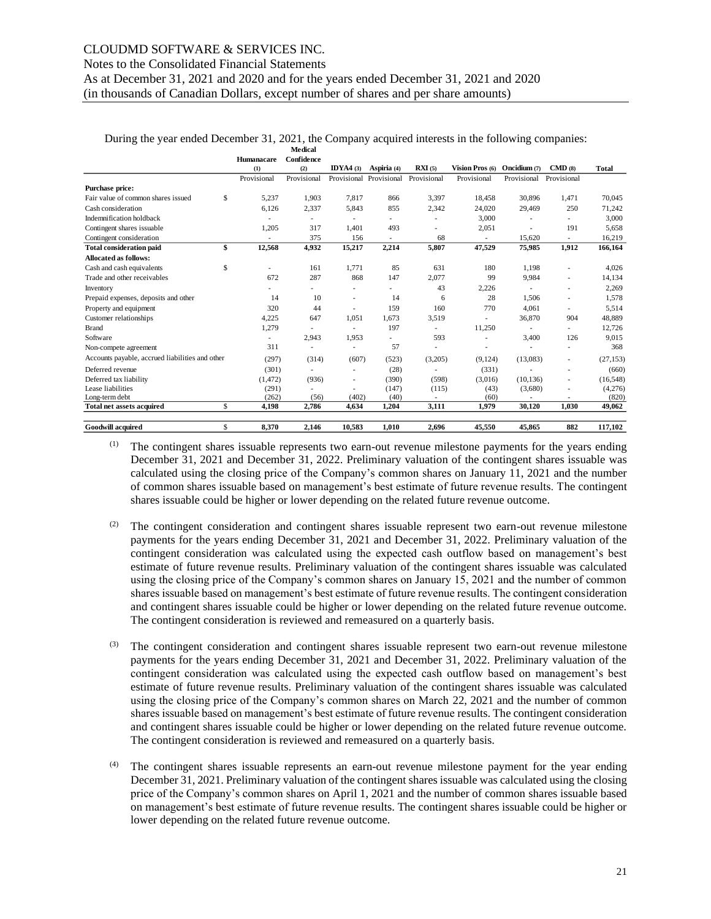During the year ended December 31, 2021, the Company acquired interests in the following companies:

| | | Humanacare (1) | Medical Confidence (2) | IDYA4 (3) | Aspiria (4) | RXI (5) | Vision Pros (6) | Oncidium (7) | CMD (8) | Total |
|---|---|---|---|---|---|---|---|---|---|---|
| | | Provisional | Provisional | Provisional | Provisional | Provisional | Provisional | Provisional | Provisional | |
| **Purchase price:** | | | | | | | | | | |
| Fair value of common shares issued | $ | 5,237 | 1,903 | 7,817 | 866 | 3,397 | 18,458 | 30,896 | 1,471 | 70,045 |
| Cash consideration | | 6,126 | 2,337 | 5,843 | 855 | 2,342 | 24,020 | 29,469 | 250 | 71,242 |
| Indemnification holdback | | - | - | - | - | - | 3,000 | - | - | 3,000 |
| Contingent shares issuable | | 1,205 | 317 | 1,401 | 493 | - | 2,051 | - | 191 | 5,658 |
| Contingent consideration | | - | 375 | 156 | - | 68 | - | 15,620 | - | 16,219 |
| **Total consideration paid** | **$** | **12,568** | **4,932** | **15,217** | **2,214** | **5,807** | **47,529** | **75,985** | **1,912** | **166,164** |
| **Allocated as follows:** | | | | | | | | | | |
| Cash and cash equivalents | $ | - | 161 | 1,771 | 85 | 631 | 180 | 1,198 | - | 4,026 |
| Trade and other receivables | | 672 | 287 | 868 | 147 | 2,077 | 99 | 9,984 | - | 14,134 |
| Inventory | | - | - | - | - | 43 | 2,226 | - | - | 2,269 |
| Prepaid expenses, deposits and other | | 14 | 10 | - | 14 | 6 | 28 | 1,506 | - | 1,578 |
| Property and equipment | | 320 | 44 | - | 159 | 160 | 770 | 4,061 | - | 5,514 |
| Customer relationships | | 4,225 | 647 | 1,051 | 1,673 | 3,519 | - | 36,870 | 904 | 48,889 |
| Brand | | 1,279 | - | - | 197 | - | 11,250 | - | - | 12,726 |
| Software | | - | 2,943 | 1,953 | - | 593 | - | 3,400 | 126 | 9,015 |
| Non-compete agreement | | 311 | - | - | 57 | - | - | - | - | 368 |
| Accounts payable, accrued liabilities and other | | (297) | (314) | (607) | (523) | (3,205) | (9,124) | (13,083) | - | (27,153) |
| Deferred revenue | | (301) | - | - | (28) | - | (331) | - | - | (660) |
| Deferred tax liability | | (1,472) | (936) | - | (390) | (598) | (3,016) | (10,136) | - | (16,548) |
| Lease liabilities | | (291) | - | - | (147) | (115) | (43) | (3,680) | - | (4,276) |
| Long-term debt | | (262) | (56) | (402) | (40) | - | (60) | - | - | (820) |
| **Total net assets acquired** | $ | **4,198** | **2,786** | **4,634** | **1,204** | **3,111** | **1,979** | **30,120** | **1,030** | **49,062** |
| **Goodwill acquired** | $ | **8,370** | **2,146** | **10,583** | **1,010** | **2,696** | **45,550** | **45,865** | **882** | **117,102** |

(1) The contingent shares issuable represents two earn-out revenue milestone payments for the years ending December 31, 2021 and December 31, 2022. Preliminary valuation of the contingent shares issuable was calculated using the closing price of the Company's common shares on January 11, 2021 and the number of common shares issuable based on management's best estimate of future revenue results. The contingent shares issuable could be higher or lower depending on the related future revenue outcome.

(2) The contingent consideration and contingent shares issuable represent two earn-out revenue milestone payments for the years ending December 31, 2021 and December 31, 2022. Preliminary valuation of the contingent consideration was calculated using the expected cash outflow based on management's best estimate of future revenue results. Preliminary valuation of the contingent shares issuable was calculated using the closing price of the Company's common shares on January 15, 2021 and the number of common shares issuable based on management's best estimate of future revenue results. The contingent consideration and contingent shares issuable could be higher or lower depending on the related future revenue outcome. The contingent consideration is reviewed and remeasured on a quarterly basis.

(3) The contingent consideration and contingent shares issuable represent two earn-out revenue milestone payments for the years ending December 31, 2021 and December 31, 2022. Preliminary valuation of the contingent consideration was calculated using the expected cash outflow based on management's best estimate of future revenue results. Preliminary valuation of the contingent shares issuable was calculated using the closing price of the Company's common shares on March 22, 2021 and the number of common shares issuable based on management's best estimate of future revenue results. The contingent consideration and contingent shares issuable could be higher or lower depending on the related future revenue outcome. The contingent consideration is reviewed and remeasured on a quarterly basis.

(4) The contingent shares issuable represents an earn-out revenue milestone payment for the year ending December 31, 2021. Preliminary valuation of the contingent shares issuable was calculated using the closing price of the Company's common shares on April 1, 2021 and the number of common shares issuable based on management's best estimate of future revenue results. The contingent shares issuable could be higher or lower depending on the related future revenue outcome.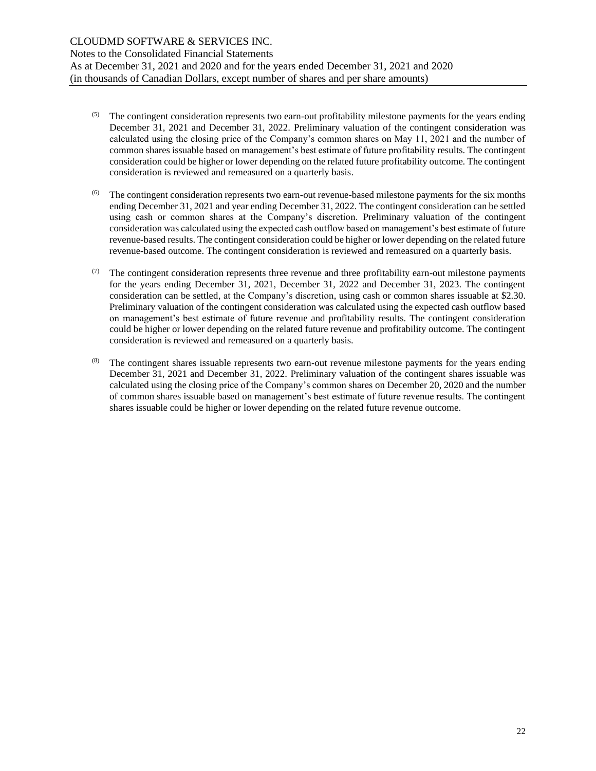(5) The contingent consideration represents two earn-out profitability milestone payments for the years ending December 31, 2021 and December 31, 2022. Preliminary valuation of the contingent consideration was calculated using the closing price of the Company's common shares on May 11, 2021 and the number of common shares issuable based on management's best estimate of future profitability results. The contingent consideration could be higher or lower depending on the related future profitability outcome. The contingent consideration is reviewed and remeasured on a quarterly basis.

(6) The contingent consideration represents two earn-out revenue-based milestone payments for the six months ending December 31, 2021 and year ending December 31, 2022. The contingent consideration can be settled using cash or common shares at the Company's discretion. Preliminary valuation of the contingent consideration was calculated using the expected cash outflow based on management's best estimate of future revenue-based results. The contingent consideration could be higher or lower depending on the related future revenue-based outcome. The contingent consideration is reviewed and remeasured on a quarterly basis.

(7) The contingent consideration represents three revenue and three profitability earn-out milestone payments for the years ending December 31, 2021, December 31, 2022 and December 31, 2023. The contingent consideration can be settled, at the Company's discretion, using cash or common shares issuable at $2.30. Preliminary valuation of the contingent consideration was calculated using the expected cash outflow based on management's best estimate of future revenue and profitability results. The contingent consideration could be higher or lower depending on the related future revenue and profitability outcome. The contingent consideration is reviewed and remeasured on a quarterly basis.

(8) The contingent shares issuable represents two earn-out revenue milestone payments for the years ending December 31, 2021 and December 31, 2022. Preliminary valuation of the contingent shares issuable was calculated using the closing price of the Company's common shares on December 20, 2020 and the number of common shares issuable based on management's best estimate of future revenue results. The contingent shares issuable could be higher or lower depending on the related future revenue outcome.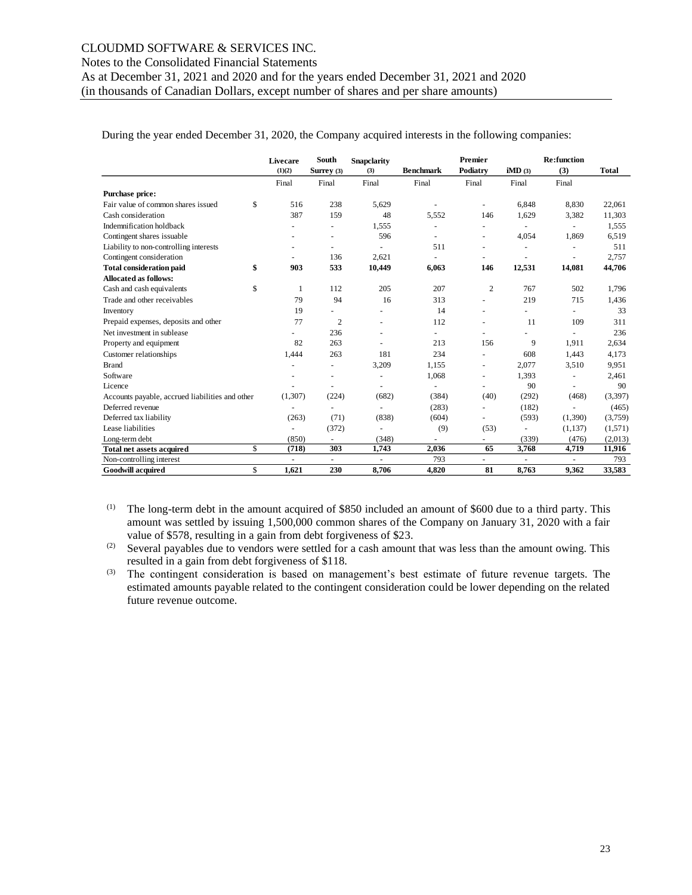During the year ended December 31, 2020, the Company acquired interests in the following companies:

| | | Livecare (1)(2) | South Surrey (3) | Snapclarity (3) | Benchmark | Premier Podiatry | iMD (3) | Re:function (3) | Total |
|---|---|---|---|---|---|---|---|---|---|
| | | Final | Final | Final | Final | Final | Final | Final | |
| **Purchase price:** | | | | | | | | | |
| Fair value of common shares issued | $ | 516 | 238 | 5,629 | - | - | 6,848 | 8,830 | 22,061 |
| Cash consideration | | 387 | 159 | 48 | 5,552 | 146 | 1,629 | 3,382 | 11,303 |
| Indemnification holdback | | - | - | 1,555 | - | - | - | - | 1,555 |
| Contingent shares issuable | | - | - | 596 | - | - | 4,054 | 1,869 | 6,519 |
| Liability to non-controlling interests | | - | - | - | 511 | - | - | - | 511 |
| Contingent consideration | | - | 136 | 2,621 | - | - | - | - | 2,757 |
| **Total consideration paid** | **$** | **903** | **533** | **10,449** | **6,063** | **146** | **12,531** | **14,081** | **44,706** |
| **Allocated as follows:** | | | | | | | | | |
| Cash and cash equivalents | $ | 1 | 112 | 205 | 207 | 2 | 767 | 502 | 1,796 |
| Trade and other receivables | | 79 | 94 | 16 | 313 | - | 219 | 715 | 1,436 |
| Inventory | | 19 | - | - | 14 | - | - | - | 33 |
| Prepaid expenses, deposits and other | | 77 | 2 | - | 112 | - | 11 | 109 | 311 |
| Net investment in sublease | | - | 236 | - | - | - | - | - | 236 |
| Property and equipment | | 82 | 263 | - | 213 | 156 | 9 | 1,911 | 2,634 |
| Customer relationships | | 1,444 | 263 | 181 | 234 | - | 608 | 1,443 | 4,173 |
| Brand | | - | - | 3,209 | 1,155 | - | 2,077 | 3,510 | 9,951 |
| Software | | - | - | - | 1,068 | - | 1,393 | - | 2,461 |
| Licence | | - | - | - | - | - | 90 | - | 90 |
| Accounts payable, accrued liabilities and other | | (1,307) | (224) | (682) | (384) | (40) | (292) | (468) | (3,397) |
| Deferred revenue | | - | - | - | (283) | - | (182) | - | (465) |
| Deferred tax liability | | (263) | (71) | (838) | (604) | - | (593) | (1,390) | (3,759) |
| Lease liabilities | | - | (372) | - | (9) | (53) | - | (1,137) | (1,571) |
| Long-term debt | | (850) | - | (348) | - | - | (339) | (476) | (2,013) |
| **Total net assets acquired** | $ | **(718)** | **303** | **1,743** | **2,036** | **65** | **3,768** | **4,719** | **11,916** |
| Non-controlling interest | | - | - | - | 793 | - | - | - | 793 |
| **Goodwill acquired** | $ | **1,621** | **230** | **8,706** | **4,820** | **81** | **8,763** | **9,362** | **33,583** |

(1) The long-term debt in the amount acquired of $850 included an amount of $600 due to a third party. This amount was settled by issuing 1,500,000 common shares of the Company on January 31, 2020 with a fair value of $578, resulting in a gain from debt forgiveness of $23.

(2) Several payables due to vendors were settled for a cash amount that was less than the amount owing. This resulted in a gain from debt forgiveness of $118.

(3) The contingent consideration is based on management's best estimate of future revenue targets. The estimated amounts payable related to the contingent consideration could be lower depending on the related future revenue outcome.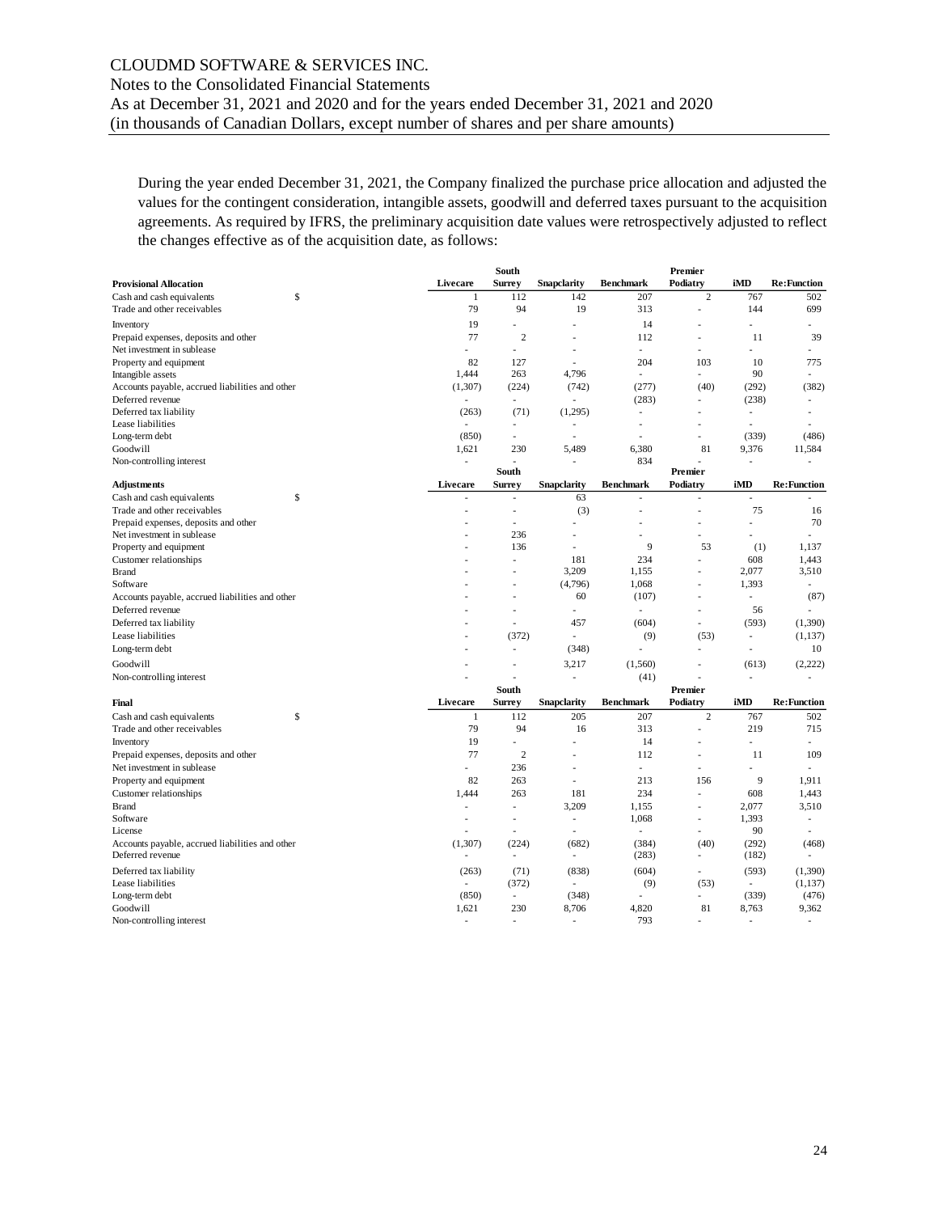During the year ended December 31, 2021, the Company finalized the purchase price allocation and adjusted the values for the contingent consideration, intangible assets, goodwill and deferred taxes pursuant to the acquisition agreements. As required by IFRS, the preliminary acquisition date values were retrospectively adjusted to reflect the changes effective as of the acquisition date, as follows:

| **Provisional Allocation** | | Livecare | South Surrey | Snapclarity | Benchmark | Premier Podiatry | iMD | Re:Function |
|---|---|---|---|---|---|---|---|---|
| Cash and cash equivalents | $ | 1 | 112 | 142 | 207 | 2 | 767 | 502 |
| Trade and other receivables | | 79 | 94 | 19 | 313 | - | 144 | 699 |
| Inventory | | 19 | - | - | 14 | - | - | - |
| Prepaid expenses, deposits and other | | 77 | 2 | - | 112 | - | 11 | 39 |
| Net investment in sublease | | - | - | - | - | - | - | - |
| Property and equipment | | 82 | 127 | - | 204 | 103 | 10 | 775 |
| Intangible assets | | 1,444 | 263 | 4,796 | - | - | 90 | - |
| Accounts payable, accrued liabilities and other | | (1,307) | (224) | (742) | (277) | (40) | (292) | (382) |
| Deferred revenue | | - | - | - | (283) | - | (238) | - |
| Deferred tax liability | | (263) | (71) | (1,295) | - | - | - | - |
| Lease liabilities | | - | - | - | - | - | - | - |
| Long-term debt | | (850) | - | - | - | - | (339) | (486) |
| Goodwill | | 1,621 | 230 | 5,489 | 6,380 | 81 | 9,376 | 11,584 |
| Non-controlling interest | | - | - | - | 834 | - | - | - |

| **Adjustments** | | Livecare | South Surrey | Snapclarity | Benchmark | Premier Podiatry | iMD | Re:Function |
|---|---|---|---|---|---|---|---|---|
| Cash and cash equivalents | $ | - | - | 63 | - | - | - | - |
| Trade and other receivables | | - | - | (3) | - | - | 75 | 16 |
| Prepaid expenses, deposits and other | | - | - | - | - | - | - | 70 |
| Net investment in sublease | | - | 236 | - | - | - | - | - |
| Property and equipment | | - | 136 | - | 9 | 53 | (1) | 1,137 |
| Customer relationships | | - | - | 181 | 234 | - | 608 | 1,443 |
| Brand | | - | - | 3,209 | 1,155 | - | 2,077 | 3,510 |
| Software | | - | - | (4,796) | 1,068 | - | 1,393 | - |
| Accounts payable, accrued liabilities and other | | - | - | 60 | (107) | - | - | (87) |
| Deferred revenue | | - | - | - | - | - | 56 | - |
| Deferred tax liability | | - | - | 457 | (604) | - | (593) | (1,390) |
| Lease liabilities | | - | (372) | - | (9) | (53) | - | (1,137) |
| Long-term debt | | - | - | (348) | - | - | - | 10 |
| Goodwill | | - | - | 3,217 | (1,560) | - | (613) | (2,222) |
| Non-controlling interest | | - | - | - | (41) | - | - | - |

| **Final** | | Livecare | South Surrey | Snapclarity | Benchmark | Premier Podiatry | iMD | Re:Function |
|---|---|---|---|---|---|---|---|---|
| Cash and cash equivalents | $ | 1 | 112 | 205 | 207 | 2 | 767 | 502 |
| Trade and other receivables | | 79 | 94 | 16 | 313 | - | 219 | 715 |
| Inventory | | 19 | - | - | 14 | - | - | - |
| Prepaid expenses, deposits and other | | 77 | 2 | - | 112 | - | 11 | 109 |
| Net investment in sublease | | - | 236 | - | - | - | - | - |
| Property and equipment | | 82 | 263 | - | 213 | 156 | 9 | 1,911 |
| Customer relationships | | 1,444 | 263 | 181 | 234 | - | 608 | 1,443 |
| Brand | | - | - | 3,209 | 1,155 | - | 2,077 | 3,510 |
| Software | | - | - | - | 1,068 | - | 1,393 | - |
| License | | - | - | - | - | - | 90 | - |
| Accounts payable, accrued liabilities and other | | (1,307) | (224) | (682) | (384) | (40) | (292) | (468) |
| Deferred revenue | | - | - | - | (283) | - | (182) | - |
| Deferred tax liability | | (263) | (71) | (838) | (604) | - | (593) | (1,390) |
| Lease liabilities | | - | (372) | - | (9) | (53) | - | (1,137) |
| Long-term debt | | (850) | - | (348) | - | - | (339) | (476) |
| Goodwill | | 1,621 | 230 | 8,706 | 4,820 | 81 | 8,763 | 9,362 |
| Non-controlling interest | | - | - | - | 793 | - | - | - |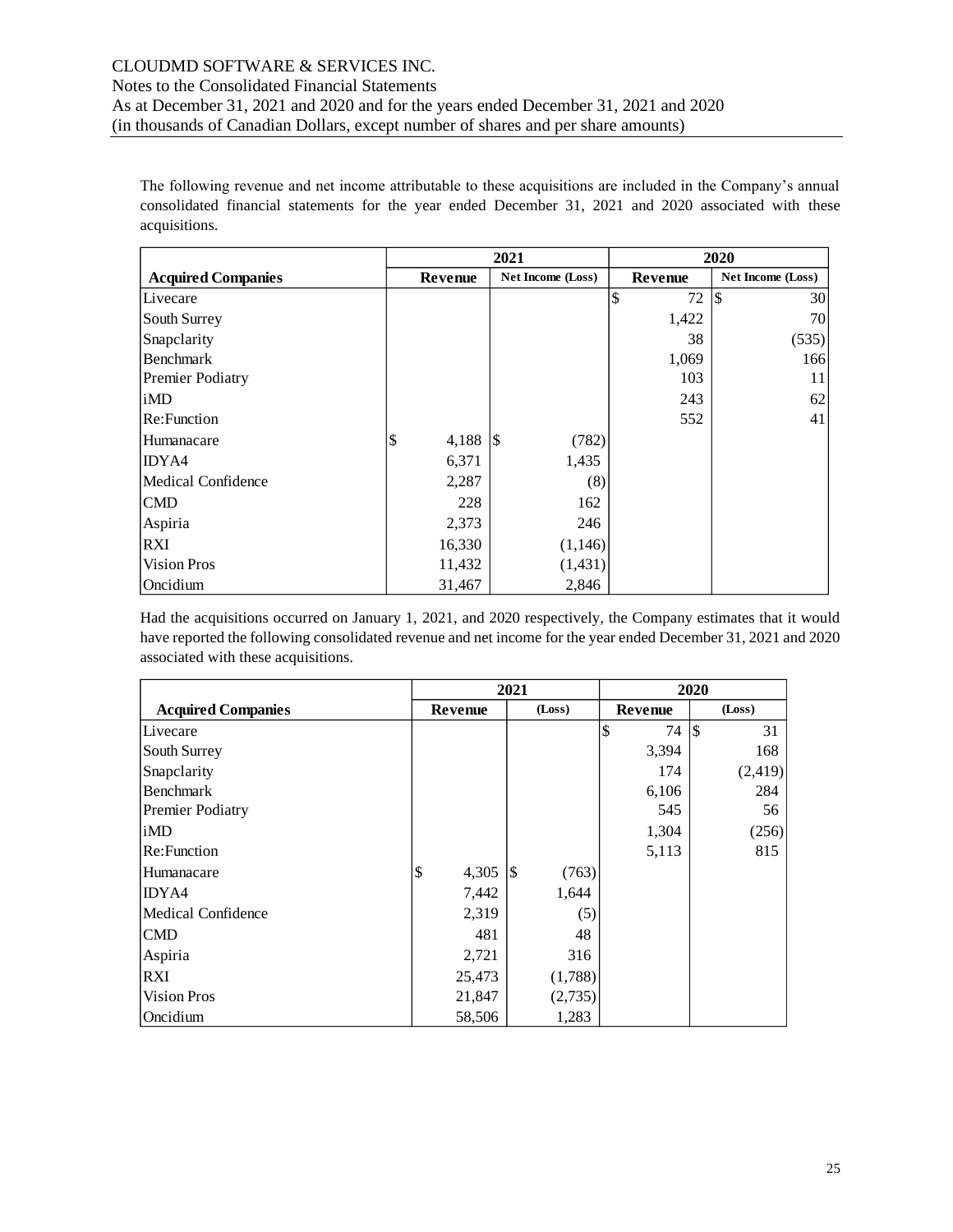The following revenue and net income attributable to these acquisitions are included in the Company's annual consolidated financial statements for the year ended December 31, 2021 and 2020 associated with these acquisitions.

| | 2021 | | 2020 | |
|---|---|---|---|---|
| **Acquired Companies** | **Revenue** | **Net Income (Loss)** | **Revenue** | **Net Income (Loss)** |
| Livecare | | | $ 72 | $ 30 |
| South Surrey | | | 1,422 | 70 |
| Snapclarity | | | 38 | (535) |
| Benchmark | | | 1,069 | 166 |
| Premier Podiatry | | | 103 | 11 |
| iMD | | | 243 | 62 |
| Re:Function | | | 552 | 41 |
| Humanacare | $ 4,188 | $ (782) | | |
| IDYA4 | 6,371 | 1,435 | | |
| Medical Confidence | 2,287 | (8) | | |
| CMD | 228 | 162 | | |
| Aspiria | 2,373 | 246 | | |
| RXI | 16,330 | (1,146) | | |
| Vision Pros | 11,432 | (1,431) | | |
| Oncidium | 31,467 | 2,846 | | |

Had the acquisitions occurred on January 1, 2021, and 2020 respectively, the Company estimates that it would have reported the following consolidated revenue and net income for the year ended December 31, 2021 and 2020 associated with these acquisitions.

| | 2021 | | 2020 | |
|---|---|---|---|---|
| **Acquired Companies** | **Revenue** | **(Loss)** | **Revenue** | **(Loss)** |
| Livecare | | | $ 74 | $ 31 |
| South Surrey | | | 3,394 | 168 |
| Snapclarity | | | 174 | (2,419) |
| Benchmark | | | 6,106 | 284 |
| Premier Podiatry | | | 545 | 56 |
| iMD | | | 1,304 | (256) |
| Re:Function | | | 5,113 | 815 |
| Humanacare | $ 4,305 | $ (763) | | |
| IDYA4 | 7,442 | 1,644 | | |
| Medical Confidence | 2,319 | (5) | | |
| CMD | 481 | 48 | | |
| Aspiria | 2,721 | 316 | | |
| RXI | 25,473 | (1,788) | | |
| Vision Pros | 21,847 | (2,735) | | |
| Oncidium | 58,506 | 1,283 | | |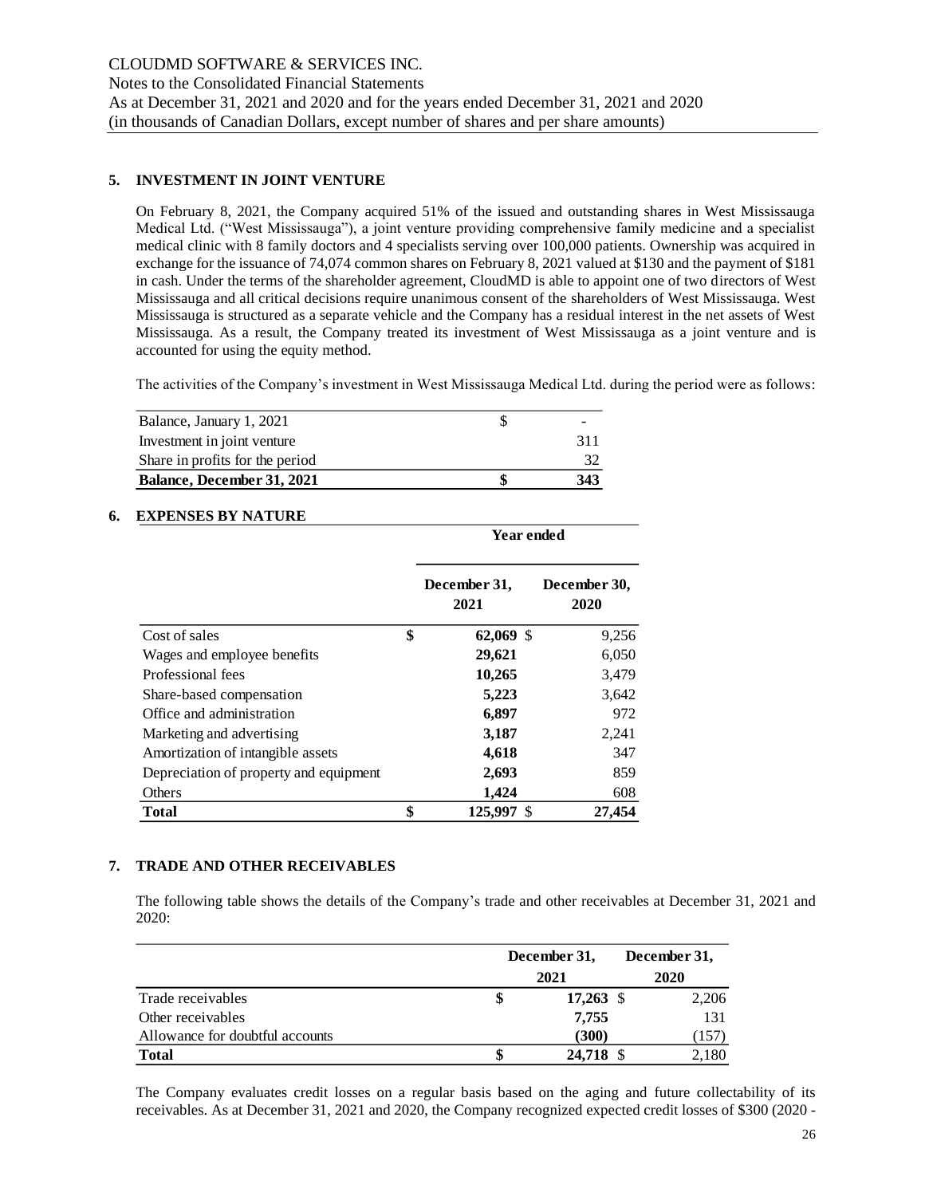CLOUDMD SOFTWARE & SERVICES INC.
Notes to the Consolidated Financial Statements
As at December 31, 2021 and 2020 and for the years ended December 31, 2021 and 2020
(in thousands of Canadian Dollars, except number of shares and per share amounts)

## 5. INVESTMENT IN JOINT VENTURE

On February 8, 2021, the Company acquired 51% of the issued and outstanding shares in West Mississauga Medical Ltd. ("West Mississauga"), a joint venture providing comprehensive family medicine and a specialist medical clinic with 8 family doctors and 4 specialists serving over 100,000 patients. Ownership was acquired in exchange for the issuance of 74,074 common shares on February 8, 2021 valued at $130 and the payment of $181 in cash. Under the terms of the shareholder agreement, CloudMD is able to appoint one of two directors of West Mississauga and all critical decisions require unanimous consent of the shareholders of West Mississauga. West Mississauga is structured as a separate vehicle and the Company has a residual interest in the net assets of West Mississauga. As a result, the Company treated its investment of West Mississauga as a joint venture and is accounted for using the equity method.

The activities of the Company's investment in West Mississauga Medical Ltd. during the period were as follows:

| | |
|---|---|
| Balance, January 1, 2021 | $ - |
| Investment in joint venture | 311 |
| Share in profits for the period | 32 |
| **Balance, December 31, 2021** | **$ 343** |

## 6. EXPENSES BY NATURE

| | Year ended | |
|---|---|---|
| | **December 31, 2021** | **December 30, 2020** |
| Cost of sales | **$ 62,069** | $ 9,256 |
| Wages and employee benefits | **29,621** | 6,050 |
| Professional fees | **10,265** | 3,479 |
| Share-based compensation | **5,223** | 3,642 |
| Office and administration | **6,897** | 972 |
| Marketing and advertising | **3,187** | 2,241 |
| Amortization of intangible assets | **4,618** | 347 |
| Depreciation of property and equipment | **2,693** | 859 |
| Others | **1,424** | 608 |
| **Total** | **$ 125,997** | **$ 27,454** |

## 7. TRADE AND OTHER RECEIVABLES

The following table shows the details of the Company's trade and other receivables at December 31, 2021 and 2020:

| | **December 31, 2021** | **December 31, 2020** |
|---|---|---|
| Trade receivables | **$ 17,263** | $ 2,206 |
| Other receivables | **7,755** | 131 |
| Allowance for doubtful accounts | **(300)** | (157) |
| **Total** | **$ 24,718** | $ 2,180 |

The Company evaluates credit losses on a regular basis based on the aging and future collectability of its receivables. As at December 31, 2021 and 2020, the Company recognized expected credit losses of $300 (2020 -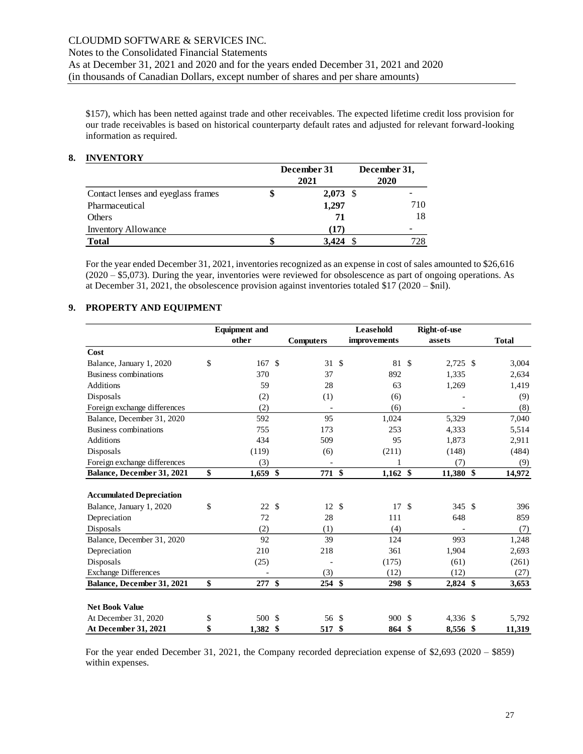$157), which has been netted against trade and other receivables. The expected lifetime credit loss provision for our trade receivables is based on historical counterparty default rates and adjusted for relevant forward-looking information as required.

## 8. INVENTORY

| | December 31 2021 | December 31, 2020 |
|---|---|---|
| Contact lenses and eyeglass frames | $ 2,073 | $ - |
| Pharmaceutical | 1,297 | 710 |
| Others | 71 | 18 |
| Inventory Allowance | (17) | - |
| **Total** | **$ 3,424** | **$ 728** |

For the year ended December 31, 2021, inventories recognized as an expense in cost of sales amounted to $26,616 (2020 – $5,073). During the year, inventories were reviewed for obsolescence as part of ongoing operations. As at December 31, 2021, the obsolescence provision against inventories totaled $17 (2020 – $nil).

## 9. PROPERTY AND EQUIPMENT

| | Equipment and other | Computers | Leasehold improvements | Right-of-use assets | Total |
|---|---|---|---|---|---|
| **Cost** | | | | | |
| Balance, January 1, 2020 | $ 167 | $ 31 | $ 81 | $ 2,725 | $ 3,004 |
| Business combinations | 370 | 37 | 892 | 1,335 | 2,634 |
| Additions | 59 | 28 | 63 | 1,269 | 1,419 |
| Disposals | (2) | (1) | (6) | - | (9) |
| Foreign exchange differences | (2) | - | (6) | - | (8) |
| Balance, December 31, 2020 | 592 | 95 | 1,024 | 5,329 | 7,040 |
| Business combinations | 755 | 173 | 253 | 4,333 | 5,514 |
| Additions | 434 | 509 | 95 | 1,873 | 2,911 |
| Disposals | (119) | (6) | (211) | (148) | (484) |
| Foreign exchange differences | (3) | - | 1 | (7) | (9) |
| **Balance, December 31, 2021** | **$ 1,659** | **$ 771** | **$ 1,162** | **$ 11,380** | **$ 14,972** |
| | | | | | |
| **Accumulated Depreciation** | | | | | |
| Balance, January 1, 2020 | $ 22 | $ 12 | $ 17 | $ 345 | $ 396 |
| Depreciation | 72 | 28 | 111 | 648 | 859 |
| Disposals | (2) | (1) | (4) | - | (7) |
| Balance, December 31, 2020 | 92 | 39 | 124 | 993 | 1,248 |
| Depreciation | 210 | 218 | 361 | 1,904 | 2,693 |
| Disposals | (25) | - | (175) | (61) | (261) |
| Exchange Differences | - | (3) | (12) | (12) | (27) |
| **Balance, December 31, 2021** | **$ 277** | **$ 254** | **$ 298** | **$ 2,824** | **$ 3,653** |
| | | | | | |
| **Net Book Value** | | | | | |
| At December 31, 2020 | $ 500 | $ 56 | $ 900 | $ 4,336 | $ 5,792 |
| **At December 31, 2021** | **$ 1,382** | **$ 517** | **$ 864** | **$ 8,556** | **$ 11,319** |

For the year ended December 31, 2021, the Company recorded depreciation expense of $2,693 (2020 – $859) within expenses.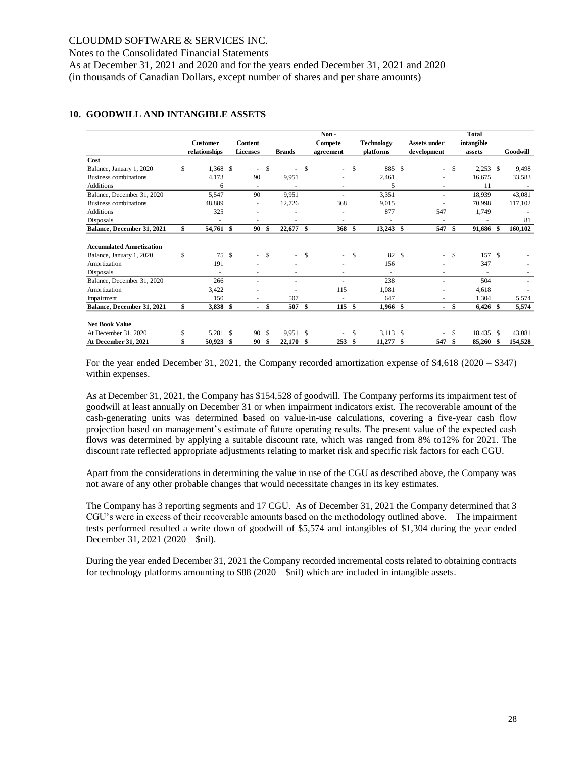## 10. GOODWILL AND INTANGIBLE ASSETS

| | Customer relationships | Content Licenses | Brands | Non - Compete agreement | Technology platforms | Assets under development | Total intangible assets | Goodwill |
|---|---|---|---|---|---|---|---|---|
| **Cost** | | | | | | | | |
| Balance, January 1, 2020 | $ 1,368 | $ - | $ - | $ - | $ 885 | $ - | $ 2,253 | $ 9,498 |
| Business combinations | 4,173 | 90 | 9,951 | - | 2,461 | - | 16,675 | 33,583 |
| Additions | 6 | - | - | - | 5 | - | 11 | - |
| Balance, December 31, 2020 | 5,547 | 90 | 9,951 | - | 3,351 | - | 18,939 | 43,081 |
| Business combinations | 48,889 | - | 12,726 | 368 | 9,015 | - | 70,998 | 117,102 |
| Additions | 325 | - | - | - | 877 | 547 | 1,749 | - |
| Disposals | - | - | - | - | - | - | - | 81 |
| **Balance, December 31, 2021** | **$ 54,761** | **$ 90** | **$ 22,677** | **$ 368** | **$ 13,243** | **$ 547** | **$ 91,686** | **$ 160,102** |
| **Accumulated Amortization** | | | | | | | | |
| Balance, January 1, 2020 | $ 75 | $ - | $ - | $ - | $ 82 | $ - | $ 157 | $ - |
| Amortization | 191 | - | - | - | 156 | - | 347 | - |
| Disposals | - | - | - | - | - | - | - | - |
| Balance, December 31, 2020 | 266 | - | - | - | 238 | - | 504 | - |
| Amortization | 3,422 | - | - | 115 | 1,081 | - | 4,618 | - |
| Impairment | 150 | - | 507 | - | 647 | - | 1,304 | 5,574 |
| **Balance, December 31, 2021** | **$ 3,838** | **$ -** | **$ 507** | **$ 115** | **$ 1,966** | **$ -** | **$ 6,426** | **$ 5,574** |
| **Net Book Value** | | | | | | | | |
| At December 31, 2020 | $ 5,281 | $ 90 | $ 9,951 | $ - | $ 3,113 | $ - | $ 18,435 | $ 43,081 |
| **At December 31, 2021** | **$ 50,923** | **$ 90** | **$ 22,170** | **$ 253** | **$ 11,277** | **$ 547** | **$ 85,260** | **$ 154,528** |

For the year ended December 31, 2021, the Company recorded amortization expense of $4,618 (2020 – $347) within expenses.

As at December 31, 2021, the Company has $154,528 of goodwill. The Company performs its impairment test of goodwill at least annually on December 31 or when impairment indicators exist. The recoverable amount of the cash-generating units was determined based on value-in-use calculations, covering a five-year cash flow projection based on management's estimate of future operating results. The present value of the expected cash flows was determined by applying a suitable discount rate, which was ranged from 8% to12% for 2021. The discount rate reflected appropriate adjustments relating to market risk and specific risk factors for each CGU.

Apart from the considerations in determining the value in use of the CGU as described above, the Company was not aware of any other probable changes that would necessitate changes in its key estimates.

The Company has 3 reporting segments and 17 CGU. As of December 31, 2021 the Company determined that 3 CGU's were in excess of their recoverable amounts based on the methodology outlined above. The impairment tests performed resulted a write down of goodwill of $5,574 and intangibles of $1,304 during the year ended December 31, 2021 (2020 – $nil).

During the year ended December 31, 2021 the Company recorded incremental costs related to obtaining contracts for technology platforms amounting to $88 (2020 – $nil) which are included in intangible assets.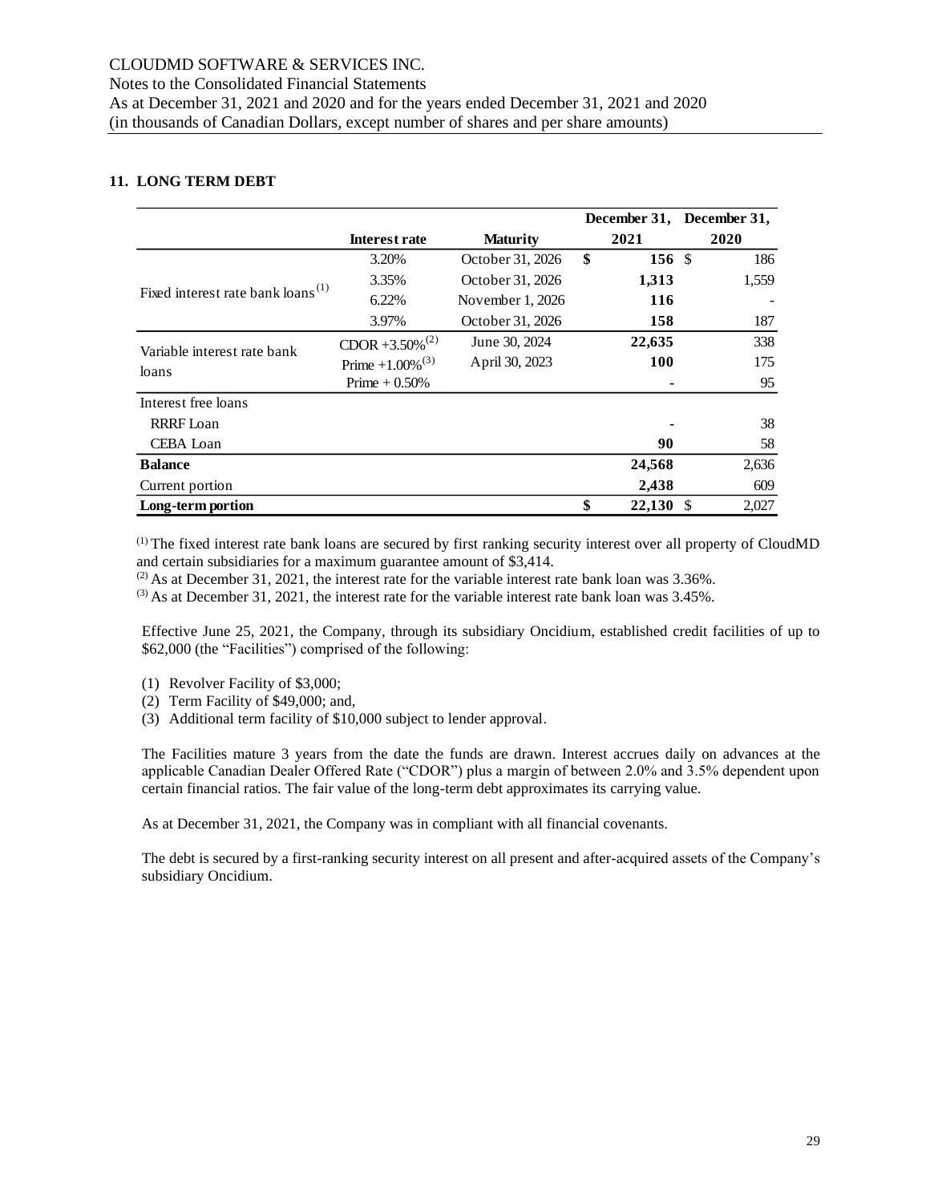CLOUDMD SOFTWARE & SERVICES INC.
Notes to the Consolidated Financial Statements
As at December 31, 2021 and 2020 and for the years ended December 31, 2021 and 2020
(in thousands of Canadian Dollars, except number of shares and per share amounts)

## 11. LONG TERM DEBT

| | Interest rate | Maturity | December 31, 2021 | December 31, 2020 |
|---|---|---|---|---|
| Fixed interest rate bank loans [1] | 3.20% | October 31, 2026 | $ **156** | $ 186 |
| | 3.35% | October 31, 2026 | **1,313** | 1,559 |
| | 6.22% | November 1, 2026 | **116** | - |
| | 3.97% | October 31, 2026 | **158** | 187 |
| Variable interest rate bank loans | CDOR +3.50% [2] | June 30, 2024 | **22,635** | 338 |
| | Prime +1.00% [3] | April 30, 2023 | **100** | 175 |
| | Prime + 0.50% | | **-** | 95 |
| Interest free loans | | | | |
| RRRF Loan | | | **-** | 38 |
| CEBA Loan | | | **90** | 58 |
| **Balance** | | | **24,568** | 2,636 |
| Current portion | | | **2,438** | 609 |
| **Long-term portion** | | | $ **22,130** | $ 2,027 |

[1] The fixed interest rate bank loans are secured by first ranking security interest over all property of CloudMD and certain subsidiaries for a maximum guarantee amount of $3,414.
[2] As at December 31, 2021, the interest rate for the variable interest rate bank loan was 3.36%.
[3] As at December 31, 2021, the interest rate for the variable interest rate bank loan was 3.45%.

Effective June 25, 2021, the Company, through its subsidiary Oncidium, established credit facilities of up to $62,000 (the "Facilities") comprised of the following:

(1) Revolver Facility of $3,000;
(2) Term Facility of $49,000; and,
(3) Additional term facility of $10,000 subject to lender approval.

The Facilities mature 3 years from the date the funds are drawn. Interest accrues daily on advances at the applicable Canadian Dealer Offered Rate ("CDOR") plus a margin of between 2.0% and 3.5% dependent upon certain financial ratios. The fair value of the long-term debt approximates its carrying value.

As at December 31, 2021, the Company was in compliant with all financial covenants.

The debt is secured by a first-ranking security interest on all present and after-acquired assets of the Company's subsidiary Oncidium.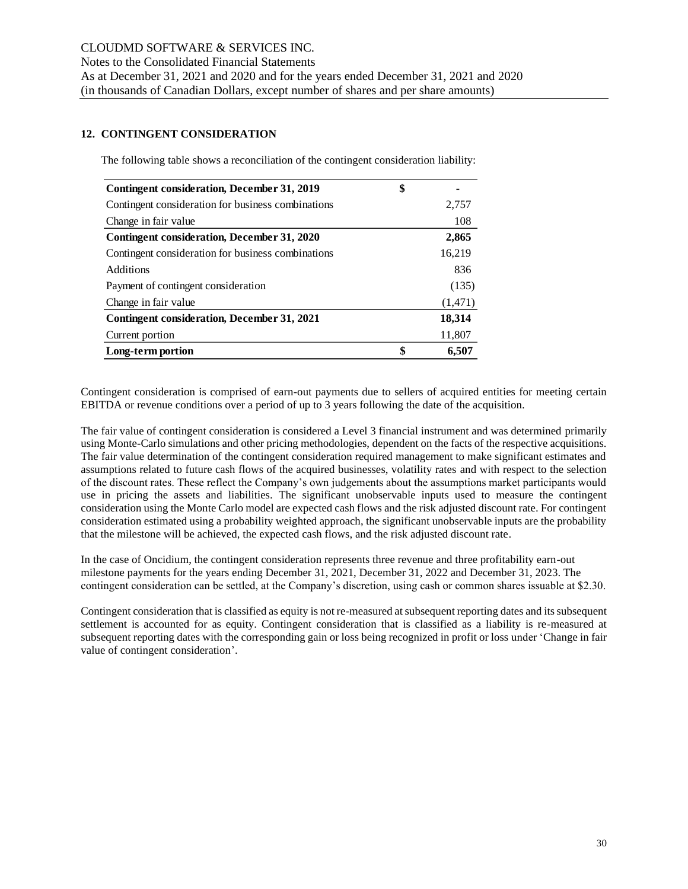## 12. CONTINGENT CONSIDERATION

The following table shows a reconciliation of the contingent consideration liability:

| | | |
|---|---|---|
| **Contingent consideration, December 31, 2019** | $ | - |
| Contingent consideration for business combinations | | 2,757 |
| Change in fair value | | 108 |
| **Contingent consideration, December 31, 2020** | | **2,865** |
| Contingent consideration for business combinations | | 16,219 |
| Additions | | 836 |
| Payment of contingent consideration | | (135) |
| Change in fair value | | (1,471) |
| **Contingent consideration, December 31, 2021** | | **18,314** |
| Current portion | | 11,807 |
| **Long-term portion** | **$** | **6,507** |

Contingent consideration is comprised of earn-out payments due to sellers of acquired entities for meeting certain EBITDA or revenue conditions over a period of up to 3 years following the date of the acquisition.

The fair value of contingent consideration is considered a Level 3 financial instrument and was determined primarily using Monte-Carlo simulations and other pricing methodologies, dependent on the facts of the respective acquisitions. The fair value determination of the contingent consideration required management to make significant estimates and assumptions related to future cash flows of the acquired businesses, volatility rates and with respect to the selection of the discount rates. These reflect the Company's own judgements about the assumptions market participants would use in pricing the assets and liabilities. The significant unobservable inputs used to measure the contingent consideration using the Monte Carlo model are expected cash flows and the risk adjusted discount rate. For contingent consideration estimated using a probability weighted approach, the significant unobservable inputs are the probability that the milestone will be achieved, the expected cash flows, and the risk adjusted discount rate.

In the case of Oncidium, the contingent consideration represents three revenue and three profitability earn-out milestone payments for the years ending December 31, 2021, December 31, 2022 and December 31, 2023. The contingent consideration can be settled, at the Company's discretion, using cash or common shares issuable at $2.30.

Contingent consideration that is classified as equity is not re-measured at subsequent reporting dates and its subsequent settlement is accounted for as equity. Contingent consideration that is classified as a liability is re-measured at subsequent reporting dates with the corresponding gain or loss being recognized in profit or loss under 'Change in fair value of contingent consideration'.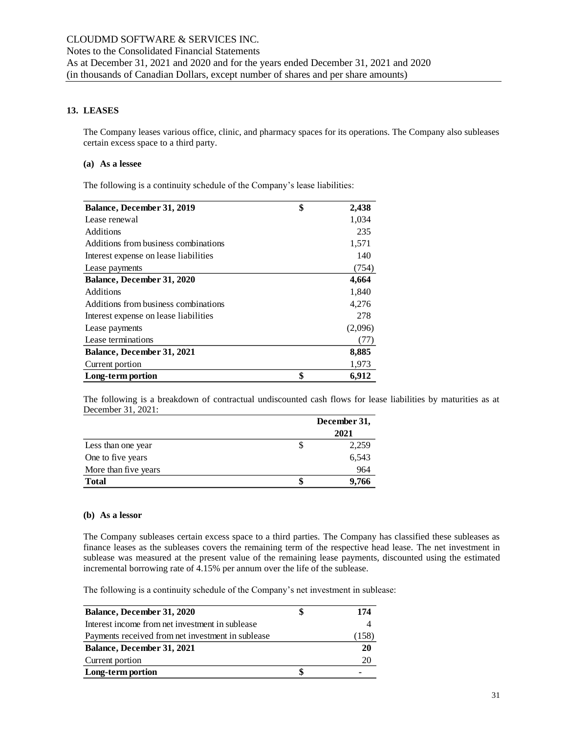## 13. LEASES

The Company leases various office, clinic, and pharmacy spaces for its operations. The Company also subleases certain excess space to a third party.

### (a) As a lessee

The following is a continuity schedule of the Company's lease liabilities:

| | | |
|---|---|---|
| **Balance, December 31, 2019** | **$** | **2,438** |
| Lease renewal | | 1,034 |
| Additions | | 235 |
| Additions from business combinations | | 1,571 |
| Interest expense on lease liabilities | | 140 |
| Lease payments | | (754) |
| **Balance, December 31, 2020** | | **4,664** |
| Additions | | 1,840 |
| Additions from business combinations | | 4,276 |
| Interest expense on lease liabilities | | 278 |
| Lease payments | | (2,096) |
| Lease terminations | | (77) |
| **Balance, December 31, 2021** | | **8,885** |
| Current portion | | 1,973 |
| **Long-term portion** | **$** | **6,912** |

The following is a breakdown of contractual undiscounted cash flows for lease liabilities by maturities as at December 31, 2021:

| | | **December 31, 2021** |
|---|---|---|
| Less than one year | $ | 2,259 |
| One to five years | | 6,543 |
| More than five years | | 964 |
| **Total** | **$** | **9,766** |

### (b) As a lessor

The Company subleases certain excess space to a third parties. The Company has classified these subleases as finance leases as the subleases covers the remaining term of the respective head lease. The net investment in sublease was measured at the present value of the remaining lease payments, discounted using the estimated incremental borrowing rate of 4.15% per annum over the life of the sublease.

The following is a continuity schedule of the Company's net investment in sublease:

| | | |
|---|---|---|
| **Balance, December 31, 2020** | **$** | **174** |
| Interest income from net investment in sublease | | 4 |
| Payments received from net investment in sublease | | (158) |
| **Balance, December 31, 2021** | | **20** |
| Current portion | | 20 |
| **Long-term portion** | **$** | **-** |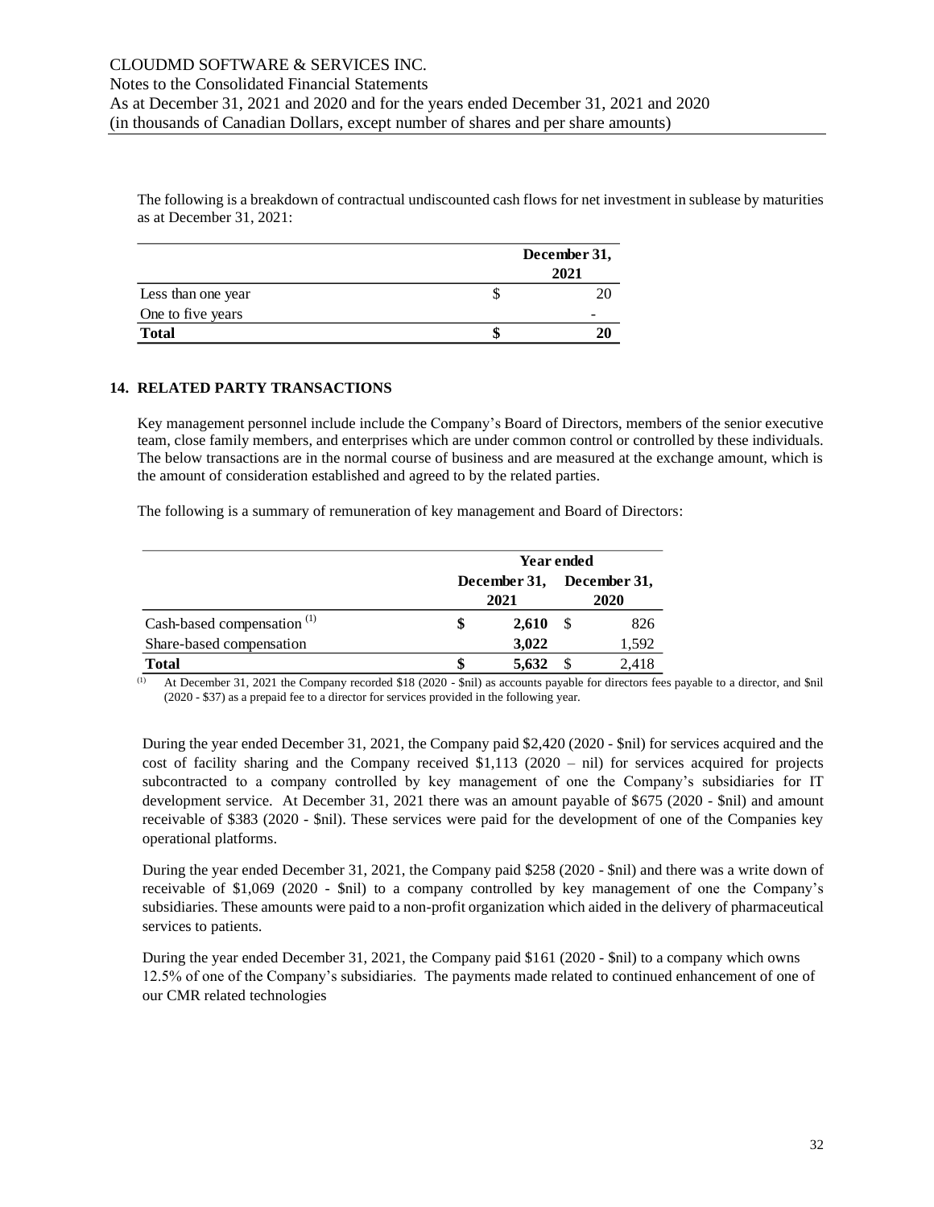The following is a breakdown of contractual undiscounted cash flows for net investment in sublease by maturities as at December 31, 2021:

| | December 31, 2021 |
|---|---|
| Less than one year | $ 20 |
| One to five years | - |
| **Total** | **$ 20** |

## 14. RELATED PARTY TRANSACTIONS

Key management personnel include include the Company's Board of Directors, members of the senior executive team, close family members, and enterprises which are under common control or controlled by these individuals. The below transactions are in the normal course of business and are measured at the exchange amount, which is the amount of consideration established and agreed to by the related parties.

The following is a summary of remuneration of key management and Board of Directors:

| | Year ended | |
|---|---|---|
| | December 31, 2021 | December 31, 2020 |
| Cash-based compensation [(1)] | **$ 2,610** | $ 826 |
| Share-based compensation | **3,022** | 1,592 |
| **Total** | **$ 5,632** | $ 2,418 |

(1) At December 31, 2021 the Company recorded $18 (2020 - $nil) as accounts payable for directors fees payable to a director, and $nil (2020 - $37) as a prepaid fee to a director for services provided in the following year.

During the year ended December 31, 2021, the Company paid $2,420 (2020 - $nil) for services acquired and the cost of facility sharing and the Company received $1,113 (2020 – nil) for services acquired for projects subcontracted to a company controlled by key management of one the Company's subsidiaries for IT development service. At December 31, 2021 there was an amount payable of $675 (2020 - $nil) and amount receivable of $383 (2020 - $nil). These services were paid for the development of one of the Companies key operational platforms.

During the year ended December 31, 2021, the Company paid $258 (2020 - $nil) and there was a write down of receivable of $1,069 (2020 - $nil) to a company controlled by key management of one the Company's subsidiaries. These amounts were paid to a non-profit organization which aided in the delivery of pharmaceutical services to patients.

During the year ended December 31, 2021, the Company paid $161 (2020 - $nil) to a company which owns 12.5% of one of the Company's subsidiaries. The payments made related to continued enhancement of one of our CMR related technologies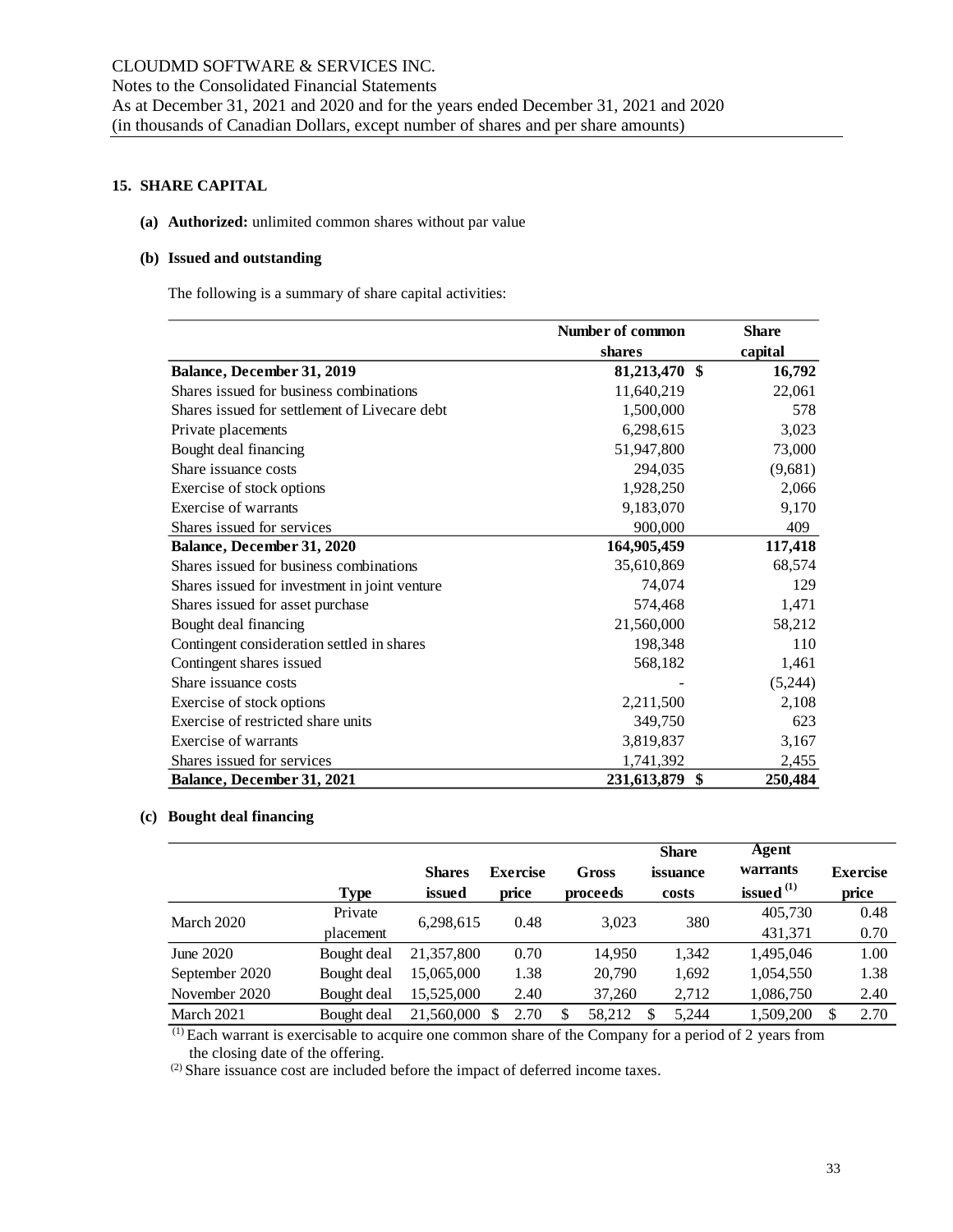## 15. SHARE CAPITAL

**(a) Authorized:** unlimited common shares without par value

**(b) Issued and outstanding**

The following is a summary of share capital activities:

| | Number of common shares | Share capital |
|---|---|---|
| **Balance, December 31, 2019** | **81,213,470** | **$ 16,792** |
| Shares issued for business combinations | 11,640,219 | 22,061 |
| Shares issued for settlement of Livecare debt | 1,500,000 | 578 |
| Private placements | 6,298,615 | 3,023 |
| Bought deal financing | 51,947,800 | 73,000 |
| Share issuance costs | 294,035 | (9,681) |
| Exercise of stock options | 1,928,250 | 2,066 |
| Exercise of warrants | 9,183,070 | 9,170 |
| Shares issued for services | 900,000 | 409 |
| **Balance, December 31, 2020** | **164,905,459** | **117,418** |
| Shares issued for business combinations | 35,610,869 | 68,574 |
| Shares issued for investment in joint venture | 74,074 | 129 |
| Shares issued for asset purchase | 574,468 | 1,471 |
| Bought deal financing | 21,560,000 | 58,212 |
| Contingent consideration settled in shares | 198,348 | 110 |
| Contingent shares issued | 568,182 | 1,461 |
| Share issuance costs | - | (5,244) |
| Exercise of stock options | 2,211,500 | 2,108 |
| Exercise of restricted share units | 349,750 | 623 |
| Exercise of warrants | 3,819,837 | 3,167 |
| Shares issued for services | 1,741,392 | 2,455 |
| **Balance, December 31, 2021** | **231,613,879** | **$ 250,484** |

**(c) Bought deal financing**

| | Type | Shares issued | Exercise price | Gross proceeds | Share issuance costs | Agent warrants issued [1] | Exercise price |
|---|---|---|---|---|---|---|---|
| March 2020 | Private placement | 6,298,615 | 0.48 | 3,023 | 380 | 405,730 | 0.48 |
| | | | | | | 431,371 | 0.70 |
| June 2020 | Bought deal | 21,357,800 | 0.70 | 14,950 | 1,342 | 1,495,046 | 1.00 |
| September 2020 | Bought deal | 15,065,000 | 1.38 | 20,790 | 1,692 | 1,054,550 | 1.38 |
| November 2020 | Bought deal | 15,525,000 | 2.40 | 37,260 | 2,712 | 1,086,750 | 2.40 |
| March 2021 | Bought deal | 21,560,000 | $ 2.70 | $ 58,212 | $ 5,244 | 1,509,200 | $ 2.70 |

[1] Each warrant is exercisable to acquire one common share of the Company for a period of 2 years from the closing date of the offering.

[2] Share issuance cost are included before the impact of deferred income taxes.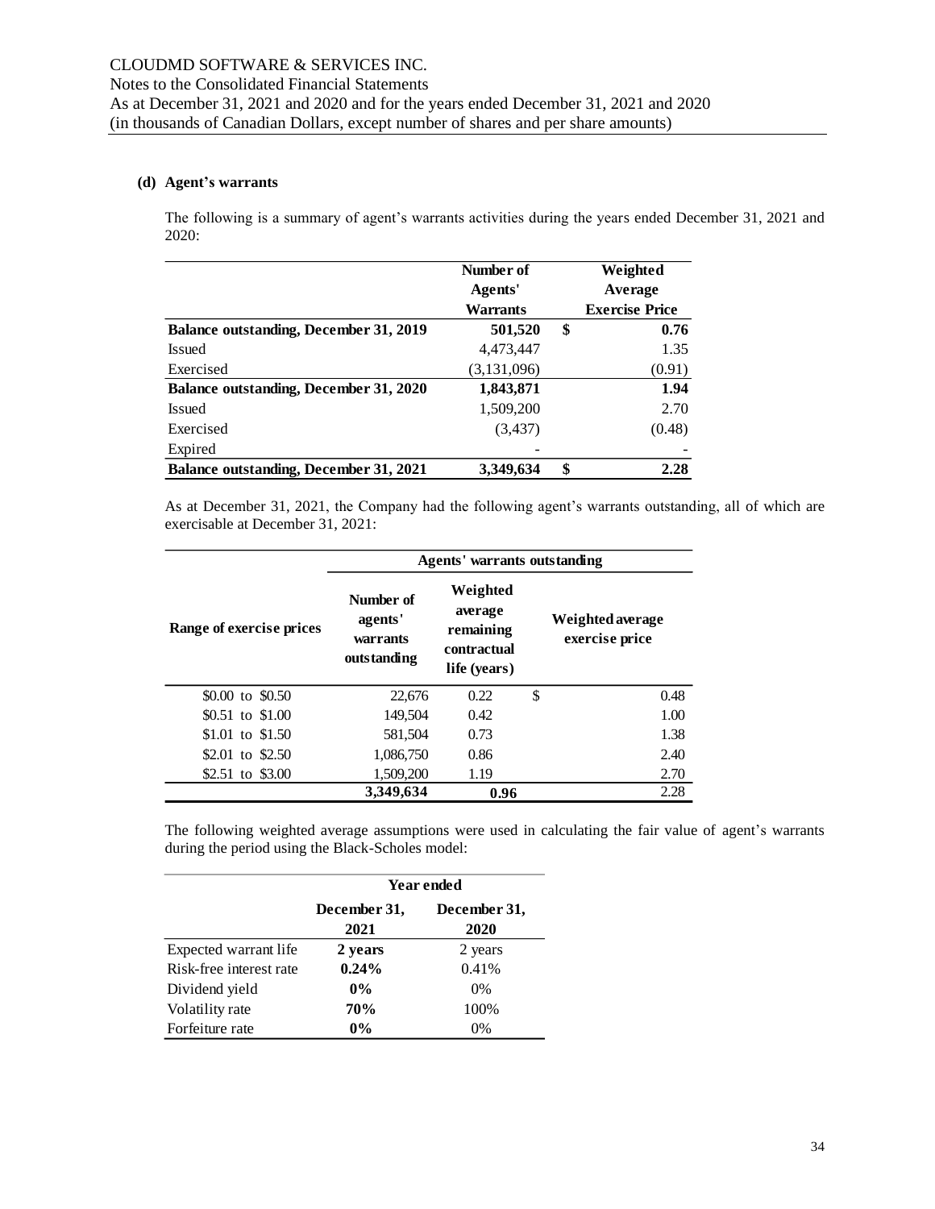### (d) Agent's warrants

The following is a summary of agent's warrants activities during the years ended December 31, 2021 and 2020:

| | Number of Agents' Warrants | Weighted Average Exercise Price |
|---|---|---|
| **Balance outstanding, December 31, 2019** | **501,520** | **$ 0.76** |
| Issued | 4,473,447 | 1.35 |
| Exercised | (3,131,096) | (0.91) |
| **Balance outstanding, December 31, 2020** | **1,843,871** | **1.94** |
| Issued | 1,509,200 | 2.70 |
| Exercised | (3,437) | (0.48) |
| Expired | - | - |
| **Balance outstanding, December 31, 2021** | **3,349,634** | **$ 2.28** |

As at December 31, 2021, the Company had the following agent's warrants outstanding, all of which are exercisable at December 31, 2021:

| | Agents' warrants outstanding | | |
|---|---|---|---|
| **Range of exercise prices** | **Number of agents' warrants outstanding** | **Weighted average remaining contractual life (years)** | **Weighted average exercise price** |
| $0.00 to $0.50 | 22,676 | 0.22 | $ 0.48 |
| $0.51 to $1.00 | 149,504 | 0.42 | 1.00 |
| $1.01 to $1.50 | 581,504 | 0.73 | 1.38 |
| $2.01 to $2.50 | 1,086,750 | 0.86 | 2.40 |
| $2.51 to $3.00 | 1,509,200 | 1.19 | 2.70 |
| | **3,349,634** | **0.96** | 2.28 |

The following weighted average assumptions were used in calculating the fair value of agent's warrants during the period using the Black-Scholes model:

| | Year ended | |
|---|---|---|
| | **December 31, 2021** | **December 31, 2020** |
| Expected warrant life | **2 years** | 2 years |
| Risk-free interest rate | **0.24%** | 0.41% |
| Dividend yield | **0%** | 0% |
| Volatility rate | **70%** | 100% |
| Forfeiture rate | **0%** | 0% |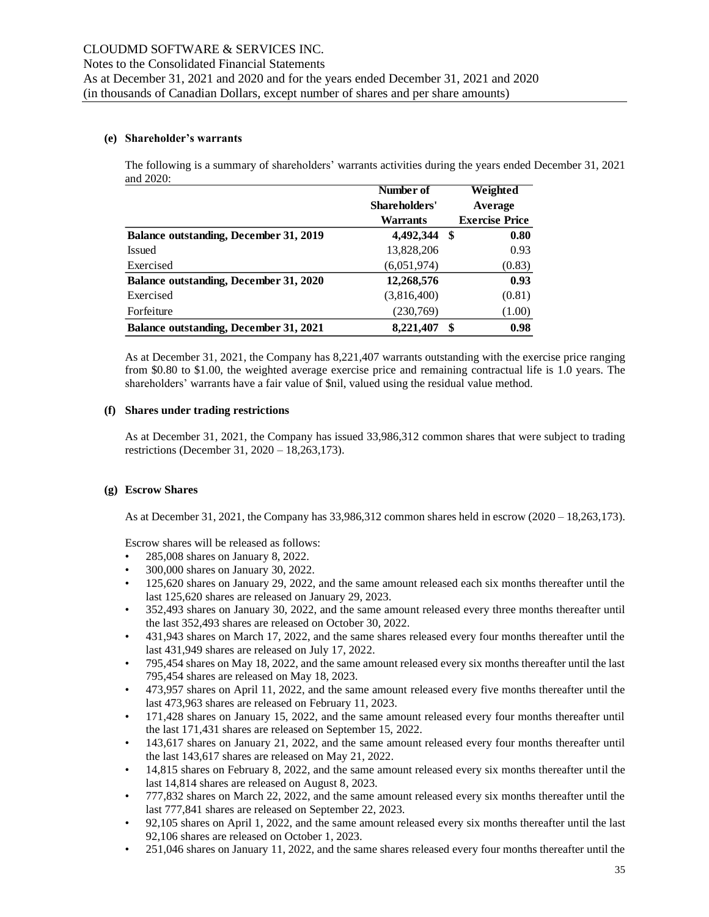**(e) Shareholder's warrants**

The following is a summary of shareholders' warrants activities during the years ended December 31, 2021 and 2020:

| | Number of Shareholders' Warrants | Weighted Average Exercise Price |
|---|---|---|
| **Balance outstanding, December 31, 2019** | **4,492,344** | **$ 0.80** |
| Issued | 13,828,206 | 0.93 |
| Exercised | (6,051,974) | (0.83) |
| **Balance outstanding, December 31, 2020** | **12,268,576** | **0.93** |
| Exercised | (3,816,400) | (0.81) |
| Forfeiture | (230,769) | (1.00) |
| **Balance outstanding, December 31, 2021** | **8,221,407** | **$ 0.98** |

As at December 31, 2021, the Company has 8,221,407 warrants outstanding with the exercise price ranging from $0.80 to $1.00, the weighted average exercise price and remaining contractual life is 1.0 years. The shareholders' warrants have a fair value of $nil, valued using the residual value method.

**(f) Shares under trading restrictions**

As at December 31, 2021, the Company has issued 33,986,312 common shares that were subject to trading restrictions (December 31, 2020 – 18,263,173).

**(g) Escrow Shares**

As at December 31, 2021, the Company has 33,986,312 common shares held in escrow (2020 – 18,263,173).

Escrow shares will be released as follows:

- 285,008 shares on January 8, 2022.
- 300,000 shares on January 30, 2022.
- 125,620 shares on January 29, 2022, and the same amount released each six months thereafter until the last 125,620 shares are released on January 29, 2023.
- 352,493 shares on January 30, 2022, and the same amount released every three months thereafter until the last 352,493 shares are released on October 30, 2022.
- 431,943 shares on March 17, 2022, and the same shares released every four months thereafter until the last 431,949 shares are released on July 17, 2022.
- 795,454 shares on May 18, 2022, and the same amount released every six months thereafter until the last 795,454 shares are released on May 18, 2023.
- 473,957 shares on April 11, 2022, and the same amount released every five months thereafter until the last 473,963 shares are released on February 11, 2023.
- 171,428 shares on January 15, 2022, and the same amount released every four months thereafter until the last 171,431 shares are released on September 15, 2022.
- 143,617 shares on January 21, 2022, and the same amount released every four months thereafter until the last 143,617 shares are released on May 21, 2022.
- 14,815 shares on February 8, 2022, and the same amount released every six months thereafter until the last 14,814 shares are released on August 8, 2023.
- 777,832 shares on March 22, 2022, and the same amount released every six months thereafter until the last 777,841 shares are released on September 22, 2023.
- 92,105 shares on April 1, 2022, and the same amount released every six months thereafter until the last 92,106 shares are released on October 1, 2023.
- 251,046 shares on January 11, 2022, and the same shares released every four months thereafter until the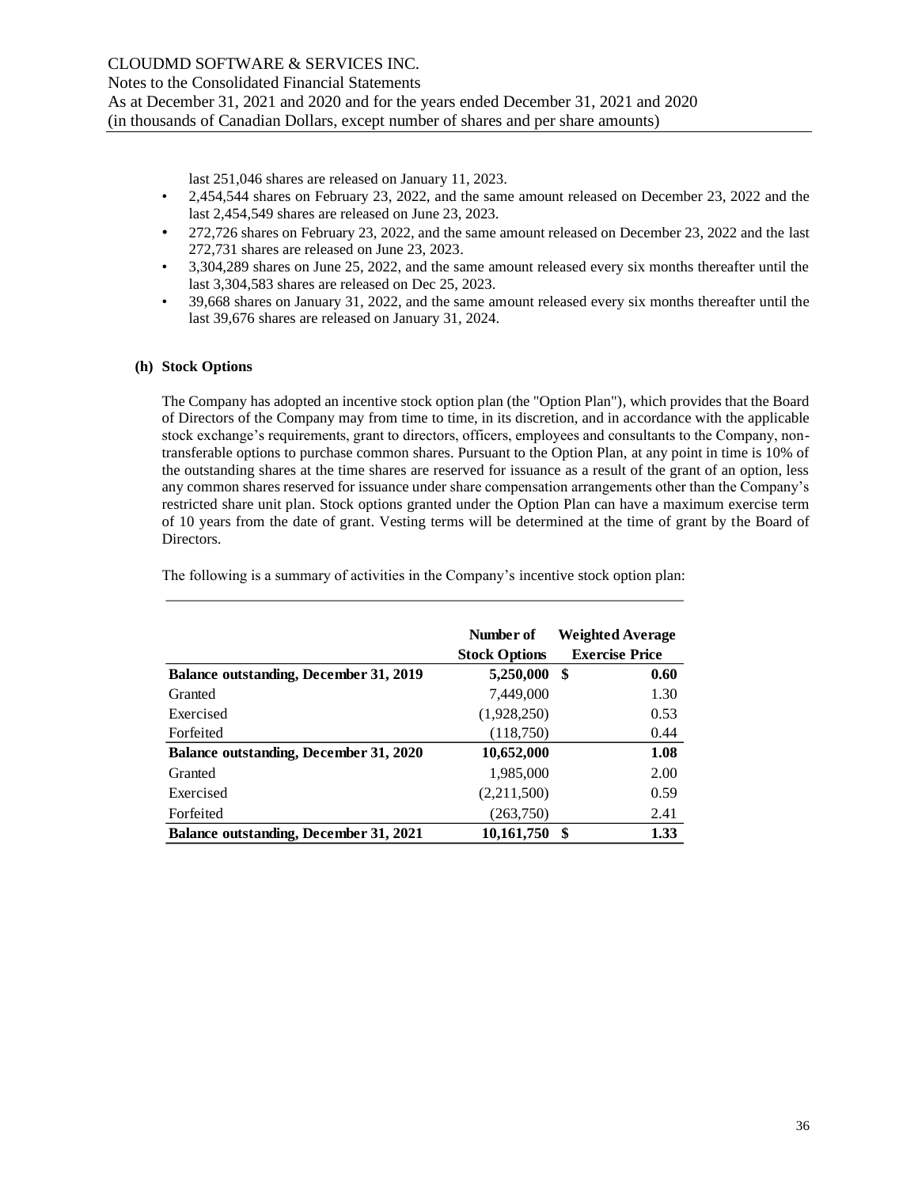last 251,046 shares are released on January 11, 2023.

- 2,454,544 shares on February 23, 2022, and the same amount released on December 23, 2022 and the last 2,454,549 shares are released on June 23, 2023.
- 272,726 shares on February 23, 2022, and the same amount released on December 23, 2022 and the last 272,731 shares are released on June 23, 2023.
- 3,304,289 shares on June 25, 2022, and the same amount released every six months thereafter until the last 3,304,583 shares are released on Dec 25, 2023.
- 39,668 shares on January 31, 2022, and the same amount released every six months thereafter until the last 39,676 shares are released on January 31, 2024.

**(h) Stock Options**

The Company has adopted an incentive stock option plan (the "Option Plan"), which provides that the Board of Directors of the Company may from time to time, in its discretion, and in accordance with the applicable stock exchange's requirements, grant to directors, officers, employees and consultants to the Company, non-transferable options to purchase common shares. Pursuant to the Option Plan, at any point in time is 10% of the outstanding shares at the time shares are reserved for issuance as a result of the grant of an option, less any common shares reserved for issuance under share compensation arrangements other than the Company's restricted share unit plan. Stock options granted under the Option Plan can have a maximum exercise term of 10 years from the date of grant. Vesting terms will be determined at the time of grant by the Board of Directors.

The following is a summary of activities in the Company's incentive stock option plan:

| | Number of Stock Options | Weighted Average Exercise Price |
|---|---|---|
| **Balance outstanding, December 31, 2019** | **5,250,000** | **$ 0.60** |
| Granted | 7,449,000 | 1.30 |
| Exercised | (1,928,250) | 0.53 |
| Forfeited | (118,750) | 0.44 |
| **Balance outstanding, December 31, 2020** | **10,652,000** | **1.08** |
| Granted | 1,985,000 | 2.00 |
| Exercised | (2,211,500) | 0.59 |
| Forfeited | (263,750) | 2.41 |
| **Balance outstanding, December 31, 2021** | **10,161,750** | **$ 1.33** |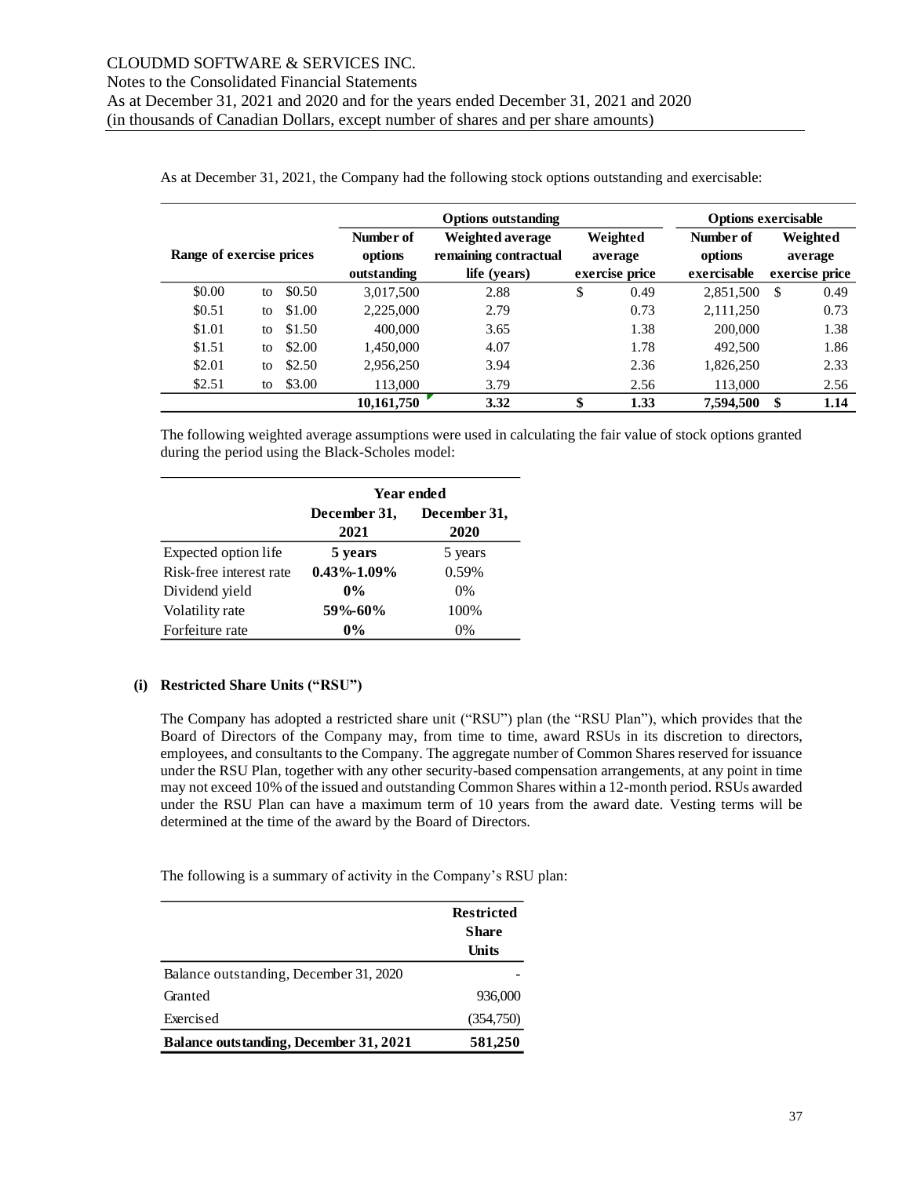As at December 31, 2021, the Company had the following stock options outstanding and exercisable:

| Range of exercise prices | | | Options outstanding | | | Options exercisable | |
|---|---|---|---|---|---|---|---|
| | | | Number of options outstanding | Weighted average remaining contractual life (years) | Weighted average exercise price | Number of options exercisable | Weighted average exercise price |
| $0.00 | to | $0.50 | 3,017,500 | 2.88 | $ 0.49 | 2,851,500 | $ 0.49 |
| $0.51 | to | $1.00 | 2,225,000 | 2.79 | 0.73 | 2,111,250 | 0.73 |
| $1.01 | to | $1.50 | 400,000 | 3.65 | 1.38 | 200,000 | 1.38 |
| $1.51 | to | $2.00 | 1,450,000 | 4.07 | 1.78 | 492,500 | 1.86 |
| $2.01 | to | $2.50 | 2,956,250 | 3.94 | 2.36 | 1,826,250 | 2.33 |
| $2.51 | to | $3.00 | 113,000 | 3.79 | 2.56 | 113,000 | 2.56 |
| | | | **10,161,750** | **3.32** | **$ 1.33** | **7,594,500** | **$ 1.14** |

The following weighted average assumptions were used in calculating the fair value of stock options granted during the period using the Black-Scholes model:

| | Year ended | |
|---|---|---|
| | **December 31, 2021** | **December 31, 2020** |
| Expected option life | **5 years** | 5 years |
| Risk-free interest rate | **0.43%-1.09%** | 0.59% |
| Dividend yield | **0%** | 0% |
| Volatility rate | **59%-60%** | 100% |
| Forfeiture rate | **0%** | 0% |

**(i) Restricted Share Units ("RSU")**

The Company has adopted a restricted share unit ("RSU") plan (the "RSU Plan"), which provides that the Board of Directors of the Company may, from time to time, award RSUs in its discretion to directors, employees, and consultants to the Company. The aggregate number of Common Shares reserved for issuance under the RSU Plan, together with any other security-based compensation arrangements, at any point in time may not exceed 10% of the issued and outstanding Common Shares within a 12-month period. RSUs awarded under the RSU Plan can have a maximum term of 10 years from the award date. Vesting terms will be determined at the time of the award by the Board of Directors.

The following is a summary of activity in the Company's RSU plan:

| | Restricted Share Units |
|---|---|
| Balance outstanding, December 31, 2020 | - |
| Granted | 936,000 |
| Exercised | (354,750) |
| **Balance outstanding, December 31, 2021** | **581,250** |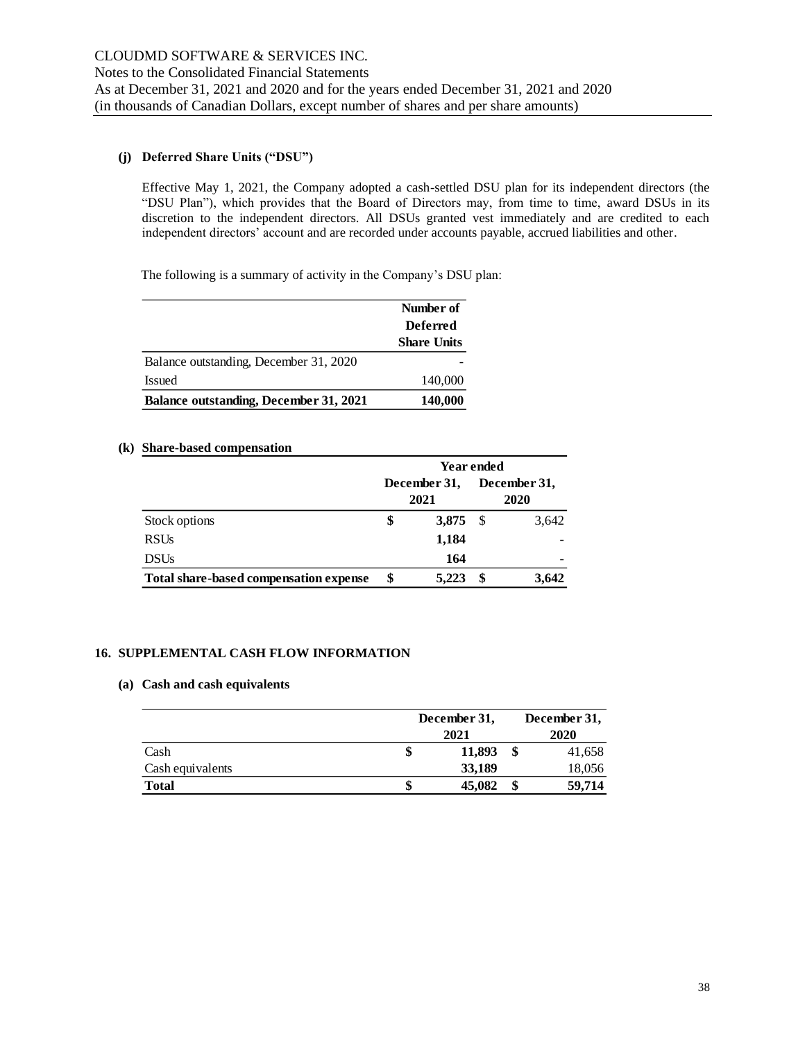**(j) Deferred Share Units ("DSU")**

Effective May 1, 2021, the Company adopted a cash-settled DSU plan for its independent directors (the "DSU Plan"), which provides that the Board of Directors may, from time to time, award DSUs in its discretion to the independent directors. All DSUs granted vest immediately and are credited to each independent directors' account and are recorded under accounts payable, accrued liabilities and other.

The following is a summary of activity in the Company's DSU plan:

| | Number of Deferred Share Units |
|---|---|
| Balance outstanding, December 31, 2020 | - |
| Issued | 140,000 |
| **Balance outstanding, December 31, 2021** | **140,000** |

**(k) Share-based compensation**

| | Year ended | |
|---|---|---|
| | December 31, 2021 | December 31, 2020 |
| Stock options | $ **3,875** | $ 3,642 |
| RSUs | **1,184** | - |
| DSUs | **164** | - |
| **Total share-based compensation expense** | **$ 5,223** | **$ 3,642** |

## 16. SUPPLEMENTAL CASH FLOW INFORMATION

**(a) Cash and cash equivalents**

| | December 31, 2021 | December 31, 2020 |
|---|---|---|
| Cash | $ **11,893** | $ 41,658 |
| Cash equivalents | **33,189** | 18,056 |
| **Total** | **$ 45,082** | **$ 59,714** |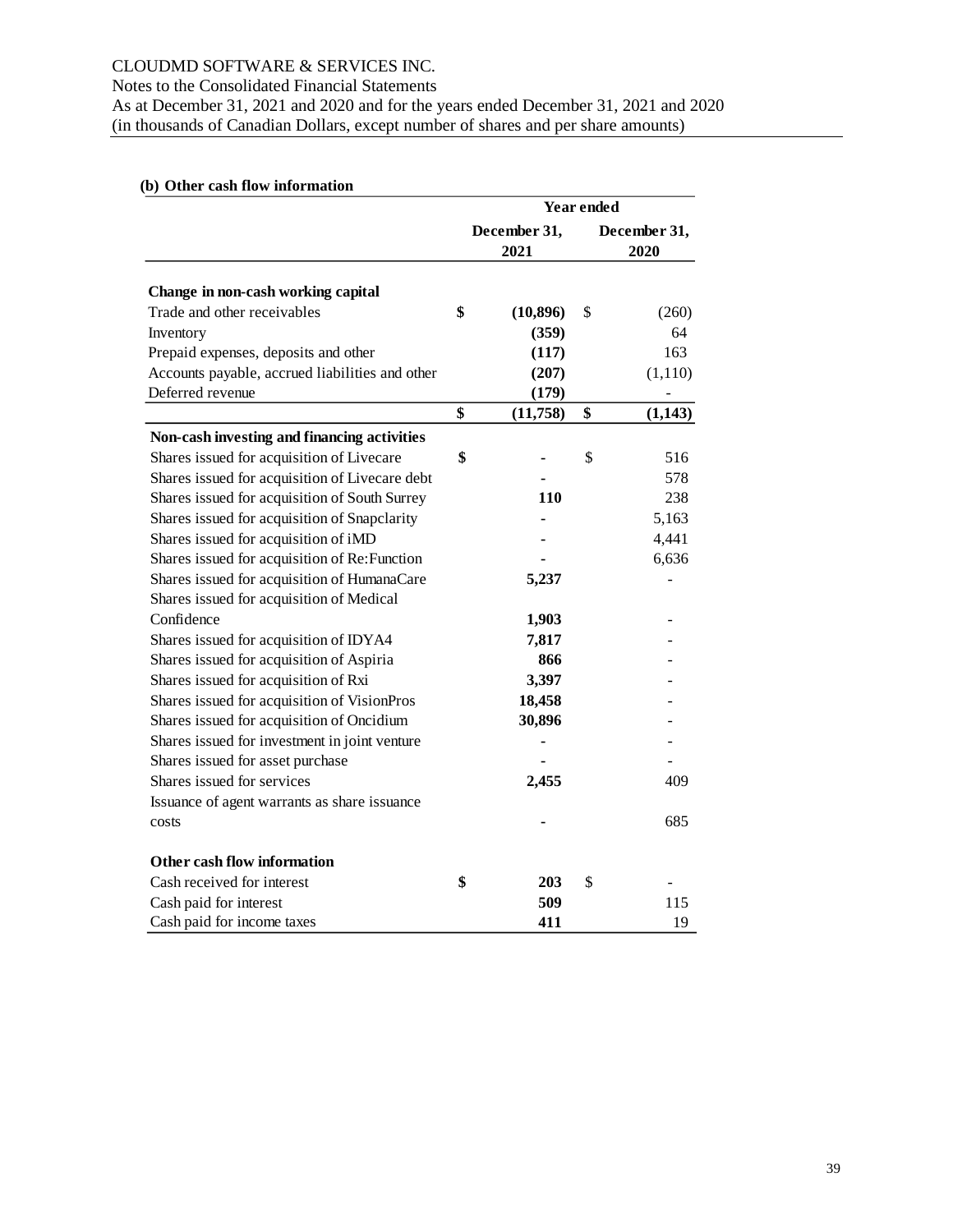### (b) Other cash flow information

| | Year ended December 31, 2021 | Year ended December 31, 2020 |
|---|---|---|
| **Change in non-cash working capital** | | |
| Trade and other receivables | **$ (10,896)** | $ (260) |
| Inventory | **(359)** | 64 |
| Prepaid expenses, deposits and other | **(117)** | 163 |
| Accounts payable, accrued liabilities and other | **(207)** | (1,110) |
| Deferred revenue | **(179)** | - |
| | **$ (11,758)** | **$ (1,143)** |
| **Non-cash investing and financing activities** | | |
| Shares issued for acquisition of Livecare | **$ -** | $ 516 |
| Shares issued for acquisition of Livecare debt | **-** | 578 |
| Shares issued for acquisition of South Surrey | **110** | 238 |
| Shares issued for acquisition of Snapclarity | **-** | 5,163 |
| Shares issued for acquisition of iMD | **-** | 4,441 |
| Shares issued for acquisition of Re:Function | **-** | 6,636 |
| Shares issued for acquisition of HumanaCare | **5,237** | - |
| Shares issued for acquisition of Medical Confidence | **1,903** | - |
| Shares issued for acquisition of IDYA4 | **7,817** | - |
| Shares issued for acquisition of Aspiria | **866** | - |
| Shares issued for acquisition of Rxi | **3,397** | - |
| Shares issued for acquisition of VisionPros | **18,458** | - |
| Shares issued for acquisition of Oncidium | **30,896** | - |
| Shares issued for investment in joint venture | **-** | - |
| Shares issued for asset purchase | **-** | - |
| Shares issued for services | **2,455** | 409 |
| Issuance of agent warrants as share issuance costs | **-** | 685 |
| **Other cash flow information** | | |
| Cash received for interest | **$ 203** | $ - |
| Cash paid for interest | **509** | 115 |
| Cash paid for income taxes | **411** | 19 |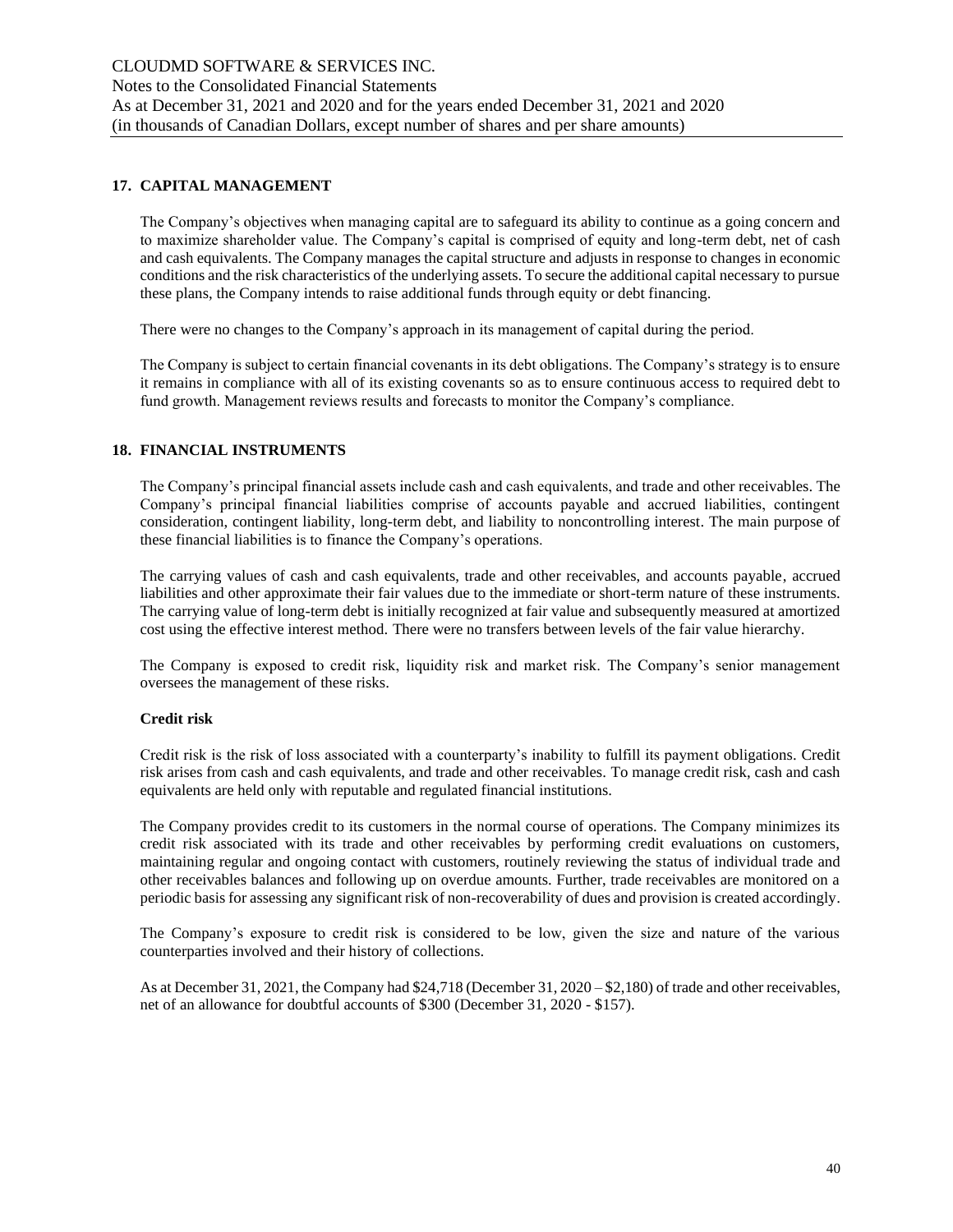## 17. CAPITAL MANAGEMENT

The Company's objectives when managing capital are to safeguard its ability to continue as a going concern and to maximize shareholder value. The Company's capital is comprised of equity and long-term debt, net of cash and cash equivalents. The Company manages the capital structure and adjusts in response to changes in economic conditions and the risk characteristics of the underlying assets. To secure the additional capital necessary to pursue these plans, the Company intends to raise additional funds through equity or debt financing.

There were no changes to the Company's approach in its management of capital during the period.

The Company is subject to certain financial covenants in its debt obligations. The Company's strategy is to ensure it remains in compliance with all of its existing covenants so as to ensure continuous access to required debt to fund growth. Management reviews results and forecasts to monitor the Company's compliance.

## 18. FINANCIAL INSTRUMENTS

The Company's principal financial assets include cash and cash equivalents, and trade and other receivables. The Company's principal financial liabilities comprise of accounts payable and accrued liabilities, contingent consideration, contingent liability, long-term debt, and liability to noncontrolling interest. The main purpose of these financial liabilities is to finance the Company's operations.

The carrying values of cash and cash equivalents, trade and other receivables, and accounts payable, accrued liabilities and other approximate their fair values due to the immediate or short-term nature of these instruments. The carrying value of long-term debt is initially recognized at fair value and subsequently measured at amortized cost using the effective interest method. There were no transfers between levels of the fair value hierarchy.

The Company is exposed to credit risk, liquidity risk and market risk. The Company's senior management oversees the management of these risks.

### Credit risk

Credit risk is the risk of loss associated with a counterparty's inability to fulfill its payment obligations. Credit risk arises from cash and cash equivalents, and trade and other receivables. To manage credit risk, cash and cash equivalents are held only with reputable and regulated financial institutions.

The Company provides credit to its customers in the normal course of operations. The Company minimizes its credit risk associated with its trade and other receivables by performing credit evaluations on customers, maintaining regular and ongoing contact with customers, routinely reviewing the status of individual trade and other receivables balances and following up on overdue amounts. Further, trade receivables are monitored on a periodic basis for assessing any significant risk of non-recoverability of dues and provision is created accordingly.

The Company's exposure to credit risk is considered to be low, given the size and nature of the various counterparties involved and their history of collections.

As at December 31, 2021, the Company had $24,718 (December 31, 2020 – $2,180) of trade and other receivables, net of an allowance for doubtful accounts of $300 (December 31, 2020 - $157).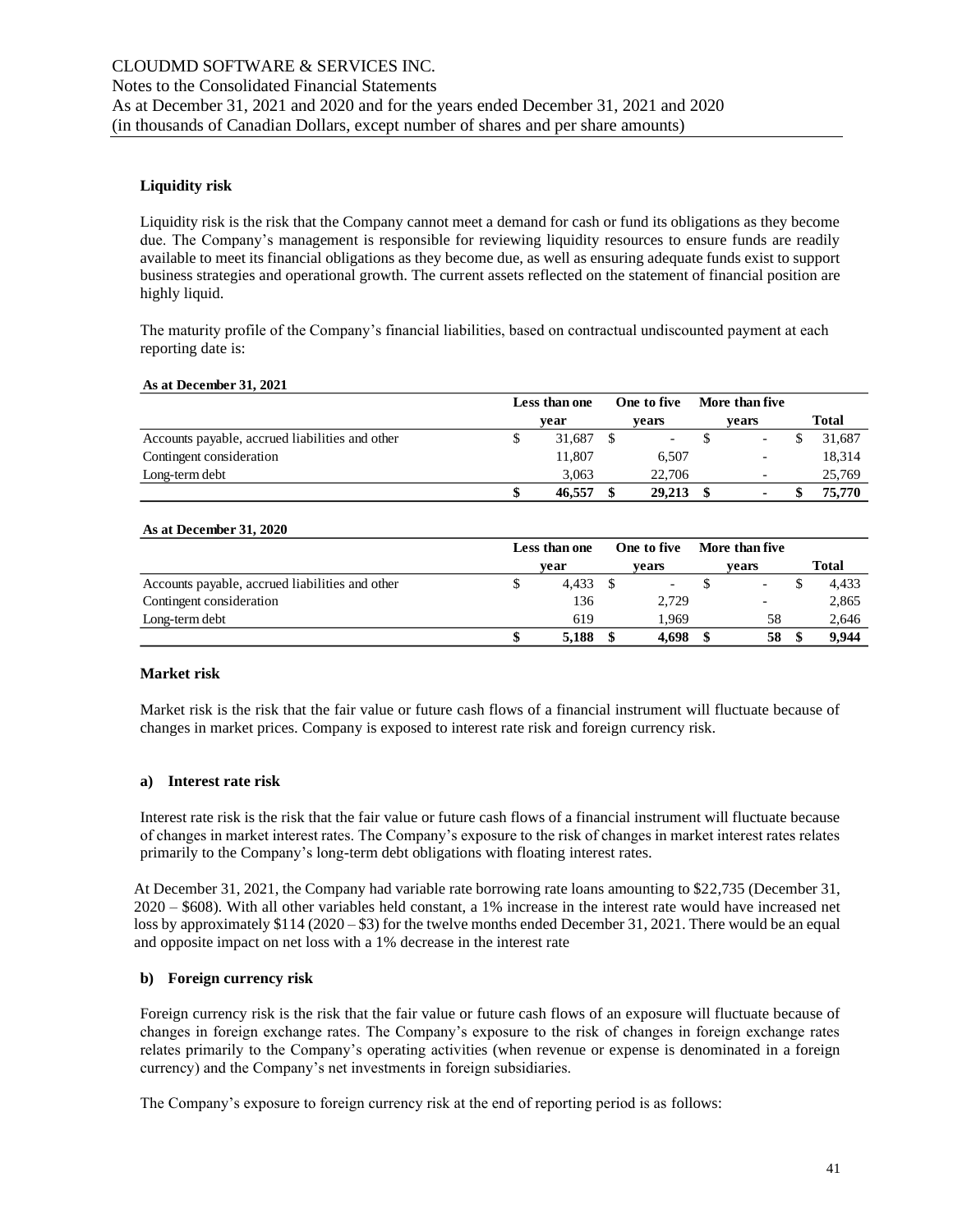### Liquidity risk

Liquidity risk is the risk that the Company cannot meet a demand for cash or fund its obligations as they become due. The Company's management is responsible for reviewing liquidity resources to ensure funds are readily available to meet its financial obligations as they become due, as well as ensuring adequate funds exist to support business strategies and operational growth. The current assets reflected on the statement of financial position are highly liquid.

The maturity profile of the Company's financial liabilities, based on contractual undiscounted payment at each reporting date is:

**As at December 31, 2021**

| | Less than one year | One to five years | More than five years | Total |
|---|---|---|---|---|
| Accounts payable, accrued liabilities and other | $ 31,687 | $ - | $ - | $ 31,687 |
| Contingent consideration | 11,807 | 6,507 | - | 18,314 |
| Long-term debt | 3,063 | 22,706 | - | 25,769 |
| | **$ 46,557** | **$ 29,213** | **$ -** | **$ 75,770** |

**As at December 31, 2020**

| | Less than one year | One to five years | More than five years | Total |
|---|---|---|---|---|
| Accounts payable, accrued liabilities and other | $ 4,433 | $ - | $ - | $ 4,433 |
| Contingent consideration | 136 | 2,729 | - | 2,865 |
| Long-term debt | 619 | 1,969 | 58 | 2,646 |
| | **$ 5,188** | **$ 4,698** | **$ 58** | **$ 9,944** |

### Market risk

Market risk is the risk that the fair value or future cash flows of a financial instrument will fluctuate because of changes in market prices. Company is exposed to interest rate risk and foreign currency risk.

#### a) Interest rate risk

Interest rate risk is the risk that the fair value or future cash flows of a financial instrument will fluctuate because of changes in market interest rates. The Company's exposure to the risk of changes in market interest rates relates primarily to the Company's long-term debt obligations with floating interest rates.

At December 31, 2021, the Company had variable rate borrowing rate loans amounting to $22,735 (December 31, 2020 – $608). With all other variables held constant, a 1% increase in the interest rate would have increased net loss by approximately $114 (2020 – $3) for the twelve months ended December 31, 2021. There would be an equal and opposite impact on net loss with a 1% decrease in the interest rate

#### b) Foreign currency risk

Foreign currency risk is the risk that the fair value or future cash flows of an exposure will fluctuate because of changes in foreign exchange rates. The Company's exposure to the risk of changes in foreign exchange rates relates primarily to the Company's operating activities (when revenue or expense is denominated in a foreign currency) and the Company's net investments in foreign subsidiaries.

The Company's exposure to foreign currency risk at the end of reporting period is as follows: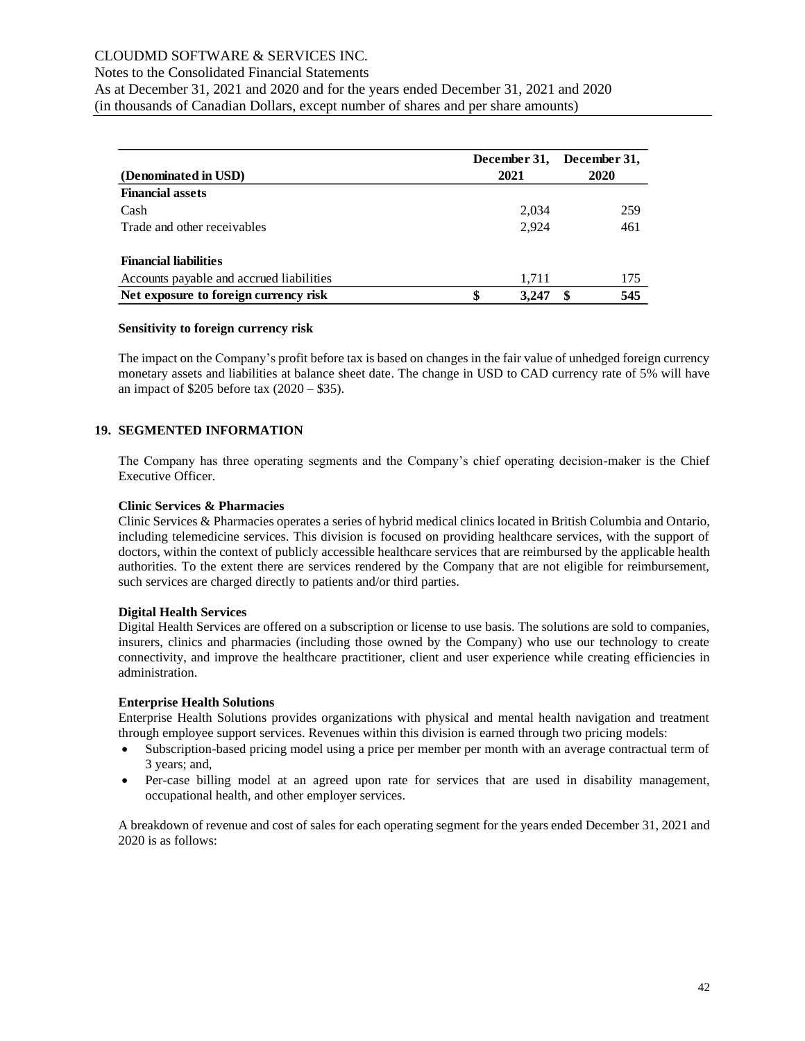| (Denominated in USD) | December 31, 2021 | December 31, 2020 |
|---|---|---|
| **Financial assets** | | |
| Cash | 2,034 | 259 |
| Trade and other receivables | 2,924 | 461 |
| | | |
| **Financial liabilities** | | |
| Accounts payable and accrued liabilities | 1,711 | 175 |
| **Net exposure to foreign currency risk** | **$ 3,247** | **$ 545** |

**Sensitivity to foreign currency risk**

The impact on the Company's profit before tax is based on changes in the fair value of unhedged foreign currency monetary assets and liabilities at balance sheet date. The change in USD to CAD currency rate of 5% will have an impact of $205 before tax (2020 – $35).

## 19. SEGMENTED INFORMATION

The Company has three operating segments and the Company's chief operating decision-maker is the Chief Executive Officer.

**Clinic Services & Pharmacies**

Clinic Services & Pharmacies operates a series of hybrid medical clinics located in British Columbia and Ontario, including telemedicine services. This division is focused on providing healthcare services, with the support of doctors, within the context of publicly accessible healthcare services that are reimbursed by the applicable health authorities. To the extent there are services rendered by the Company that are not eligible for reimbursement, such services are charged directly to patients and/or third parties.

**Digital Health Services**

Digital Health Services are offered on a subscription or license to use basis. The solutions are sold to companies, insurers, clinics and pharmacies (including those owned by the Company) who use our technology to create connectivity, and improve the healthcare practitioner, client and user experience while creating efficiencies in administration.

**Enterprise Health Solutions**

Enterprise Health Solutions provides organizations with physical and mental health navigation and treatment through employee support services. Revenues within this division is earned through two pricing models:

- Subscription-based pricing model using a price per member per month with an average contractual term of 3 years; and,
- Per-case billing model at an agreed upon rate for services that are used in disability management, occupational health, and other employer services.

A breakdown of revenue and cost of sales for each operating segment for the years ended December 31, 2021 and 2020 is as follows: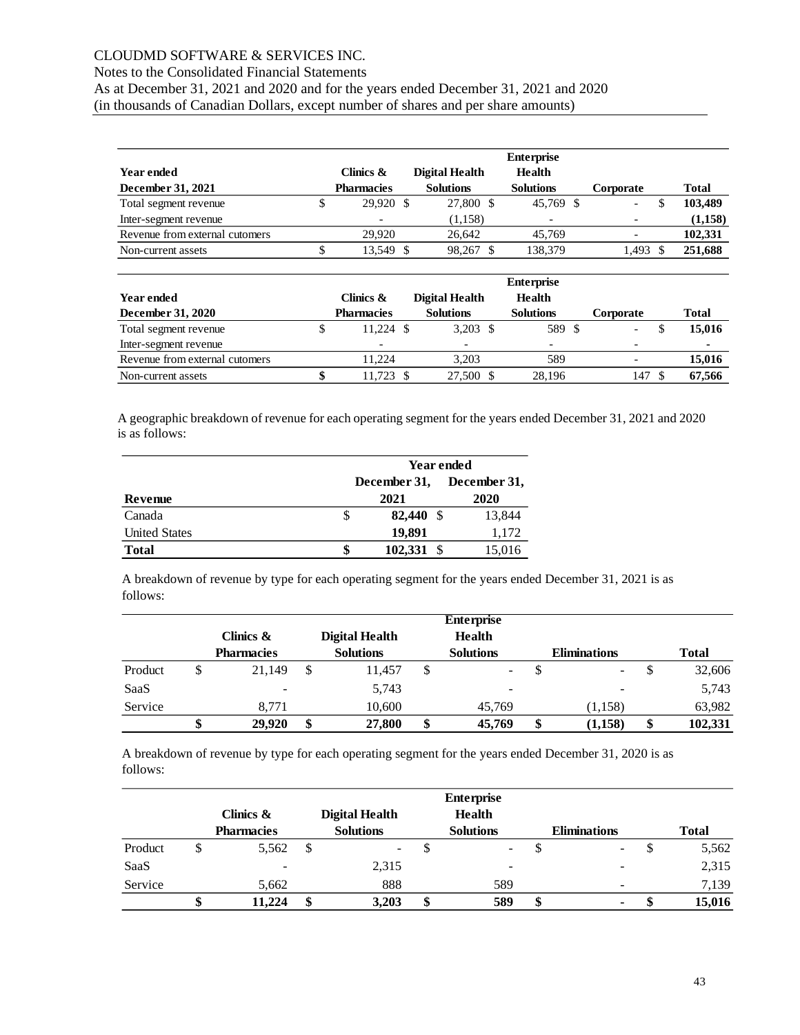| Year ended December 31, 2021 | Clinics & Pharmacies | Digital Health Solutions | Enterprise Health Solutions | Corporate | Total |
|---|---|---|---|---|---|
| Total segment revenue | $ 29,920 | $ 27,800 | $ 45,769 | $ - | $ 103,489 |
| Inter-segment revenue | - | (1,158) | - | - | (1,158) |
| Revenue from external cutomers | 29,920 | 26,642 | 45,769 | - | 102,331 |
| Non-current assets | $ 13,549 | $ 98,267 | $ 138,379 | 1,493 | $ 251,688 |

| Year ended December 31, 2020 | Clinics & Pharmacies | Digital Health Solutions | Enterprise Health Solutions | Corporate | Total |
|---|---|---|---|---|---|
| Total segment revenue | $ 11,224 | $ 3,203 | $ 589 | $ - | $ 15,016 |
| Inter-segment revenue | - | - | - | - | - |
| Revenue from external cutomers | 11,224 | 3,203 | 589 | - | 15,016 |
| Non-current assets | $ 11,723 | $ 27,500 | $ 28,196 | 147 | $ 67,566 |

A geographic breakdown of revenue for each operating segment for the years ended December 31, 2021 and 2020 is as follows:

| | Year ended | |
|---|---|---|
| **Revenue** | **December 31, 2021** | **December 31, 2020** |
| Canada | $ **82,440** | $ 13,844 |
| United States | **19,891** | 1,172 |
| **Total** | **$ 102,331** | $ 15,016 |

A breakdown of revenue by type for each operating segment for the years ended December 31, 2021 is as follows:

| | Clinics & Pharmacies | Digital Health Solutions | Enterprise Health Solutions | Eliminations | Total |
|---|---|---|---|---|---|
| Product | $ 21,149 | $ 11,457 | $ - | $ - | $ 32,606 |
| SaaS | - | 5,743 | - | - | 5,743 |
| Service | 8,771 | 10,600 | 45,769 | (1,158) | 63,982 |
| | **$ 29,920** | **$ 27,800** | **$ 45,769** | **$ (1,158)** | **$ 102,331** |

A breakdown of revenue by type for each operating segment for the years ended December 31, 2020 is as follows:

| | Clinics & Pharmacies | Digital Health Solutions | Enterprise Health Solutions | Eliminations | Total |
|---|---|---|---|---|---|
| Product | $ 5,562 | $ - | $ - | $ - | $ 5,562 |
| SaaS | - | 2,315 | - | - | 2,315 |
| Service | 5,662 | 888 | 589 | - | 7,139 |
| | **$ 11,224** | **$ 3,203** | **$ 589** | **$ -** | **$ 15,016** |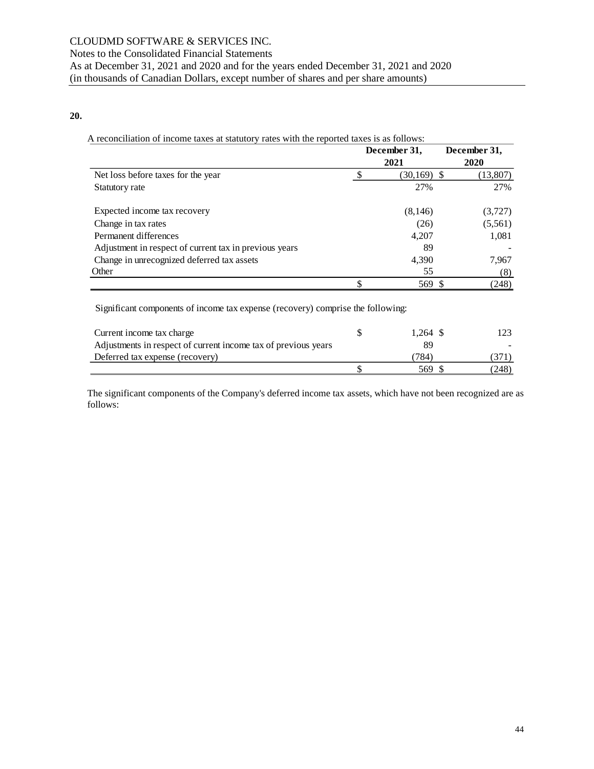**20.**

A reconciliation of income taxes at statutory rates with the reported taxes is as follows:

| | December 31, 2021 | December 31, 2020 |
|---|---|---|
| Net loss before taxes for the year | $ (30,169) | $ (13,807) |
| Statutory rate | 27% | 27% |
| | | |
| Expected income tax recovery | (8,146) | (3,727) |
| Change in tax rates | (26) | (5,561) |
| Permanent differences | 4,207 | 1,081 |
| Adjustment in respect of current tax in previous years | 89 | - |
| Change in unrecognized deferred tax assets | 4,390 | 7,967 |
| Other | 55 | (8) |
| | $ 569 | $ (248) |

Significant components of income tax expense (recovery) comprise the following:

| | 2021 | 2020 |
|---|---|---|
| Current income tax charge | $ 1,264 | $ 123 |
| Adjustments in respect of current income tax of previous years | 89 | - |
| Deferred tax expense (recovery) | (784) | (371) |
| | $ 569 | $ (248) |

The significant components of the Company's deferred income tax assets, which have not been recognized are as follows: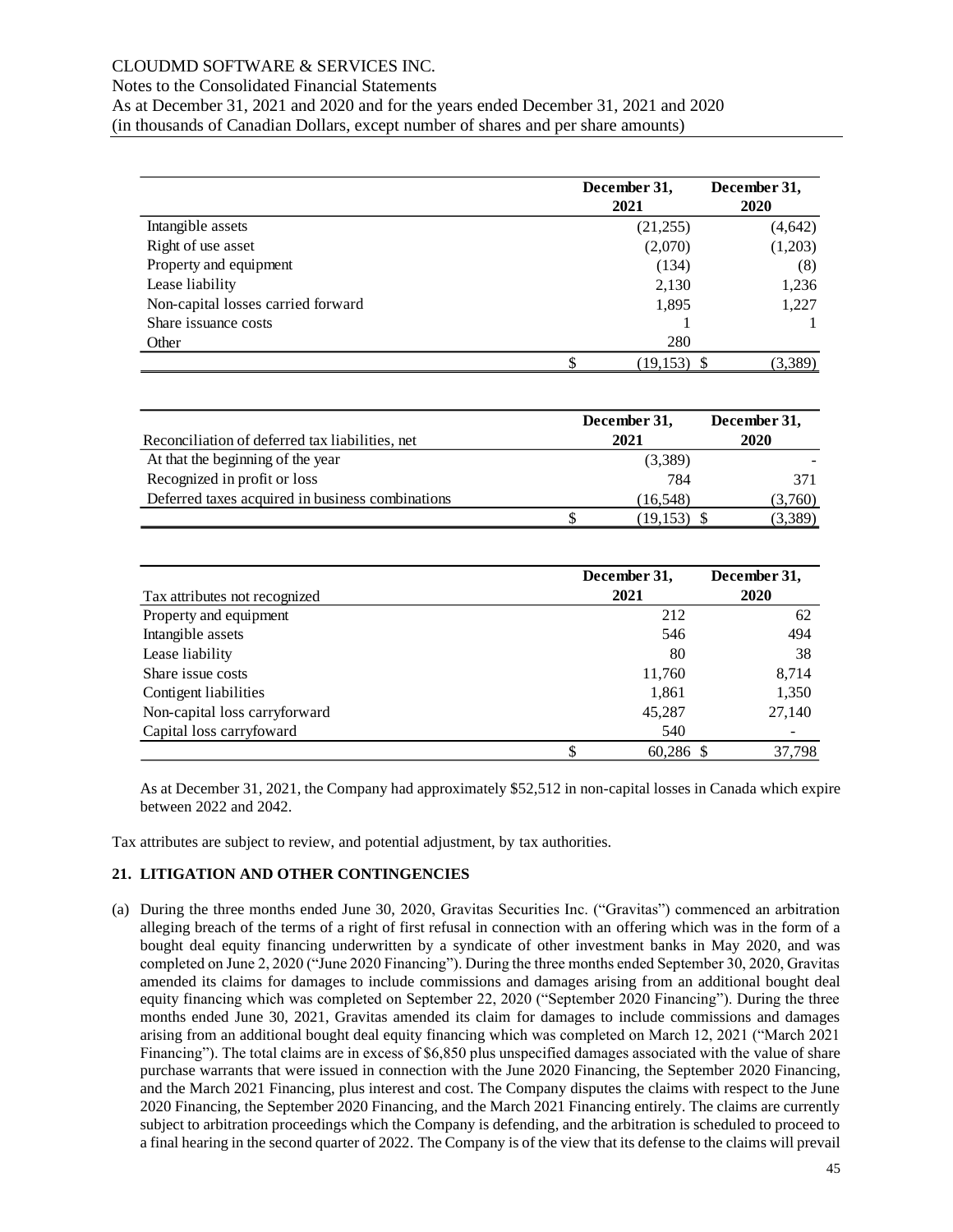| | December 31, 2021 | December 31, 2020 |
|---|---|---|
| Intangible assets | (21,255) | (4,642) |
| Right of use asset | (2,070) | (1,203) |
| Property and equipment | (134) | (8) |
| Lease liability | 2,130 | 1,236 |
| Non-capital losses carried forward | 1,895 | 1,227 |
| Share issuance costs | 1 | 1 |
| Other | 280 | |
| | $ (19,153) | $ (3,389) |

| Reconciliation of deferred tax liabilities, net | December 31, 2021 | December 31, 2020 |
|---|---|---|
| At that the beginning of the year | (3,389) | - |
| Recognized in profit or loss | 784 | 371 |
| Deferred taxes acquired in business combinations | (16,548) | (3,760) |
| | $ (19,153) | $ (3,389) |

| Tax attributes not recognized | December 31, 2021 | December 31, 2020 |
|---|---|---|
| Property and equipment | 212 | 62 |
| Intangible assets | 546 | 494 |
| Lease liability | 80 | 38 |
| Share issue costs | 11,760 | 8,714 |
| Contigent liabilities | 1,861 | 1,350 |
| Non-capital loss carryforward | 45,287 | 27,140 |
| Capital loss carryfoward | 540 | - |
| | $ 60,286 | $ 37,798 |

As at December 31, 2021, the Company had approximately $52,512 in non-capital losses in Canada which expire between 2022 and 2042.

Tax attributes are subject to review, and potential adjustment, by tax authorities.

## 21. LITIGATION AND OTHER CONTINGENCIES

(a) During the three months ended June 30, 2020, Gravitas Securities Inc. ("Gravitas") commenced an arbitration alleging breach of the terms of a right of first refusal in connection with an offering which was in the form of a bought deal equity financing underwritten by a syndicate of other investment banks in May 2020, and was completed on June 2, 2020 ("June 2020 Financing"). During the three months ended September 30, 2020, Gravitas amended its claims for damages to include commissions and damages arising from an additional bought deal equity financing which was completed on September 22, 2020 ("September 2020 Financing"). During the three months ended June 30, 2021, Gravitas amended its claim for damages to include commissions and damages arising from an additional bought deal equity financing which was completed on March 12, 2021 ("March 2021 Financing"). The total claims are in excess of $6,850 plus unspecified damages associated with the value of share purchase warrants that were issued in connection with the June 2020 Financing, the September 2020 Financing, and the March 2021 Financing, plus interest and cost. The Company disputes the claims with respect to the June 2020 Financing, the September 2020 Financing, and the March 2021 Financing entirely. The claims are currently subject to arbitration proceedings which the Company is defending, and the arbitration is scheduled to proceed to a final hearing in the second quarter of 2022. The Company is of the view that its defense to the claims will prevail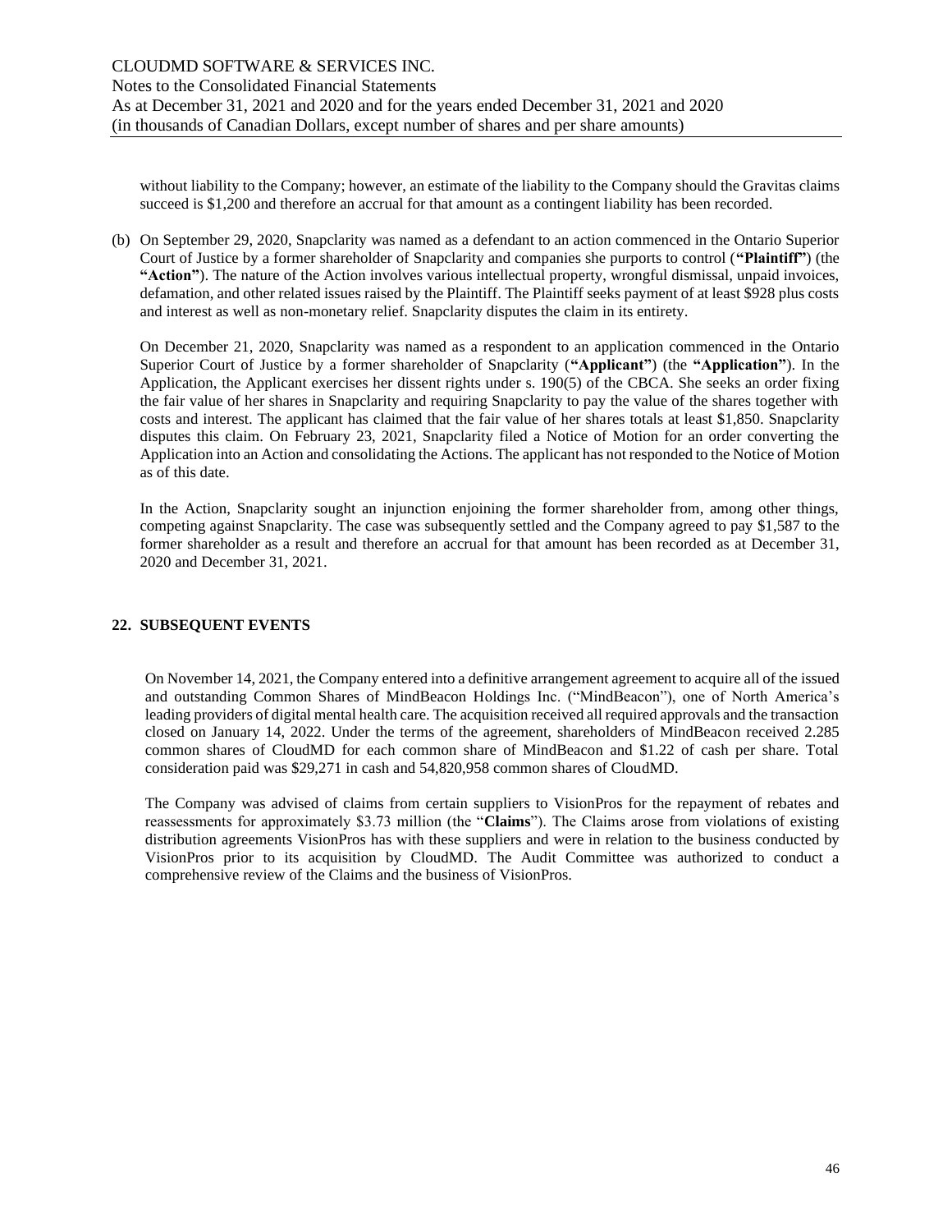without liability to the Company; however, an estimate of the liability to the Company should the Gravitas claims succeed is $1,200 and therefore an accrual for that amount as a contingent liability has been recorded.

(b) On September 29, 2020, Snapclarity was named as a defendant to an action commenced in the Ontario Superior Court of Justice by a former shareholder of Snapclarity and companies she purports to control (**"Plaintiff"**) (the **"Action"**). The nature of the Action involves various intellectual property, wrongful dismissal, unpaid invoices, defamation, and other related issues raised by the Plaintiff. The Plaintiff seeks payment of at least $928 plus costs and interest as well as non-monetary relief. Snapclarity disputes the claim in its entirety.

On December 21, 2020, Snapclarity was named as a respondent to an application commenced in the Ontario Superior Court of Justice by a former shareholder of Snapclarity (**"Applicant"**) (the **"Application"**). In the Application, the Applicant exercises her dissent rights under s. 190(5) of the CBCA. She seeks an order fixing the fair value of her shares in Snapclarity and requiring Snapclarity to pay the value of the shares together with costs and interest. The applicant has claimed that the fair value of her shares totals at least $1,850. Snapclarity disputes this claim. On February 23, 2021, Snapclarity filed a Notice of Motion for an order converting the Application into an Action and consolidating the Actions. The applicant has not responded to the Notice of Motion as of this date.

In the Action, Snapclarity sought an injunction enjoining the former shareholder from, among other things, competing against Snapclarity. The case was subsequently settled and the Company agreed to pay $1,587 to the former shareholder as a result and therefore an accrual for that amount has been recorded as at December 31, 2020 and December 31, 2021.

## 22. SUBSEQUENT EVENTS

On November 14, 2021, the Company entered into a definitive arrangement agreement to acquire all of the issued and outstanding Common Shares of MindBeacon Holdings Inc. ("MindBeacon"), one of North America's leading providers of digital mental health care. The acquisition received all required approvals and the transaction closed on January 14, 2022. Under the terms of the agreement, shareholders of MindBeacon received 2.285 common shares of CloudMD for each common share of MindBeacon and $1.22 of cash per share. Total consideration paid was $29,271 in cash and 54,820,958 common shares of CloudMD.

The Company was advised of claims from certain suppliers to VisionPros for the repayment of rebates and reassessments for approximately $3.73 million (the "**Claims**"). The Claims arose from violations of existing distribution agreements VisionPros has with these suppliers and were in relation to the business conducted by VisionPros prior to its acquisition by CloudMD. The Audit Committee was authorized to conduct a comprehensive review of the Claims and the business of VisionPros.